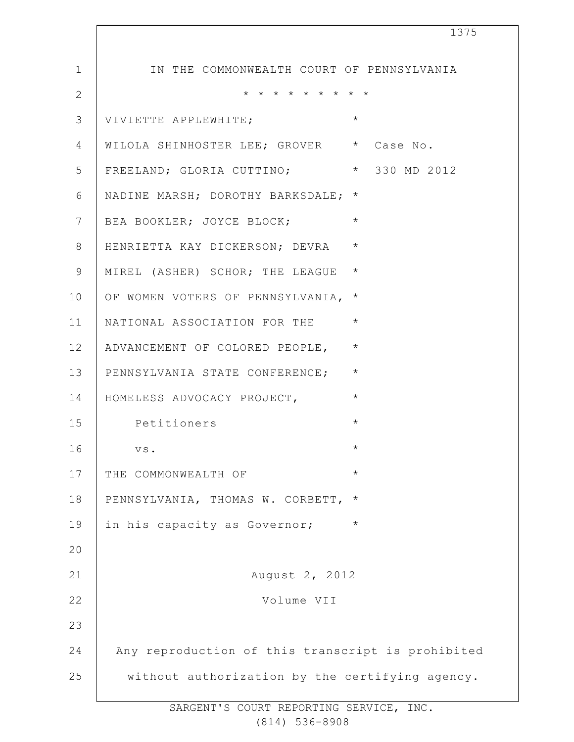IN THE COMMONWEALTH COURT OF PENNSYLVANIA

* * * * * * * * * *

VIVIETTE APPLEWHITE; WILOLA SHINHOSTER LEE; GROVER FREELAND; GLORIA CUTTINO; NADINE MARSH; DOROTHY BARKSDALE; BEA BOOKLER; JOYCE BLOCK; HENRIETTA KAY DICKERSON; DEVRA MIREL (ASHER) SCHOR; THE LEAGUE OF WOMEN VOTERS OF PENNSYLVANIA, NATIONAL ASSOCIATION FOR THE ADVANCEMENT OF COLORED PEOPLE, PENNSYLVANIA STATE CONFERENCE; HOMELESS ADVOCACY PROJECT,

Petitioners

vs.

THE COMMONWEALTH OF PENNSYLVANIA, THOMAS W. CORBETT, in his capacity as Governor;

Case No. 330 MD 2012

August 2, 2012

Volume VII

Any reproduction of this transcript is prohibited without authorization by the certifying agency.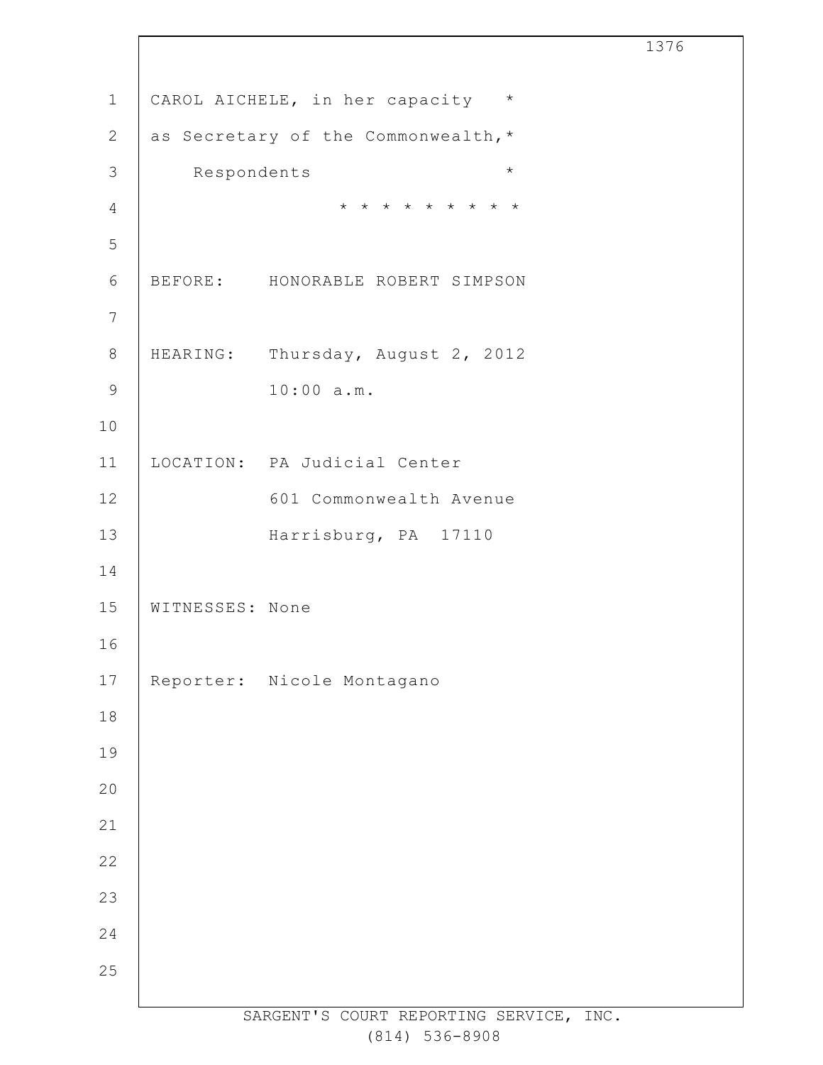CAROL AICHELE, in her capacity *
as Secretary of the Commonwealth,*
Respondents *

* * * * * * * * *

BEFORE: HONORABLE ROBERT SIMPSON

HEARING: Thursday, August 2, 2012
10:00 a.m.

LOCATION: PA Judicial Center
601 Commonwealth Avenue
Harrisburg, PA 17110

WITNESSES: None

Reporter: Nicole Montagano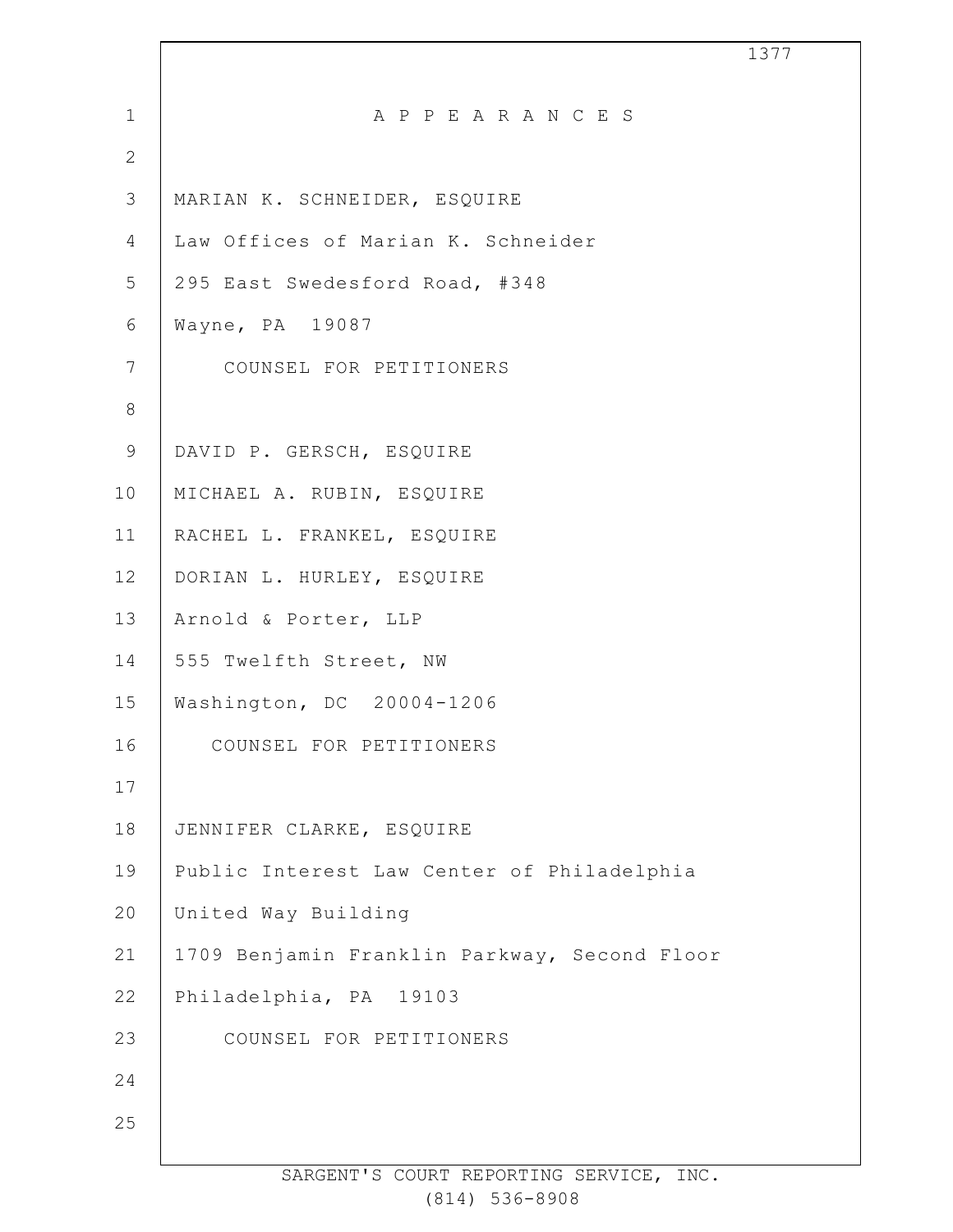# A P P E A R A N C E S

MARIAN K. SCHNEIDER, ESQUIRE
Law Offices of Marian K. Schneider
295 East Swedesford Road, #348
Wayne, PA 19087
COUNSEL FOR PETITIONERS

DAVID P. GERSCH, ESQUIRE
MICHAEL A. RUBIN, ESQUIRE
RACHEL L. FRANKEL, ESQUIRE
DORIAN L. HURLEY, ESQUIRE
Arnold & Porter, LLP
555 Twelfth Street, NW
Washington, DC 20004-1206
COUNSEL FOR PETITIONERS

JENNIFER CLARKE, ESQUIRE
Public Interest Law Center of Philadelphia
United Way Building
1709 Benjamin Franklin Parkway, Second Floor
Philadelphia, PA 19103
COUNSEL FOR PETITIONERS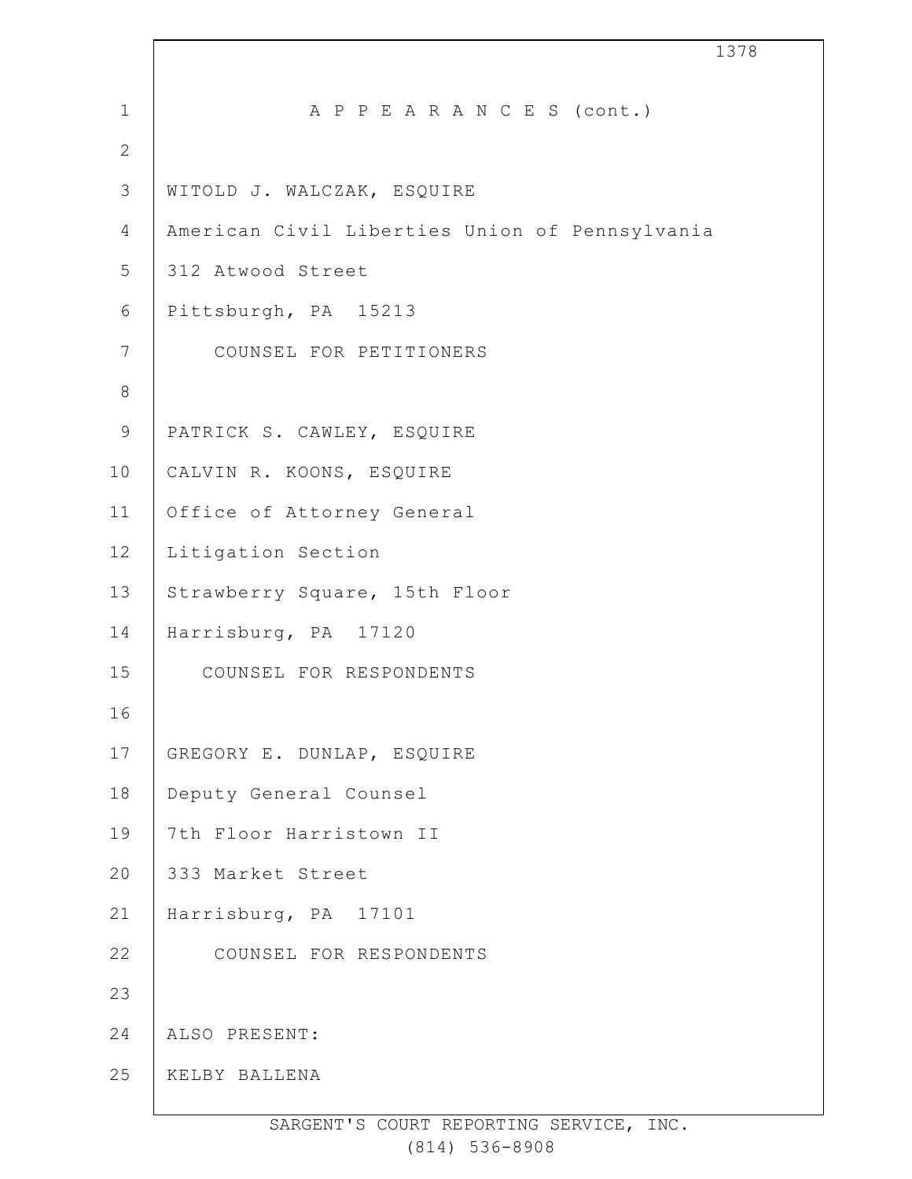# A P P E A R A N C E S (cont.)

WITOLD J. WALCZAK, ESQUIRE
American Civil Liberties Union of Pennsylvania
312 Atwood Street
Pittsburgh, PA 15213
COUNSEL FOR PETITIONERS

PATRICK S. CAWLEY, ESQUIRE
CALVIN R. KOONS, ESQUIRE
Office of Attorney General
Litigation Section
Strawberry Square, 15th Floor
Harrisburg, PA 17120
COUNSEL FOR RESPONDENTS

GREGORY E. DUNLAP, ESQUIRE
Deputy General Counsel
7th Floor Harristown II
333 Market Street
Harrisburg, PA 17101
COUNSEL FOR RESPONDENTS

ALSO PRESENT:
KELBY BALLENA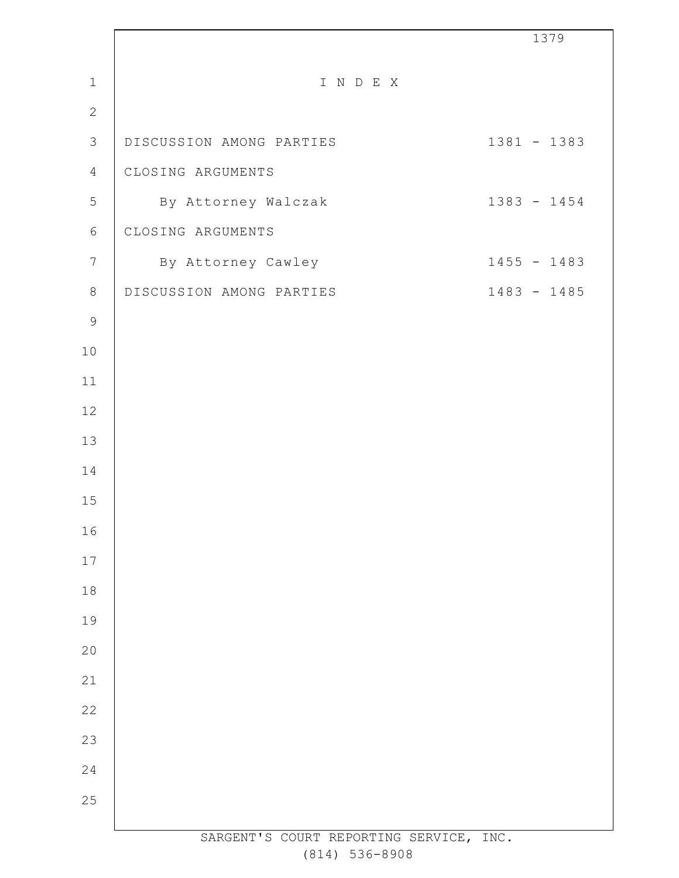# I N D E X

| | |
|---|---|
| DISCUSSION AMONG PARTIES | 1381 - 1383 |
| CLOSING ARGUMENTS | |
| By Attorney Walczak | 1383 - 1454 |
| CLOSING ARGUMENTS | |
| By Attorney Cawley | 1455 - 1483 |
| DISCUSSION AMONG PARTIES | 1483 - 1485 |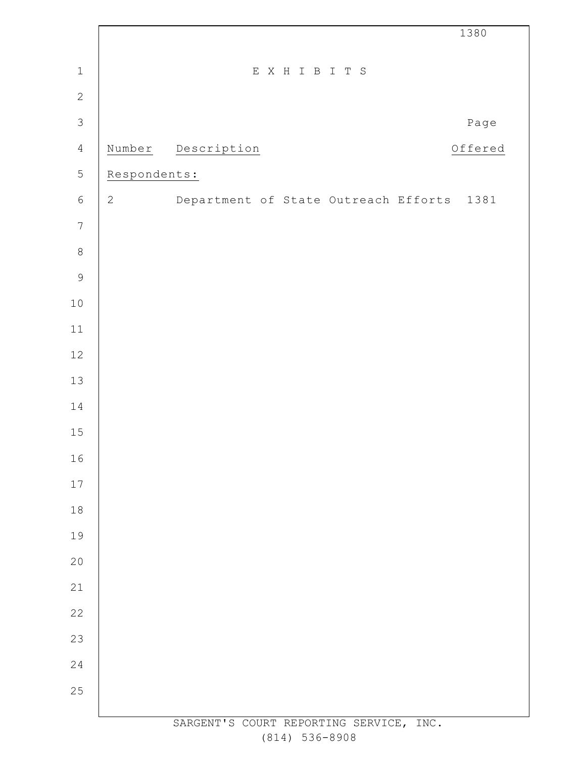E X H I B I T S

| Number | Description | Page Offered |
|---|---|---|
| Respondents: | | |
| 2 | Department of State Outreach Efforts | 1381 |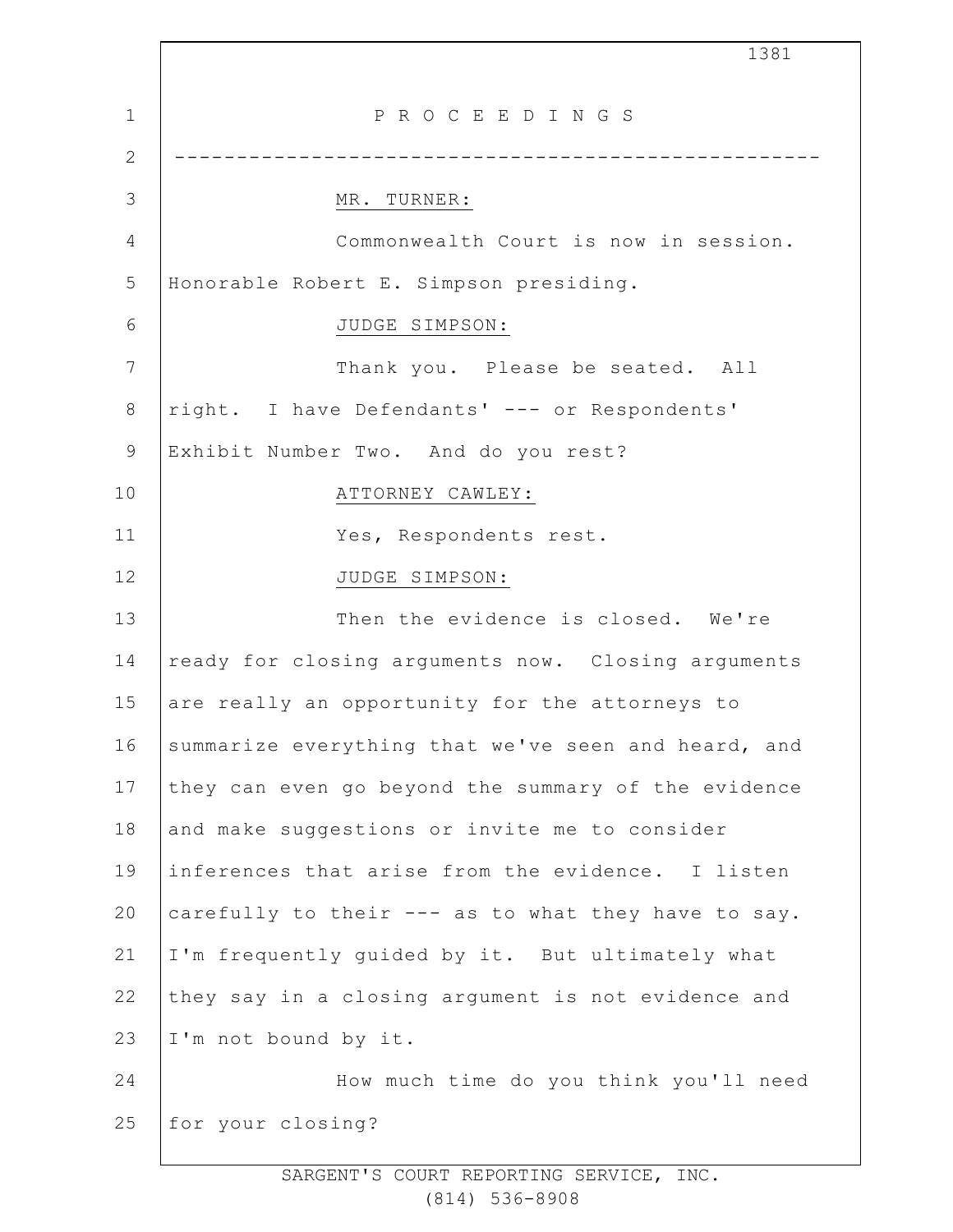P R O C E E D I N G S

---

MR. TURNER:

Commonwealth Court is now in session. Honorable Robert E. Simpson presiding.

JUDGE SIMPSON:

Thank you. Please be seated. All right. I have Defendants' --- or Respondents' Exhibit Number Two. And do you rest?

ATTORNEY CAWLEY:

Yes, Respondents rest.

JUDGE SIMPSON:

Then the evidence is closed. We're ready for closing arguments now. Closing arguments are really an opportunity for the attorneys to summarize everything that we've seen and heard, and they can even go beyond the summary of the evidence and make suggestions or invite me to consider inferences that arise from the evidence. I listen carefully to their --- as to what they have to say. I'm frequently guided by it. But ultimately what they say in a closing argument is not evidence and I'm not bound by it.

How much time do you think you'll need for your closing?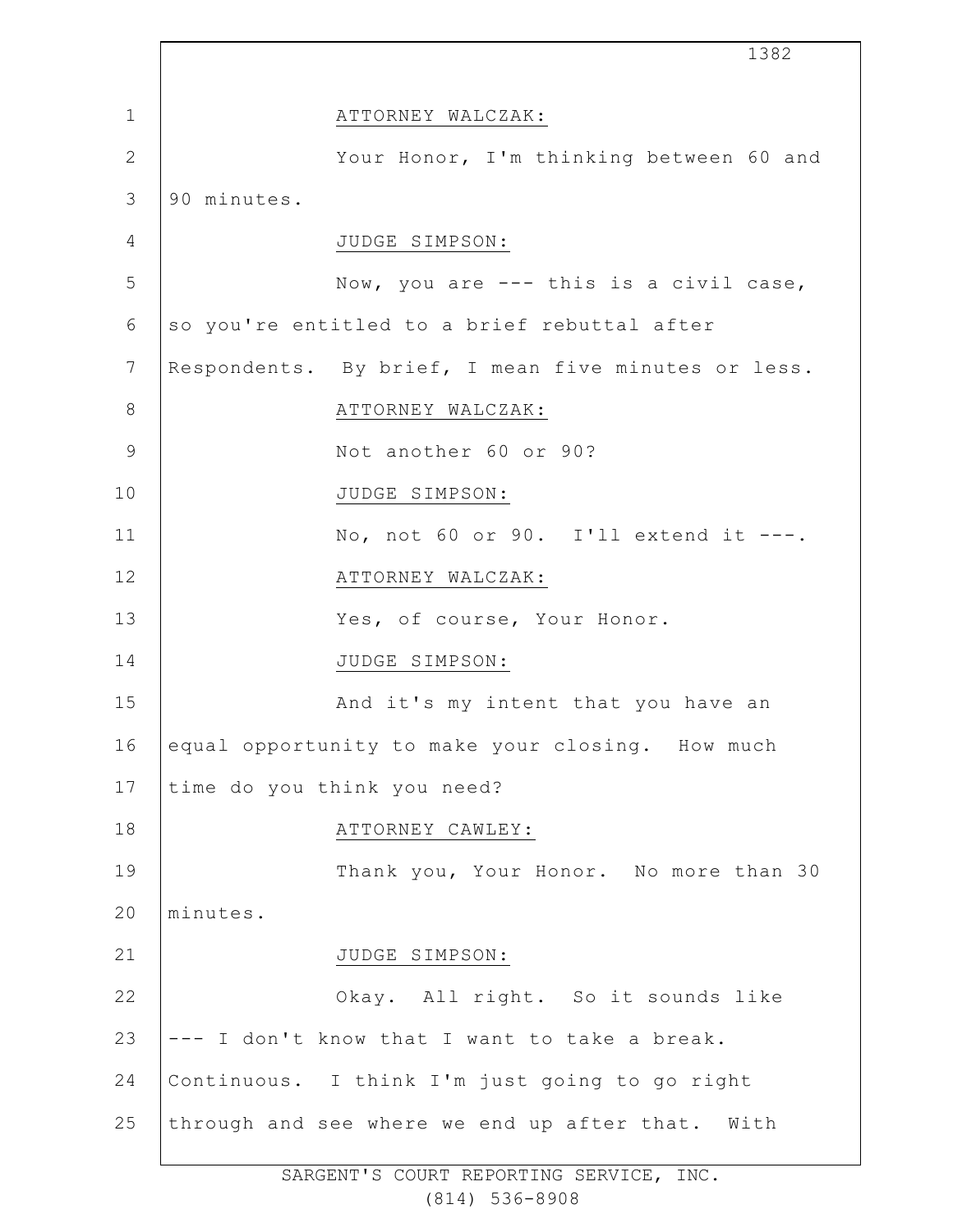ATTORNEY WALCZAK:

Your Honor, I'm thinking between 60 and 90 minutes.

JUDGE SIMPSON:

Now, you are --- this is a civil case, so you're entitled to a brief rebuttal after Respondents. By brief, I mean five minutes or less.

ATTORNEY WALCZAK:

Not another 60 or 90?

JUDGE SIMPSON:

No, not 60 or 90. I'll extend it ---.

ATTORNEY WALCZAK:

Yes, of course, Your Honor.

JUDGE SIMPSON:

And it's my intent that you have an equal opportunity to make your closing. How much time do you think you need?

ATTORNEY CAWLEY:

Thank you, Your Honor. No more than 30 minutes.

JUDGE SIMPSON:

Okay. All right. So it sounds like --- I don't know that I want to take a break. Continuous. I think I'm just going to go right through and see where we end up after that. With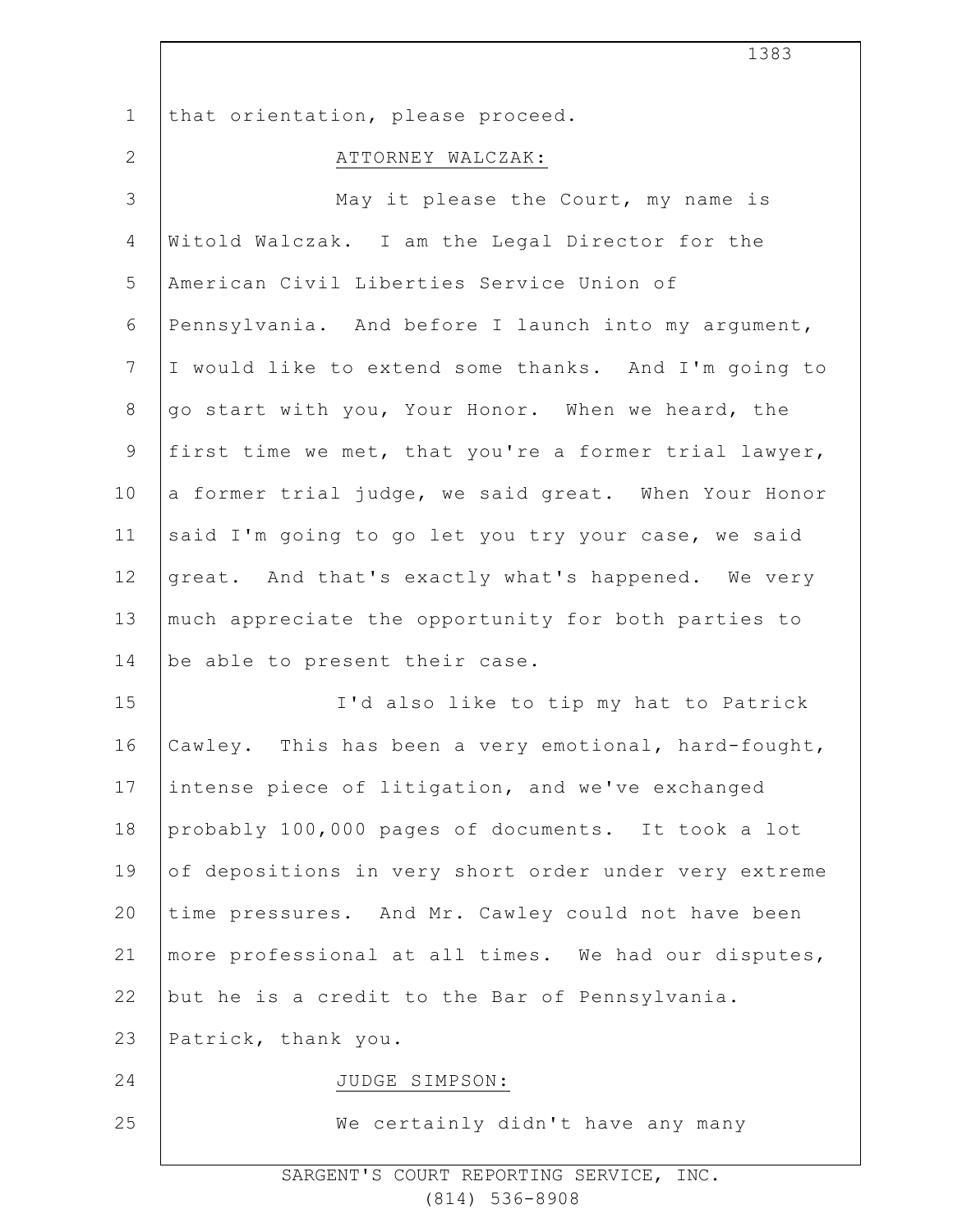that orientation, please proceed.

ATTORNEY WALCZAK:

May it please the Court, my name is Witold Walczak. I am the Legal Director for the American Civil Liberties Service Union of Pennsylvania. And before I launch into my argument, I would like to extend some thanks. And I'm going to go start with you, Your Honor. When we heard, the first time we met, that you're a former trial lawyer, a former trial judge, we said great. When Your Honor said I'm going to go let you try your case, we said great. And that's exactly what's happened. We very much appreciate the opportunity for both parties to be able to present their case.

I'd also like to tip my hat to Patrick Cawley. This has been a very emotional, hard-fought, intense piece of litigation, and we've exchanged probably 100,000 pages of documents. It took a lot of depositions in very short order under very extreme time pressures. And Mr. Cawley could not have been more professional at all times. We had our disputes, but he is a credit to the Bar of Pennsylvania. Patrick, thank you.

JUDGE SIMPSON:

We certainly didn't have any many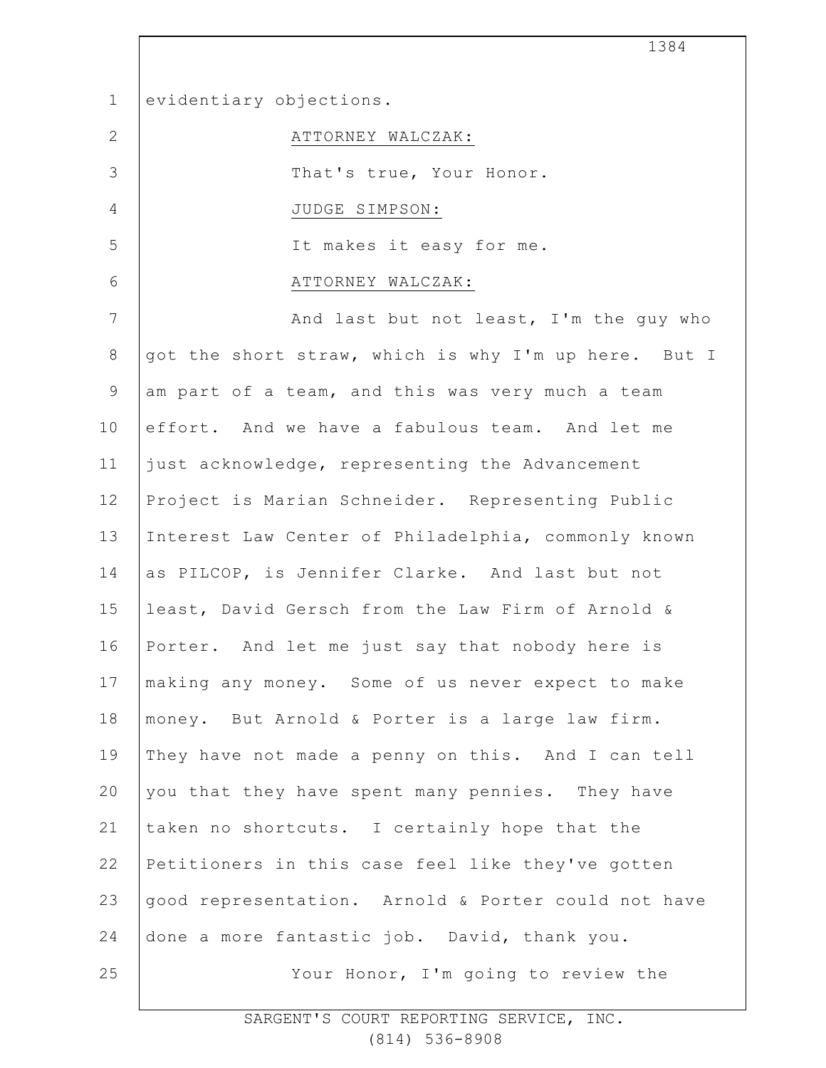evidentiary objections.

ATTORNEY WALCZAK:

That's true, Your Honor.

JUDGE SIMPSON:

It makes it easy for me.

ATTORNEY WALCZAK:

And last but not least, I'm the guy who got the short straw, which is why I'm up here. But I am part of a team, and this was very much a team effort. And we have a fabulous team. And let me just acknowledge, representing the Advancement Project is Marian Schneider. Representing Public Interest Law Center of Philadelphia, commonly known as PILCOP, is Jennifer Clarke. And last but not least, David Gersch from the Law Firm of Arnold & Porter. And let me just say that nobody here is making any money. Some of us never expect to make money. But Arnold & Porter is a large law firm. They have not made a penny on this. And I can tell you that they have spent many pennies. They have taken no shortcuts. I certainly hope that the Petitioners in this case feel like they've gotten good representation. Arnold & Porter could not have done a more fantastic job. David, thank you.

Your Honor, I'm going to review the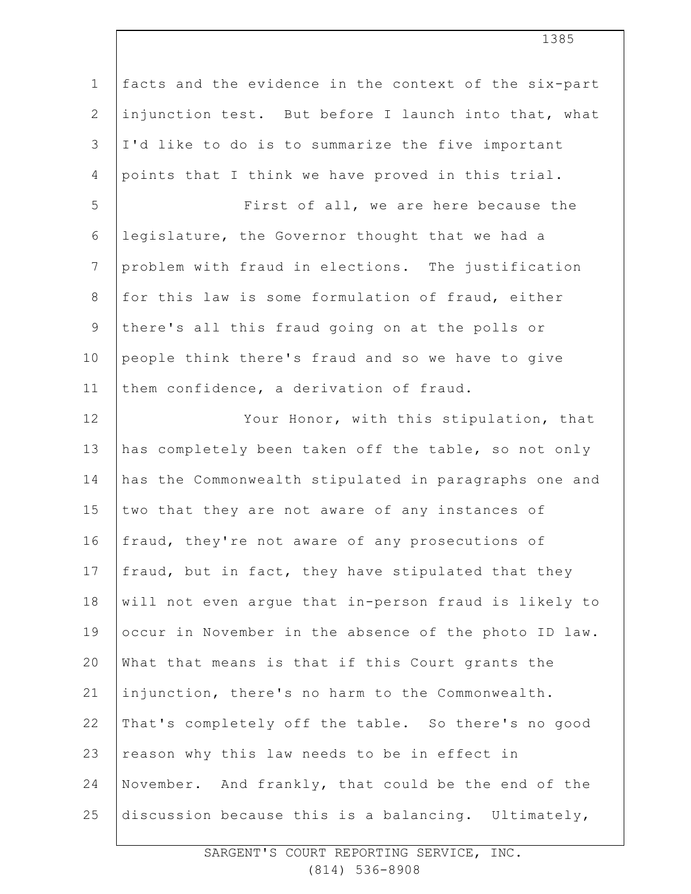facts and the evidence in the context of the six-part injunction test. But before I launch into that, what I'd like to do is to summarize the five important points that I think we have proved in this trial.

First of all, we are here because the legislature, the Governor thought that we had a problem with fraud in elections. The justification for this law is some formulation of fraud, either there's all this fraud going on at the polls or people think there's fraud and so we have to give them confidence, a derivation of fraud.

Your Honor, with this stipulation, that has completely been taken off the table, so not only has the Commonwealth stipulated in paragraphs one and two that they are not aware of any instances of fraud, they're not aware of any prosecutions of fraud, but in fact, they have stipulated that they will not even argue that in-person fraud is likely to occur in November in the absence of the photo ID law. What that means is that if this Court grants the injunction, there's no harm to the Commonwealth. That's completely off the table. So there's no good reason why this law needs to be in effect in November. And frankly, that could be the end of the discussion because this is a balancing. Ultimately,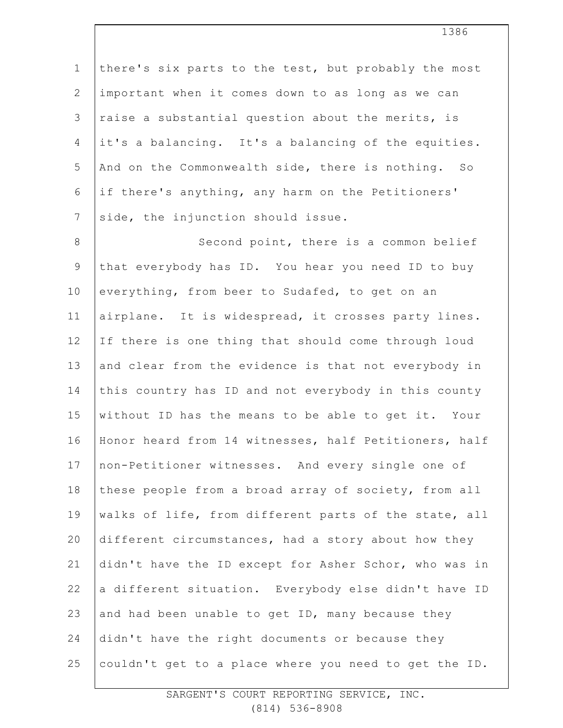there's six parts to the test, but probably the most important when it comes down to as long as we can raise a substantial question about the merits, is it's a balancing. It's a balancing of the equities. And on the Commonwealth side, there is nothing. So if there's anything, any harm on the Petitioners' side, the injunction should issue.

Second point, there is a common belief that everybody has ID. You hear you need ID to buy everything, from beer to Sudafed, to get on an airplane. It is widespread, it crosses party lines. If there is one thing that should come through loud and clear from the evidence is that not everybody in this country has ID and not everybody in this county without ID has the means to be able to get it. Your Honor heard from 14 witnesses, half Petitioners, half non-Petitioner witnesses. And every single one of these people from a broad array of society, from all walks of life, from different parts of the state, all different circumstances, had a story about how they didn't have the ID except for Asher Schor, who was in a different situation. Everybody else didn't have ID and had been unable to get ID, many because they didn't have the right documents or because they couldn't get to a place where you need to get the ID.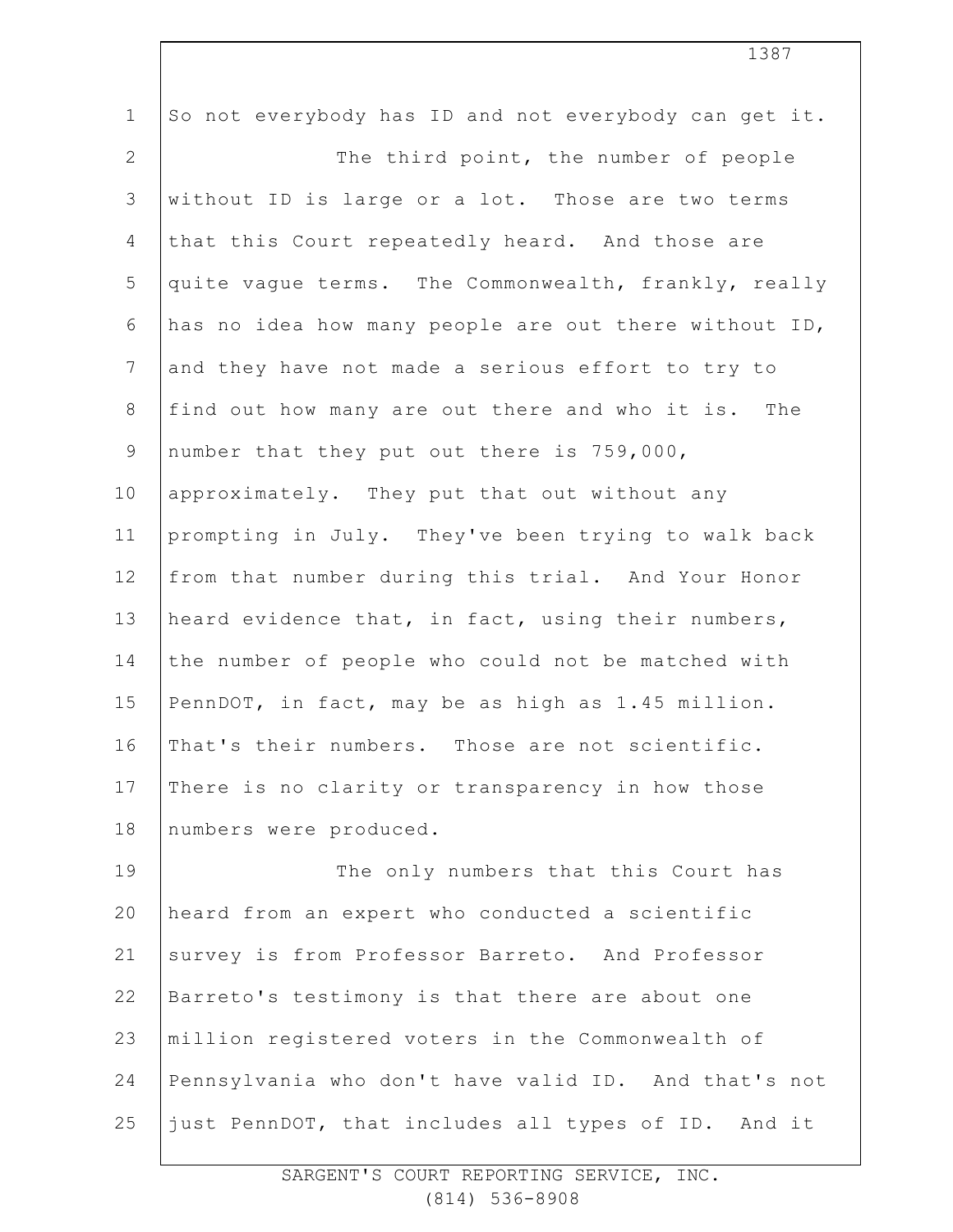So not everybody has ID and not everybody can get it.

The third point, the number of people without ID is large or a lot. Those are two terms that this Court repeatedly heard. And those are quite vague terms. The Commonwealth, frankly, really has no idea how many people are out there without ID, and they have not made a serious effort to try to find out how many are out there and who it is. The number that they put out there is 759,000, approximately. They put that out without any prompting in July. They've been trying to walk back from that number during this trial. And Your Honor heard evidence that, in fact, using their numbers, the number of people who could not be matched with PennDOT, in fact, may be as high as 1.45 million. That's their numbers. Those are not scientific. There is no clarity or transparency in how those numbers were produced.

The only numbers that this Court has heard from an expert who conducted a scientific survey is from Professor Barreto. And Professor Barreto's testimony is that there are about one million registered voters in the Commonwealth of Pennsylvania who don't have valid ID. And that's not just PennDOT, that includes all types of ID. And it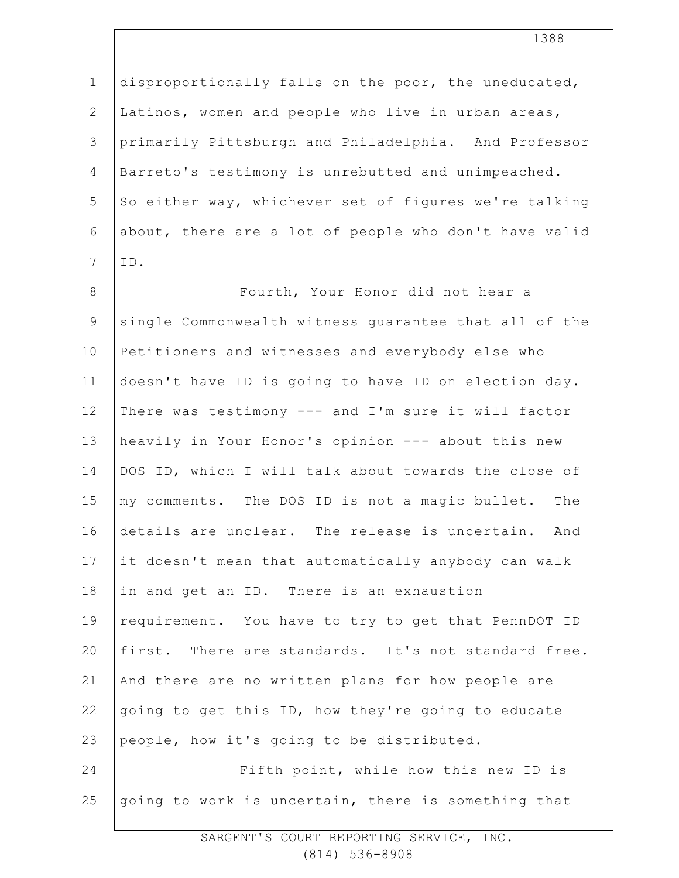disproportionally falls on the poor, the uneducated, Latinos, women and people who live in urban areas, primarily Pittsburgh and Philadelphia. And Professor Barreto's testimony is unrebutted and unimpeached. So either way, whichever set of figures we're talking about, there are a lot of people who don't have valid ID.

Fourth, Your Honor did not hear a single Commonwealth witness guarantee that all of the Petitioners and witnesses and everybody else who doesn't have ID is going to have ID on election day. There was testimony --- and I'm sure it will factor heavily in Your Honor's opinion --- about this new DOS ID, which I will talk about towards the close of my comments. The DOS ID is not a magic bullet. The details are unclear. The release is uncertain. And it doesn't mean that automatically anybody can walk in and get an ID. There is an exhaustion requirement. You have to try to get that PennDOT ID first. There are standards. It's not standard free. And there are no written plans for how people are going to get this ID, how they're going to educate people, how it's going to be distributed.

Fifth point, while how this new ID is going to work is uncertain, there is something that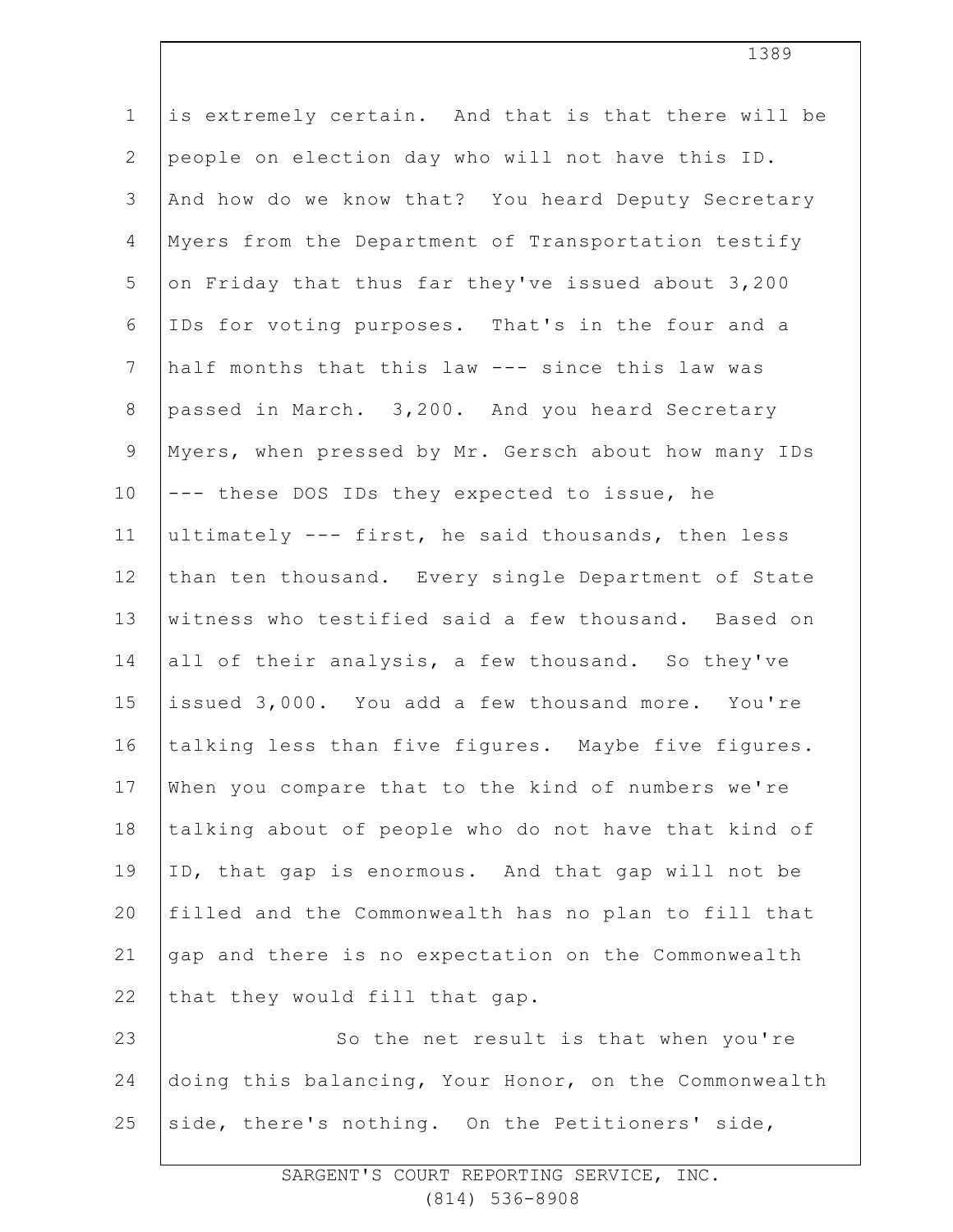is extremely certain. And that is that there will be people on election day who will not have this ID. And how do we know that? You heard Deputy Secretary Myers from the Department of Transportation testify on Friday that thus far they've issued about 3,200 IDs for voting purposes. That's in the four and a half months that this law --- since this law was passed in March. 3,200. And you heard Secretary Myers, when pressed by Mr. Gersch about how many IDs --- these DOS IDs they expected to issue, he ultimately --- first, he said thousands, then less than ten thousand. Every single Department of State witness who testified said a few thousand. Based on all of their analysis, a few thousand. So they've issued 3,000. You add a few thousand more. You're talking less than five figures. Maybe five figures. When you compare that to the kind of numbers we're talking about of people who do not have that kind of ID, that gap is enormous. And that gap will not be filled and the Commonwealth has no plan to fill that gap and there is no expectation on the Commonwealth that they would fill that gap.

So the net result is that when you're doing this balancing, Your Honor, on the Commonwealth side, there's nothing. On the Petitioners' side,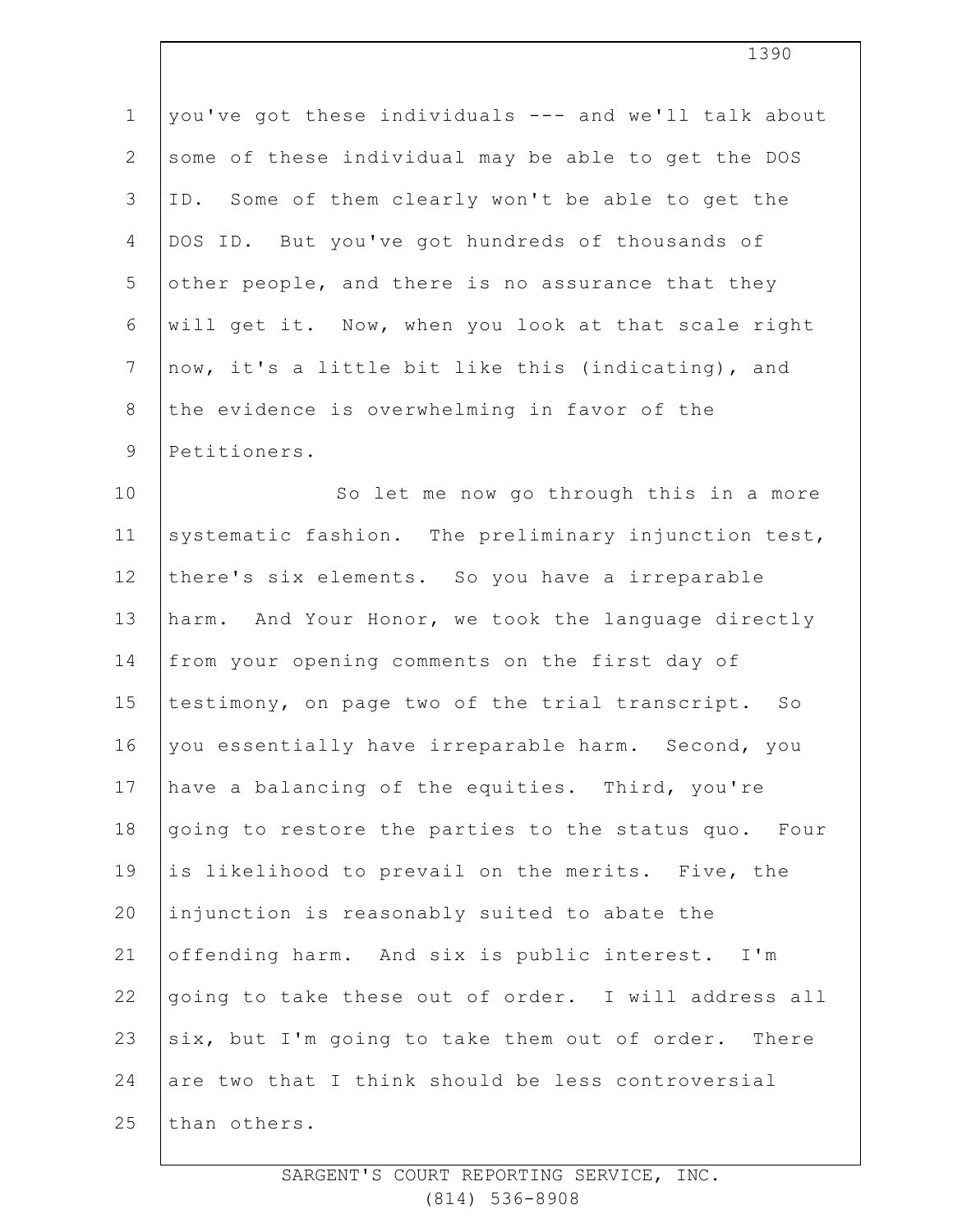you've got these individuals --- and we'll talk about some of these individual may be able to get the DOS ID. Some of them clearly won't be able to get the DOS ID. But you've got hundreds of thousands of other people, and there is no assurance that they will get it. Now, when you look at that scale right now, it's a little bit like this (indicating), and the evidence is overwhelming in favor of the Petitioners.

So let me now go through this in a more systematic fashion. The preliminary injunction test, there's six elements. So you have a irreparable harm. And Your Honor, we took the language directly from your opening comments on the first day of testimony, on page two of the trial transcript. So you essentially have irreparable harm. Second, you have a balancing of the equities. Third, you're going to restore the parties to the status quo. Four is likelihood to prevail on the merits. Five, the injunction is reasonably suited to abate the offending harm. And six is public interest. I'm going to take these out of order. I will address all six, but I'm going to take them out of order. There are two that I think should be less controversial than others.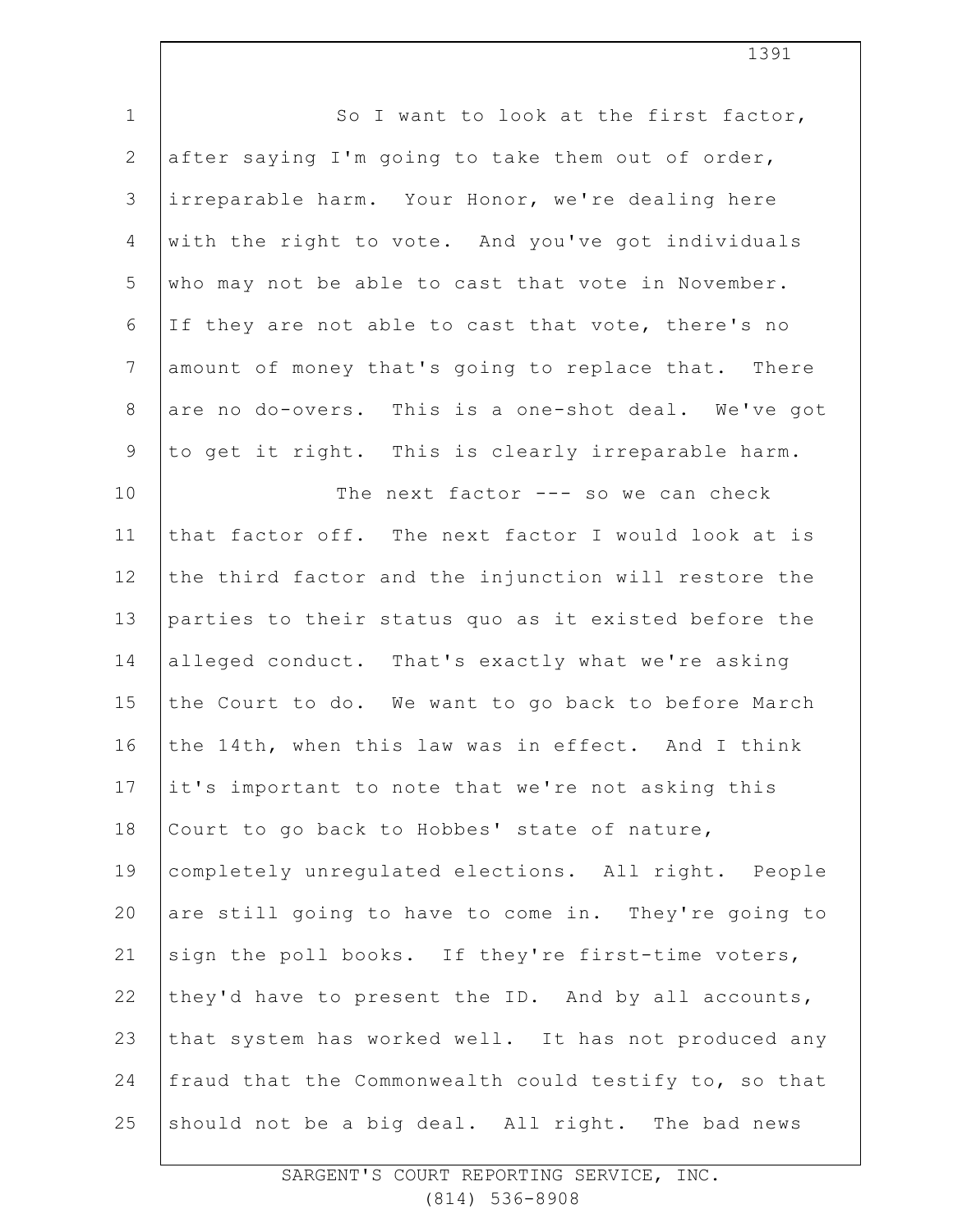So I want to look at the first factor, after saying I'm going to take them out of order, irreparable harm. Your Honor, we're dealing here with the right to vote. And you've got individuals who may not be able to cast that vote in November. If they are not able to cast that vote, there's no amount of money that's going to replace that. There are no do-overs. This is a one-shot deal. We've got to get it right. This is clearly irreparable harm.

The next factor --- so we can check that factor off. The next factor I would look at is the third factor and the injunction will restore the parties to their status quo as it existed before the alleged conduct. That's exactly what we're asking the Court to do. We want to go back to before March the 14th, when this law was in effect. And I think it's important to note that we're not asking this Court to go back to Hobbes' state of nature, completely unregulated elections. All right. People are still going to have to come in. They're going to sign the poll books. If they're first-time voters, they'd have to present the ID. And by all accounts, that system has worked well. It has not produced any fraud that the Commonwealth could testify to, so that should not be a big deal. All right. The bad news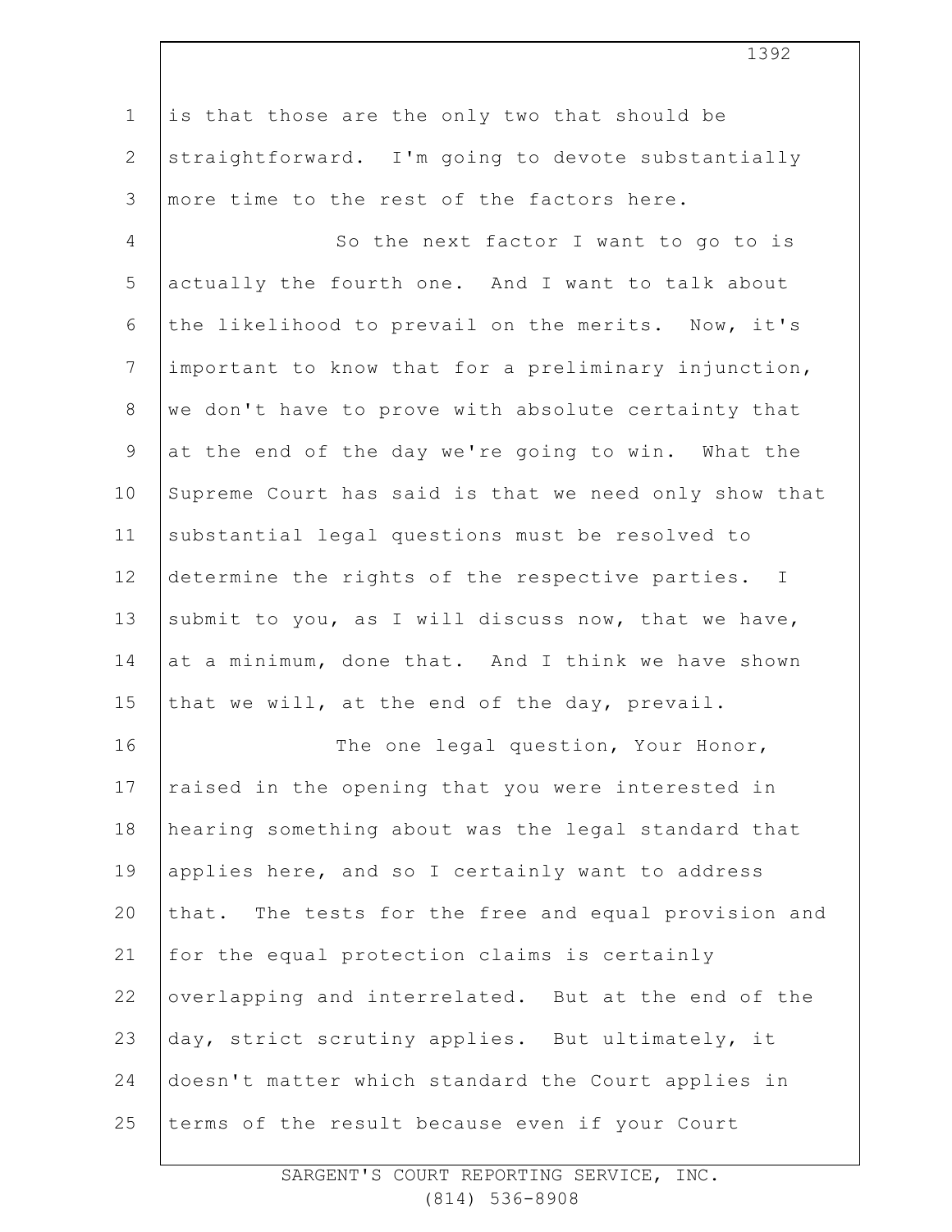is that those are the only two that should be straightforward. I'm going to devote substantially more time to the rest of the factors here.

So the next factor I want to go to is actually the fourth one. And I want to talk about the likelihood to prevail on the merits. Now, it's important to know that for a preliminary injunction, we don't have to prove with absolute certainty that at the end of the day we're going to win. What the Supreme Court has said is that we need only show that substantial legal questions must be resolved to determine the rights of the respective parties. I submit to you, as I will discuss now, that we have, at a minimum, done that. And I think we have shown that we will, at the end of the day, prevail.

The one legal question, Your Honor, raised in the opening that you were interested in hearing something about was the legal standard that applies here, and so I certainly want to address that. The tests for the free and equal provision and for the equal protection claims is certainly overlapping and interrelated. But at the end of the day, strict scrutiny applies. But ultimately, it doesn't matter which standard the Court applies in terms of the result because even if your Court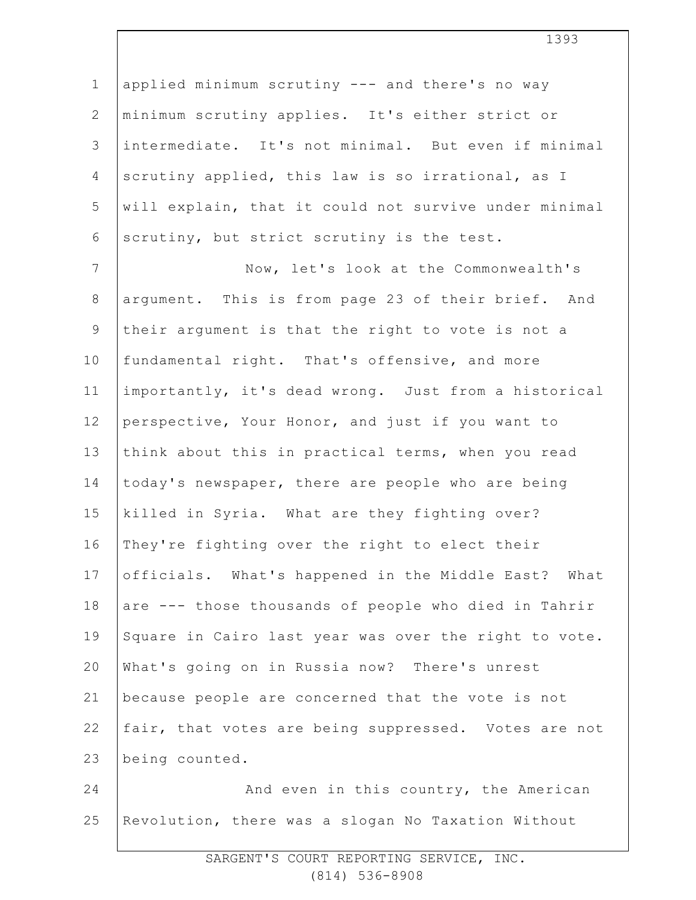applied minimum scrutiny --- and there's no way minimum scrutiny applies. It's either strict or intermediate. It's not minimal. But even if minimal scrutiny applied, this law is so irrational, as I will explain, that it could not survive under minimal scrutiny, but strict scrutiny is the test.

Now, let's look at the Commonwealth's argument. This is from page 23 of their brief. And their argument is that the right to vote is not a fundamental right. That's offensive, and more importantly, it's dead wrong. Just from a historical perspective, Your Honor, and just if you want to think about this in practical terms, when you read today's newspaper, there are people who are being killed in Syria. What are they fighting over? They're fighting over the right to elect their officials. What's happened in the Middle East? What are --- those thousands of people who died in Tahrir Square in Cairo last year was over the right to vote. What's going on in Russia now? There's unrest because people are concerned that the vote is not fair, that votes are being suppressed. Votes are not being counted.

And even in this country, the American Revolution, there was a slogan No Taxation Without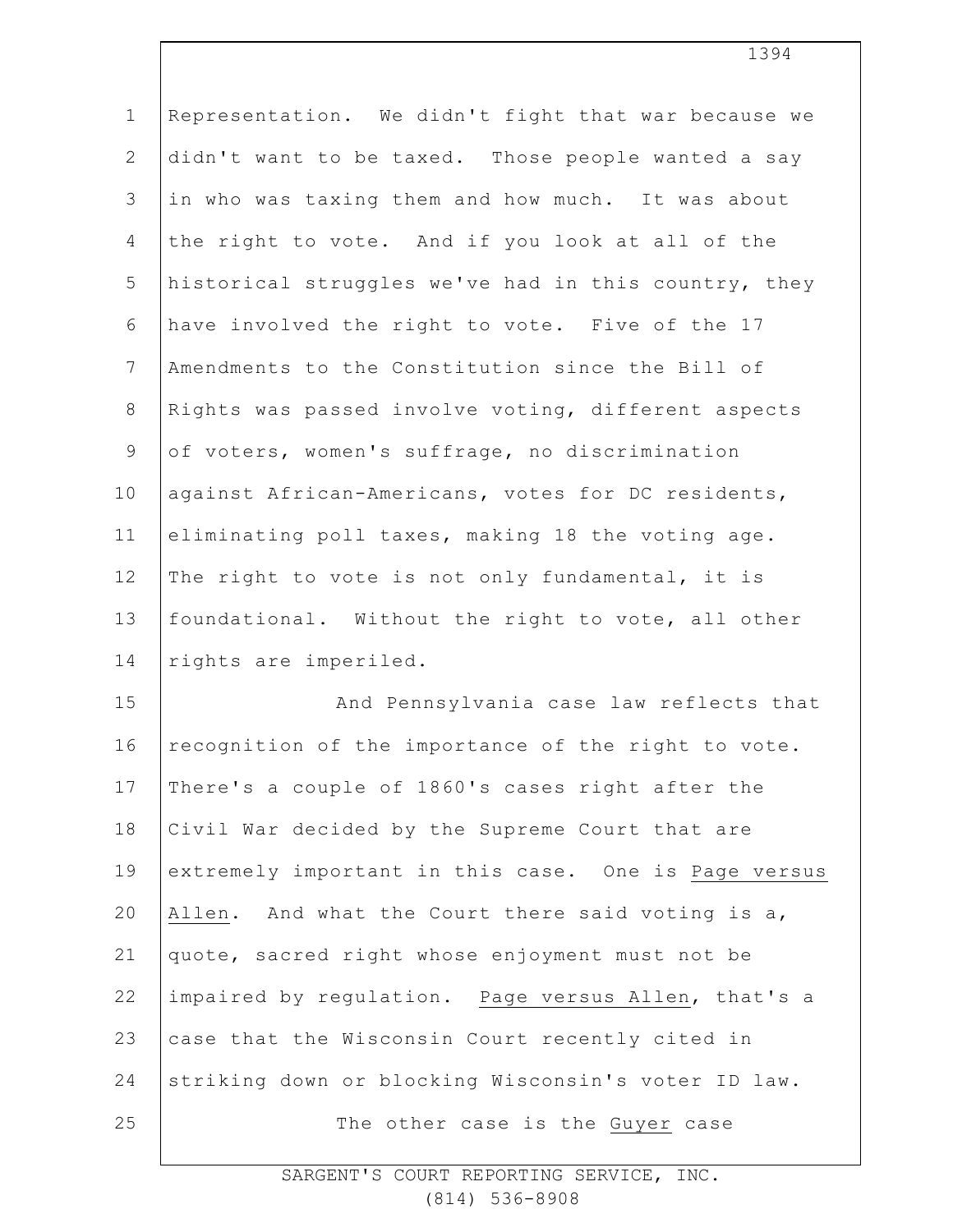Representation. We didn't fight that war because we didn't want to be taxed. Those people wanted a say in who was taxing them and how much. It was about the right to vote. And if you look at all of the historical struggles we've had in this country, they have involved the right to vote. Five of the 17 Amendments to the Constitution since the Bill of Rights was passed involve voting, different aspects of voters, women's suffrage, no discrimination against African-Americans, votes for DC residents, eliminating poll taxes, making 18 the voting age. The right to vote is not only fundamental, it is foundational. Without the right to vote, all other rights are imperiled.

And Pennsylvania case law reflects that recognition of the importance of the right to vote. There's a couple of 1860's cases right after the Civil War decided by the Supreme Court that are extremely important in this case. One is Page versus Allen. And what the Court there said voting is a, quote, sacred right whose enjoyment must not be impaired by regulation. Page versus Allen, that's a case that the Wisconsin Court recently cited in striking down or blocking Wisconsin's voter ID law.

The other case is the Guyer case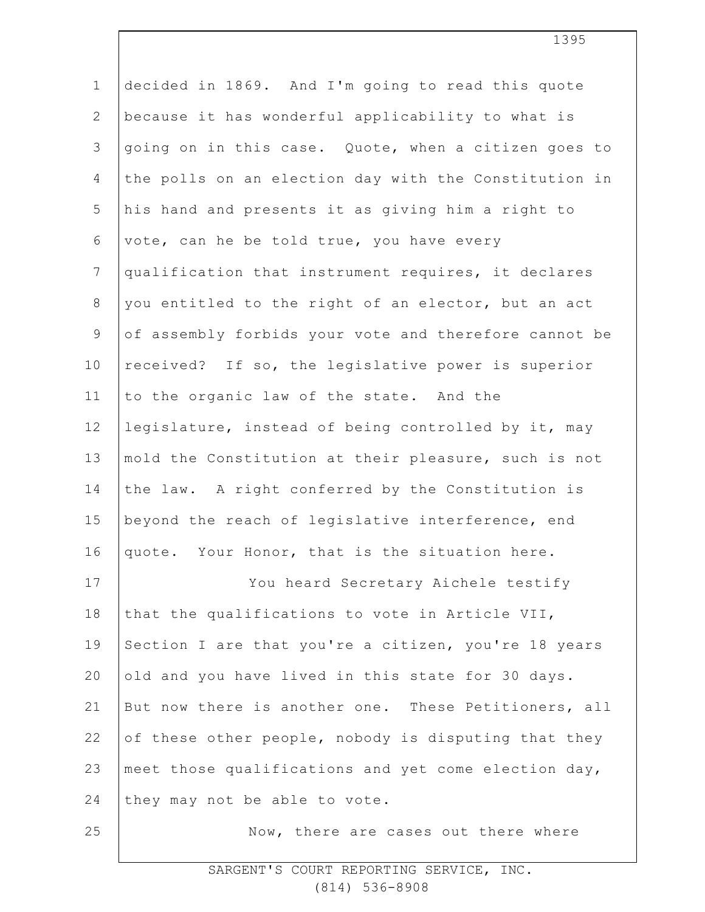decided in 1869. And I'm going to read this quote because it has wonderful applicability to what is going on in this case. Quote, when a citizen goes to the polls on an election day with the Constitution in his hand and presents it as giving him a right to vote, can he be told true, you have every qualification that instrument requires, it declares you entitled to the right of an elector, but an act of assembly forbids your vote and therefore cannot be received? If so, the legislative power is superior to the organic law of the state. And the legislature, instead of being controlled by it, may mold the Constitution at their pleasure, such is not the law. A right conferred by the Constitution is beyond the reach of legislative interference, end quote. Your Honor, that is the situation here.

You heard Secretary Aichele testify that the qualifications to vote in Article VII, Section I are that you're a citizen, you're 18 years old and you have lived in this state for 30 days. But now there is another one. These Petitioners, all of these other people, nobody is disputing that they meet those qualifications and yet come election day, they may not be able to vote.

Now, there are cases out there where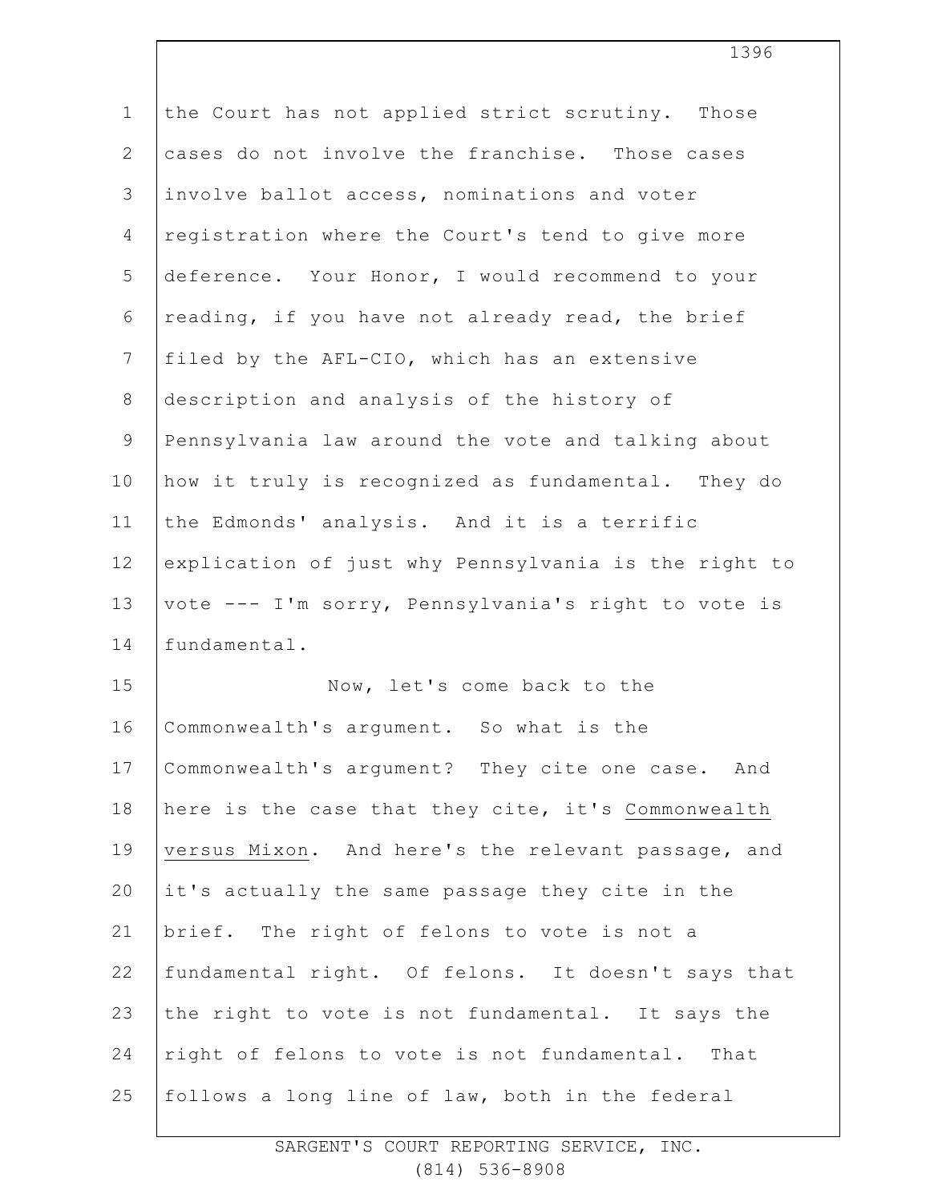the Court has not applied strict scrutiny. Those cases do not involve the franchise. Those cases involve ballot access, nominations and voter registration where the Court's tend to give more deference. Your Honor, I would recommend to your reading, if you have not already read, the brief filed by the AFL-CIO, which has an extensive description and analysis of the history of Pennsylvania law around the vote and talking about how it truly is recognized as fundamental. They do the Edmonds' analysis. And it is a terrific explication of just why Pennsylvania is the right to vote --- I'm sorry, Pennsylvania's right to vote is fundamental.

Now, let's come back to the Commonwealth's argument. So what is the Commonwealth's argument? They cite one case. And here is the case that they cite, it's Commonwealth versus Mixon. And here's the relevant passage, and it's actually the same passage they cite in the brief. The right of felons to vote is not a fundamental right. Of felons. It doesn't says that the right to vote is not fundamental. It says the right of felons to vote is not fundamental. That follows a long line of law, both in the federal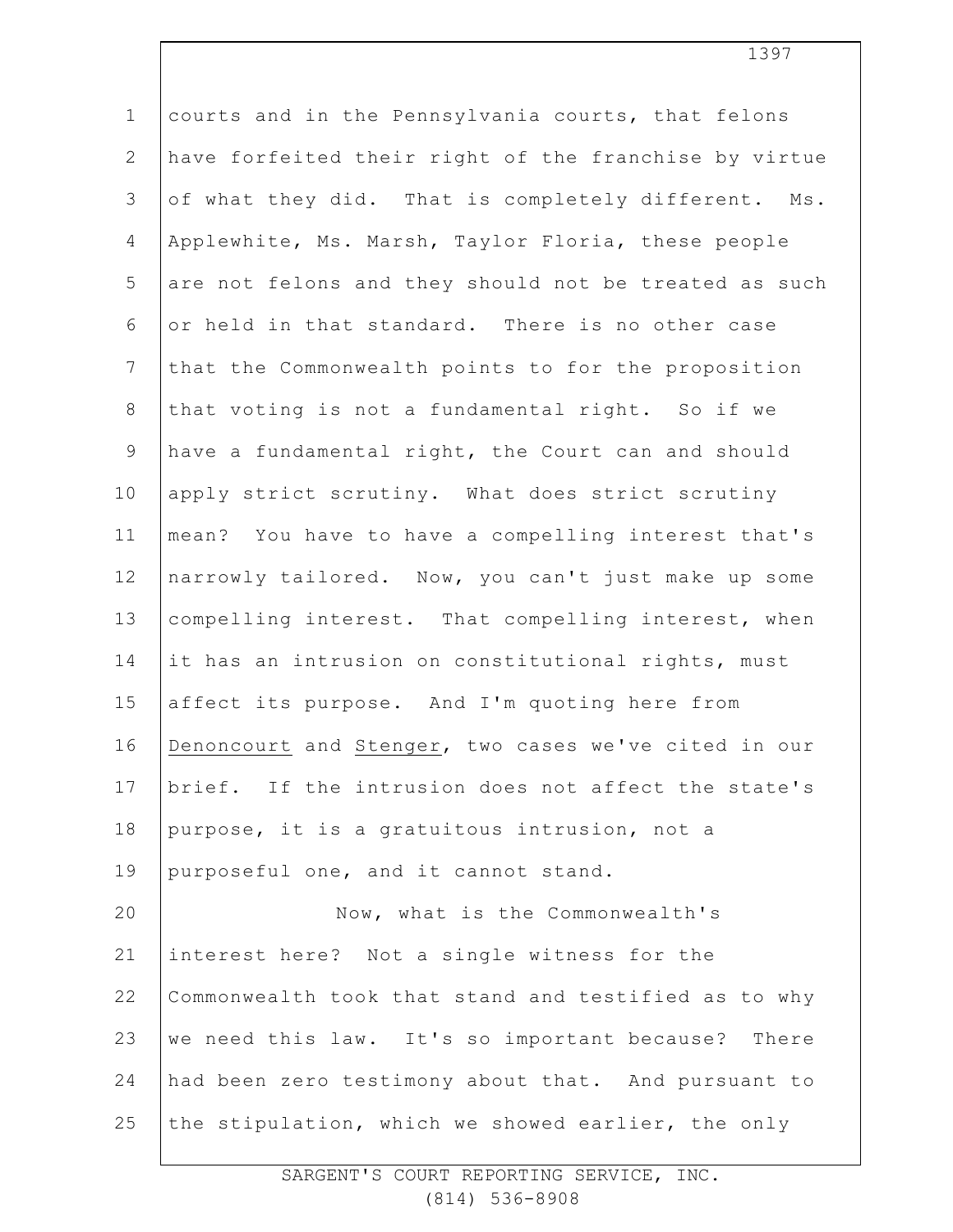courts and in the Pennsylvania courts, that felons have forfeited their right of the franchise by virtue of what they did. That is completely different. Ms. Applewhite, Ms. Marsh, Taylor Floria, these people are not felons and they should not be treated as such or held in that standard. There is no other case that the Commonwealth points to for the proposition that voting is not a fundamental right. So if we have a fundamental right, the Court can and should apply strict scrutiny. What does strict scrutiny mean? You have to have a compelling interest that's narrowly tailored. Now, you can't just make up some compelling interest. That compelling interest, when it has an intrusion on constitutional rights, must affect its purpose. And I'm quoting here from Denoncourt and Stenger, two cases we've cited in our brief. If the intrusion does not affect the state's purpose, it is a gratuitous intrusion, not a purposeful one, and it cannot stand.

Now, what is the Commonwealth's interest here? Not a single witness for the Commonwealth took that stand and testified as to why we need this law. It's so important because? There had been zero testimony about that. And pursuant to the stipulation, which we showed earlier, the only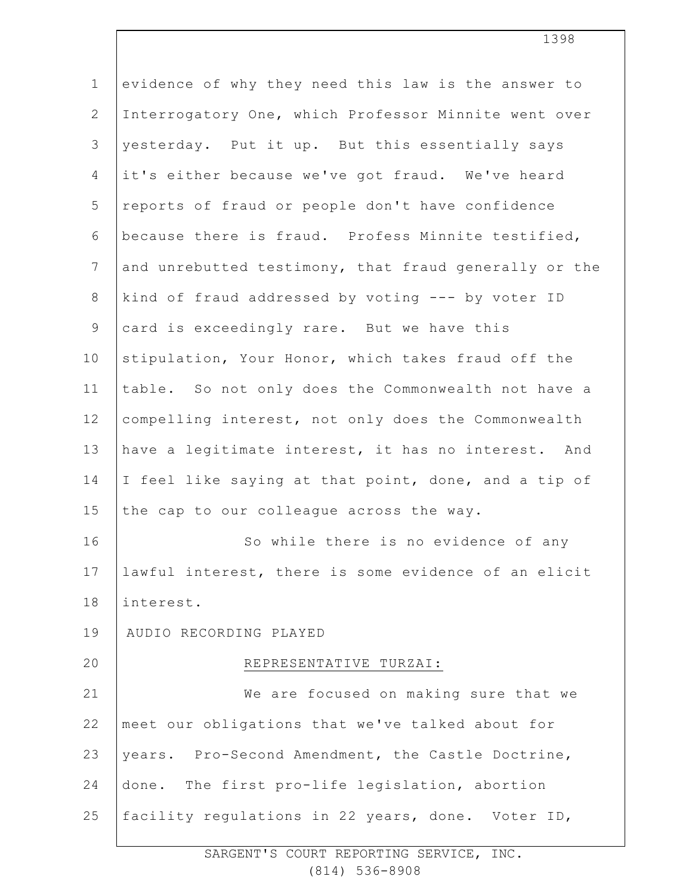evidence of why they need this law is the answer to Interrogatory One, which Professor Minnite went over yesterday. Put it up. But this essentially says it's either because we've got fraud. We've heard reports of fraud or people don't have confidence because there is fraud. Profess Minnite testified, and unrebutted testimony, that fraud generally or the kind of fraud addressed by voting --- by voter ID card is exceedingly rare. But we have this stipulation, Your Honor, which takes fraud off the table. So not only does the Commonwealth not have a compelling interest, not only does the Commonwealth have a legitimate interest, it has no interest. And I feel like saying at that point, done, and a tip of the cap to our colleague across the way.

So while there is no evidence of any lawful interest, there is some evidence of an elicit interest.

AUDIO RECORDING PLAYED

REPRESENTATIVE TURZAI:

We are focused on making sure that we meet our obligations that we've talked about for years. Pro-Second Amendment, the Castle Doctrine, done. The first pro-life legislation, abortion facility regulations in 22 years, done. Voter ID,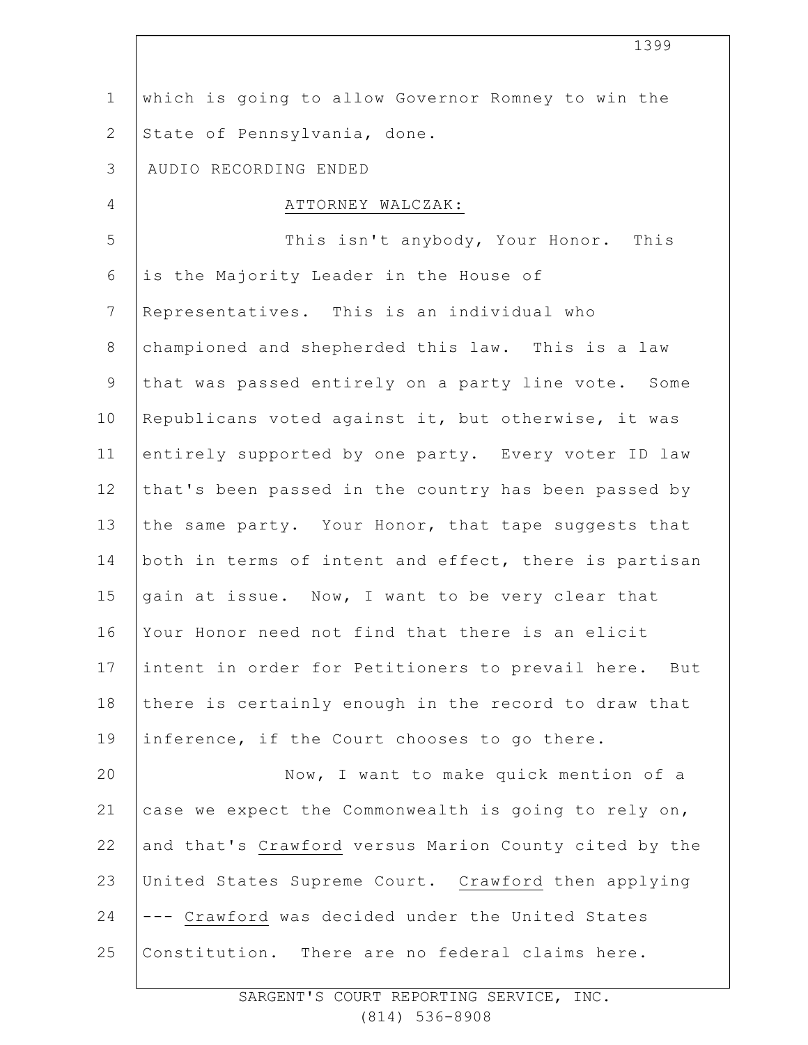which is going to allow Governor Romney to win the State of Pennsylvania, done.

AUDIO RECORDING ENDED

ATTORNEY WALCZAK:

This isn't anybody, Your Honor. This is the Majority Leader in the House of Representatives. This is an individual who championed and shepherded this law. This is a law that was passed entirely on a party line vote. Some Republicans voted against it, but otherwise, it was entirely supported by one party. Every voter ID law that's been passed in the country has been passed by the same party. Your Honor, that tape suggests that both in terms of intent and effect, there is partisan gain at issue. Now, I want to be very clear that Your Honor need not find that there is an elicit intent in order for Petitioners to prevail here. But there is certainly enough in the record to draw that inference, if the Court chooses to go there.

Now, I want to make quick mention of a case we expect the Commonwealth is going to rely on, and that's Crawford versus Marion County cited by the United States Supreme Court. Crawford then applying --- Crawford was decided under the United States Constitution. There are no federal claims here.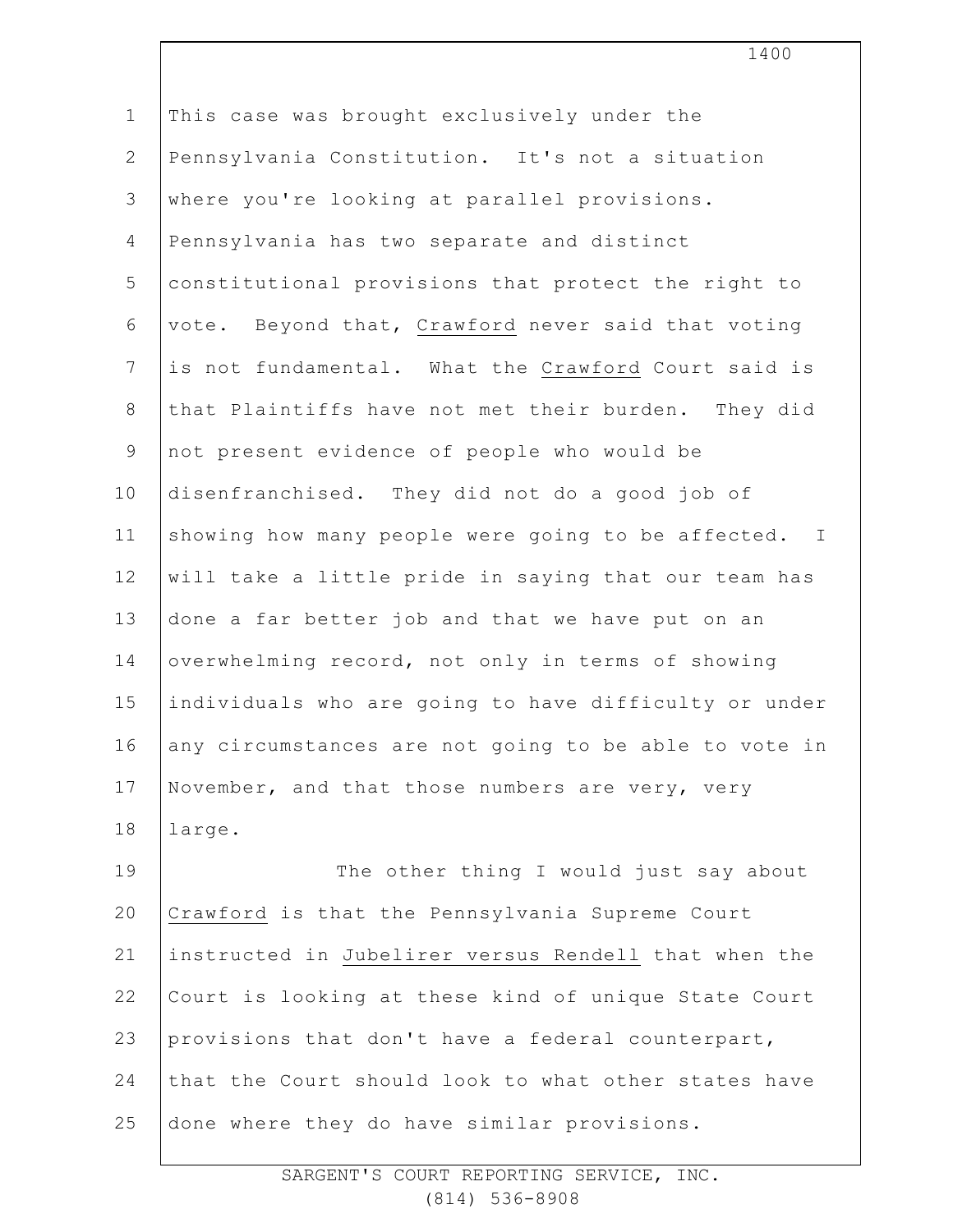This case was brought exclusively under the Pennsylvania Constitution. It's not a situation where you're looking at parallel provisions. Pennsylvania has two separate and distinct constitutional provisions that protect the right to vote. Beyond that, Crawford never said that voting is not fundamental. What the Crawford Court said is that Plaintiffs have not met their burden. They did not present evidence of people who would be disenfranchised. They did not do a good job of showing how many people were going to be affected. I will take a little pride in saying that our team has done a far better job and that we have put on an overwhelming record, not only in terms of showing individuals who are going to have difficulty or under any circumstances are not going to be able to vote in November, and that those numbers are very, very large.

The other thing I would just say about Crawford is that the Pennsylvania Supreme Court instructed in Jubelirer versus Rendell that when the Court is looking at these kind of unique State Court provisions that don't have a federal counterpart, that the Court should look to what other states have done where they do have similar provisions.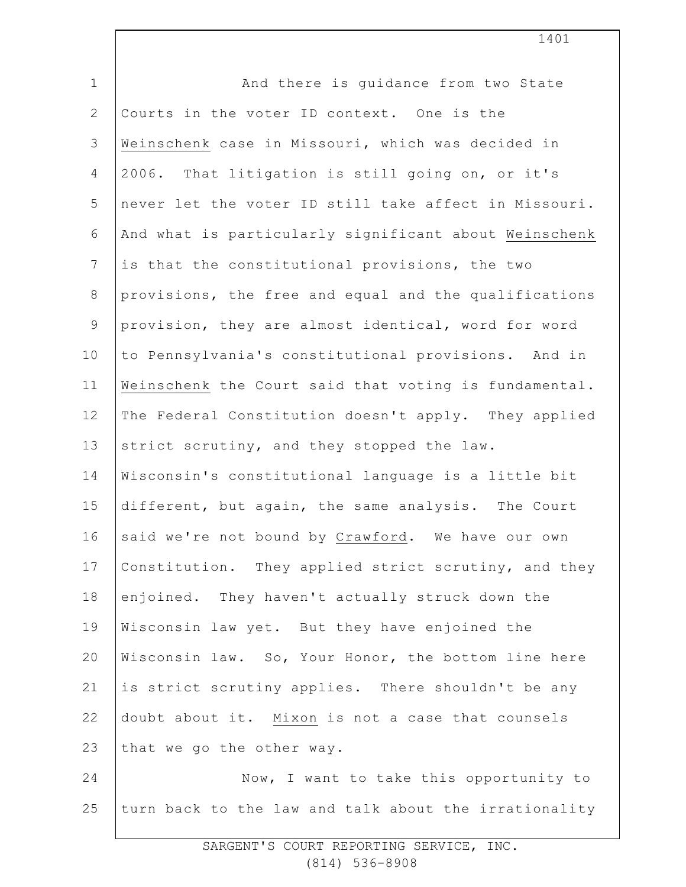And there is guidance from two State Courts in the voter ID context. One is the _Weinschenk_ case in Missouri, which was decided in 2006. That litigation is still going on, or it's never let the voter ID still take affect in Missouri. And what is particularly significant about _Weinschenk_ is that the constitutional provisions, the two provisions, the free and equal and the qualifications provision, they are almost identical, word for word to Pennsylvania's constitutional provisions. And in _Weinschenk_ the Court said that voting is fundamental. The Federal Constitution doesn't apply. They applied strict scrutiny, and they stopped the law. Wisconsin's constitutional language is a little bit different, but again, the same analysis. The Court said we're not bound by _Crawford_. We have our own Constitution. They applied strict scrutiny, and they enjoined. They haven't actually struck down the Wisconsin law yet. But they have enjoined the Wisconsin law. So, Your Honor, the bottom line here is strict scrutiny applies. There shouldn't be any doubt about it. _Mixon_ is not a case that counsels that we go the other way.

Now, I want to take this opportunity to turn back to the law and talk about the irrationality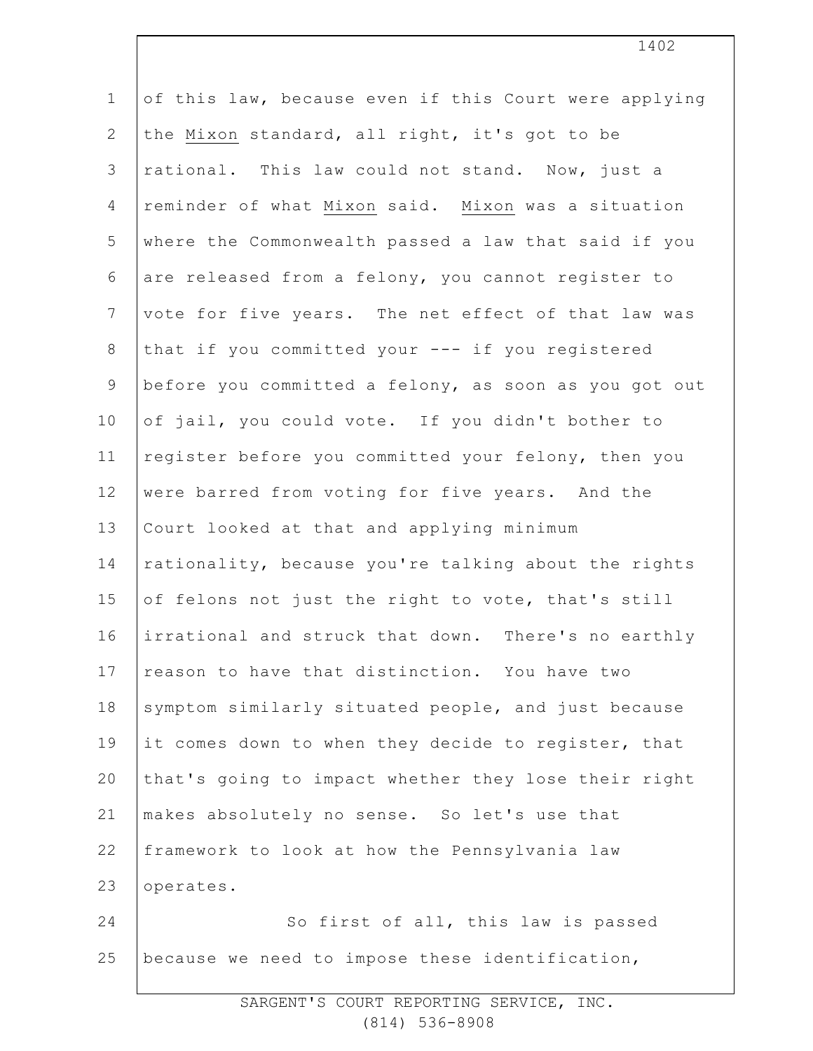of this law, because even if this Court were applying the Mixon standard, all right, it's got to be rational. This law could not stand. Now, just a reminder of what Mixon said. Mixon was a situation where the Commonwealth passed a law that said if you are released from a felony, you cannot register to vote for five years. The net effect of that law was that if you committed your --- if you registered before you committed a felony, as soon as you got out of jail, you could vote. If you didn't bother to register before you committed your felony, then you were barred from voting for five years. And the Court looked at that and applying minimum rationality, because you're talking about the rights of felons not just the right to vote, that's still irrational and struck that down. There's no earthly reason to have that distinction. You have two symptom similarly situated people, and just because it comes down to when they decide to register, that that's going to impact whether they lose their right makes absolutely no sense. So let's use that framework to look at how the Pennsylvania law operates.

So first of all, this law is passed because we need to impose these identification,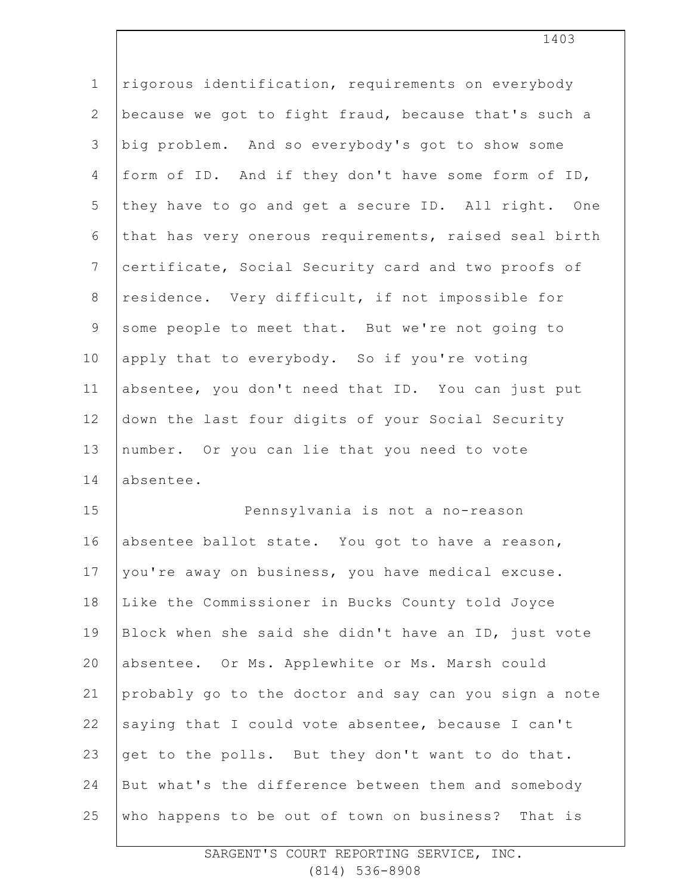rigorous identification, requirements on everybody because we got to fight fraud, because that's such a big problem. And so everybody's got to show some form of ID. And if they don't have some form of ID, they have to go and get a secure ID. All right. One that has very onerous requirements, raised seal birth certificate, Social Security card and two proofs of residence. Very difficult, if not impossible for some people to meet that. But we're not going to apply that to everybody. So if you're voting absentee, you don't need that ID. You can just put down the last four digits of your Social Security number. Or you can lie that you need to vote absentee.

Pennsylvania is not a no-reason absentee ballot state. You got to have a reason, you're away on business, you have medical excuse. Like the Commissioner in Bucks County told Joyce Block when she said she didn't have an ID, just vote absentee. Or Ms. Applewhite or Ms. Marsh could probably go to the doctor and say can you sign a note saying that I could vote absentee, because I can't get to the polls. But they don't want to do that. But what's the difference between them and somebody who happens to be out of town on business? That is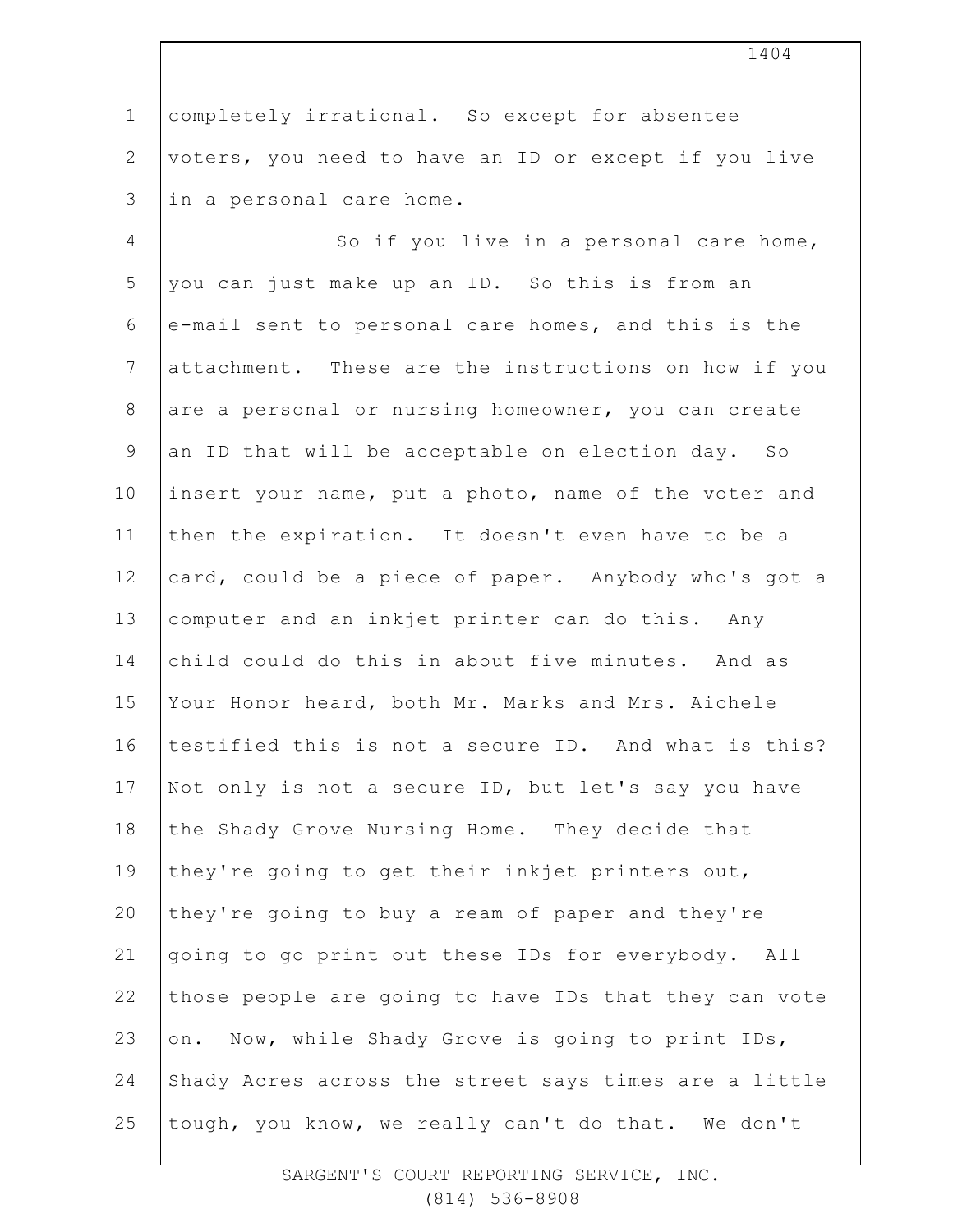completely irrational. So except for absentee voters, you need to have an ID or except if you live in a personal care home.

So if you live in a personal care home, you can just make up an ID. So this is from an e-mail sent to personal care homes, and this is the attachment. These are the instructions on how if you are a personal or nursing homeowner, you can create an ID that will be acceptable on election day. So insert your name, put a photo, name of the voter and then the expiration. It doesn't even have to be a card, could be a piece of paper. Anybody who's got a computer and an inkjet printer can do this. Any child could do this in about five minutes. And as Your Honor heard, both Mr. Marks and Mrs. Aichele testified this is not a secure ID. And what is this? Not only is not a secure ID, but let's say you have the Shady Grove Nursing Home. They decide that they're going to get their inkjet printers out, they're going to buy a ream of paper and they're going to go print out these IDs for everybody. All those people are going to have IDs that they can vote on. Now, while Shady Grove is going to print IDs, Shady Acres across the street says times are a little tough, you know, we really can't do that. We don't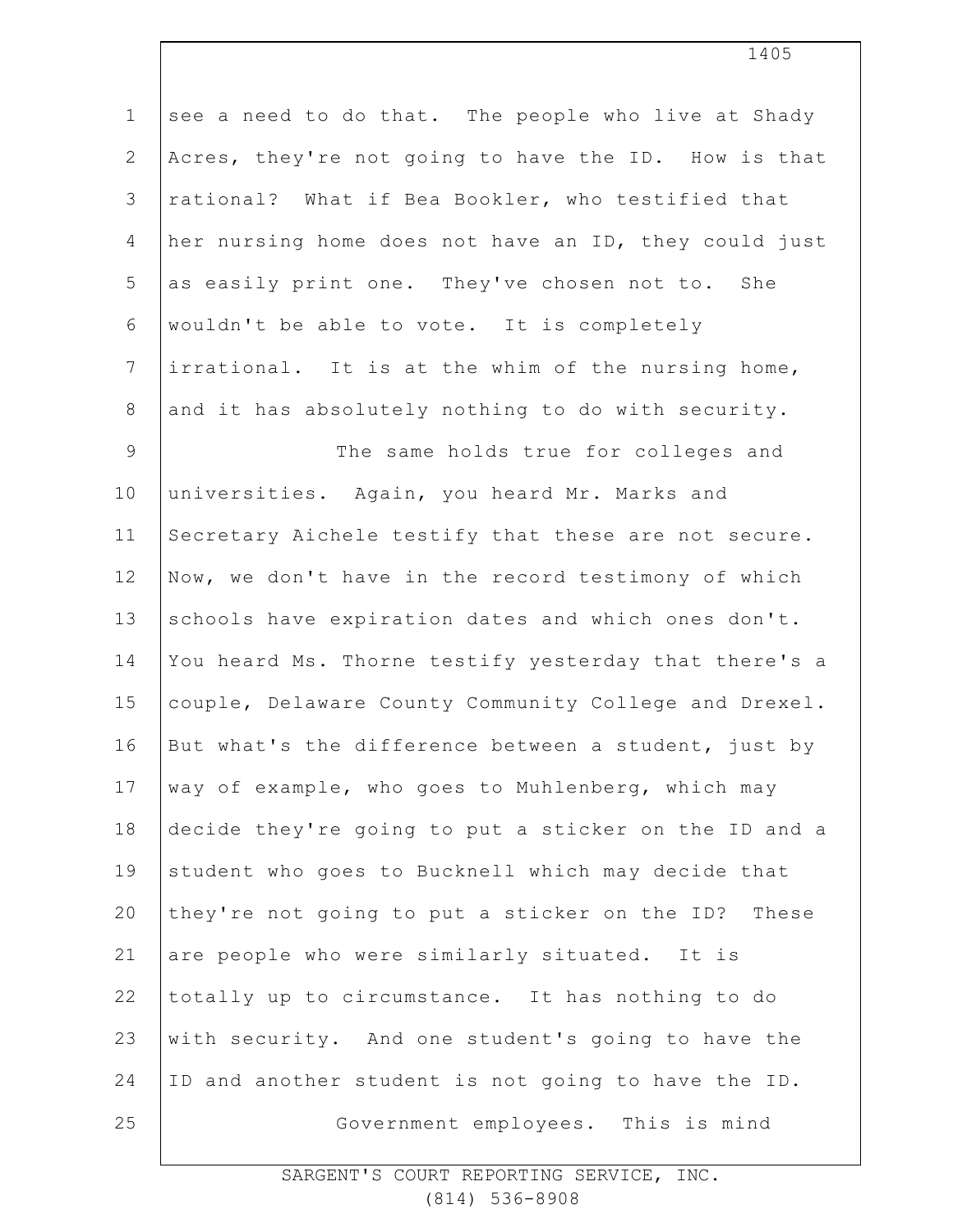see a need to do that. The people who live at Shady Acres, they're not going to have the ID. How is that rational? What if Bea Bookler, who testified that her nursing home does not have an ID, they could just as easily print one. They've chosen not to. She wouldn't be able to vote. It is completely irrational. It is at the whim of the nursing home, and it has absolutely nothing to do with security.

The same holds true for colleges and universities. Again, you heard Mr. Marks and Secretary Aichele testify that these are not secure. Now, we don't have in the record testimony of which schools have expiration dates and which ones don't. You heard Ms. Thorne testify yesterday that there's a couple, Delaware County Community College and Drexel. But what's the difference between a student, just by way of example, who goes to Muhlenberg, which may decide they're going to put a sticker on the ID and a student who goes to Bucknell which may decide that they're not going to put a sticker on the ID? These are people who were similarly situated. It is totally up to circumstance. It has nothing to do with security. And one student's going to have the ID and another student is not going to have the ID.

Government employees. This is mind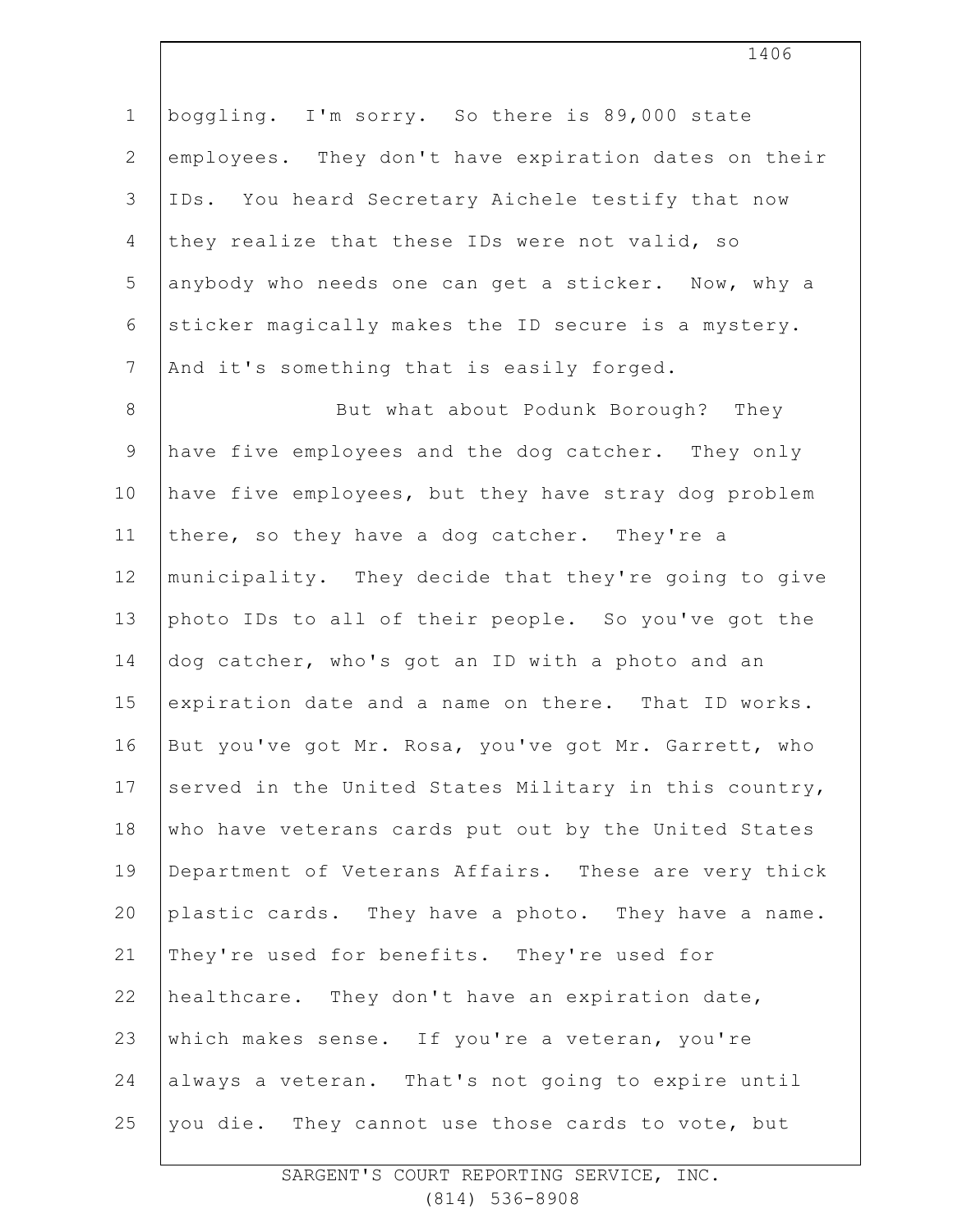boggling. I'm sorry. So there is 89,000 state employees. They don't have expiration dates on their IDs. You heard Secretary Aichele testify that now they realize that these IDs were not valid, so anybody who needs one can get a sticker. Now, why a sticker magically makes the ID secure is a mystery. And it's something that is easily forged.

But what about Podunk Borough? They have five employees and the dog catcher. They only have five employees, but they have stray dog problem there, so they have a dog catcher. They're a municipality. They decide that they're going to give photo IDs to all of their people. So you've got the dog catcher, who's got an ID with a photo and an expiration date and a name on there. That ID works. But you've got Mr. Rosa, you've got Mr. Garrett, who served in the United States Military in this country, who have veterans cards put out by the United States Department of Veterans Affairs. These are very thick plastic cards. They have a photo. They have a name. They're used for benefits. They're used for healthcare. They don't have an expiration date, which makes sense. If you're a veteran, you're always a veteran. That's not going to expire until you die. They cannot use those cards to vote, but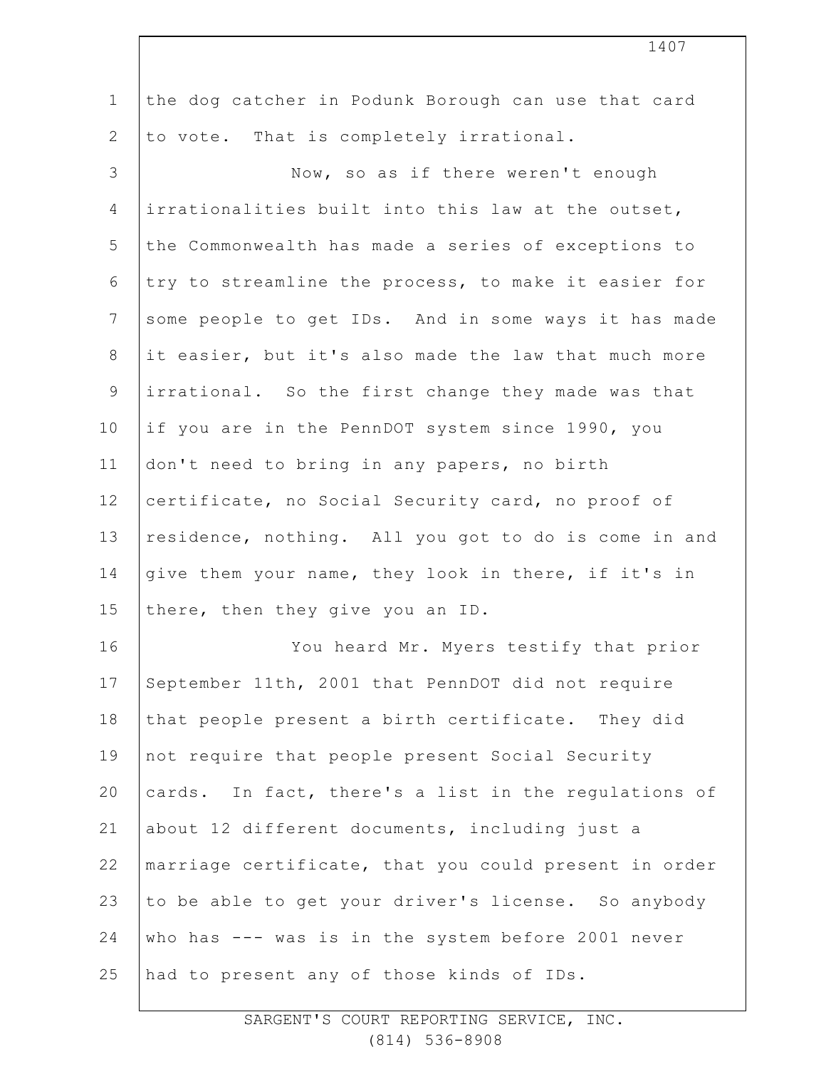the dog catcher in Podunk Borough can use that card to vote. That is completely irrational.

Now, so as if there weren't enough irrationalities built into this law at the outset, the Commonwealth has made a series of exceptions to try to streamline the process, to make it easier for some people to get IDs. And in some ways it has made it easier, but it's also made the law that much more irrational. So the first change they made was that if you are in the PennDOT system since 1990, you don't need to bring in any papers, no birth certificate, no Social Security card, no proof of residence, nothing. All you got to do is come in and give them your name, they look in there, if it's in there, then they give you an ID.

You heard Mr. Myers testify that prior September 11th, 2001 that PennDOT did not require that people present a birth certificate. They did not require that people present Social Security cards. In fact, there's a list in the regulations of about 12 different documents, including just a marriage certificate, that you could present in order to be able to get your driver's license. So anybody who has --- was is in the system before 2001 never had to present any of those kinds of IDs.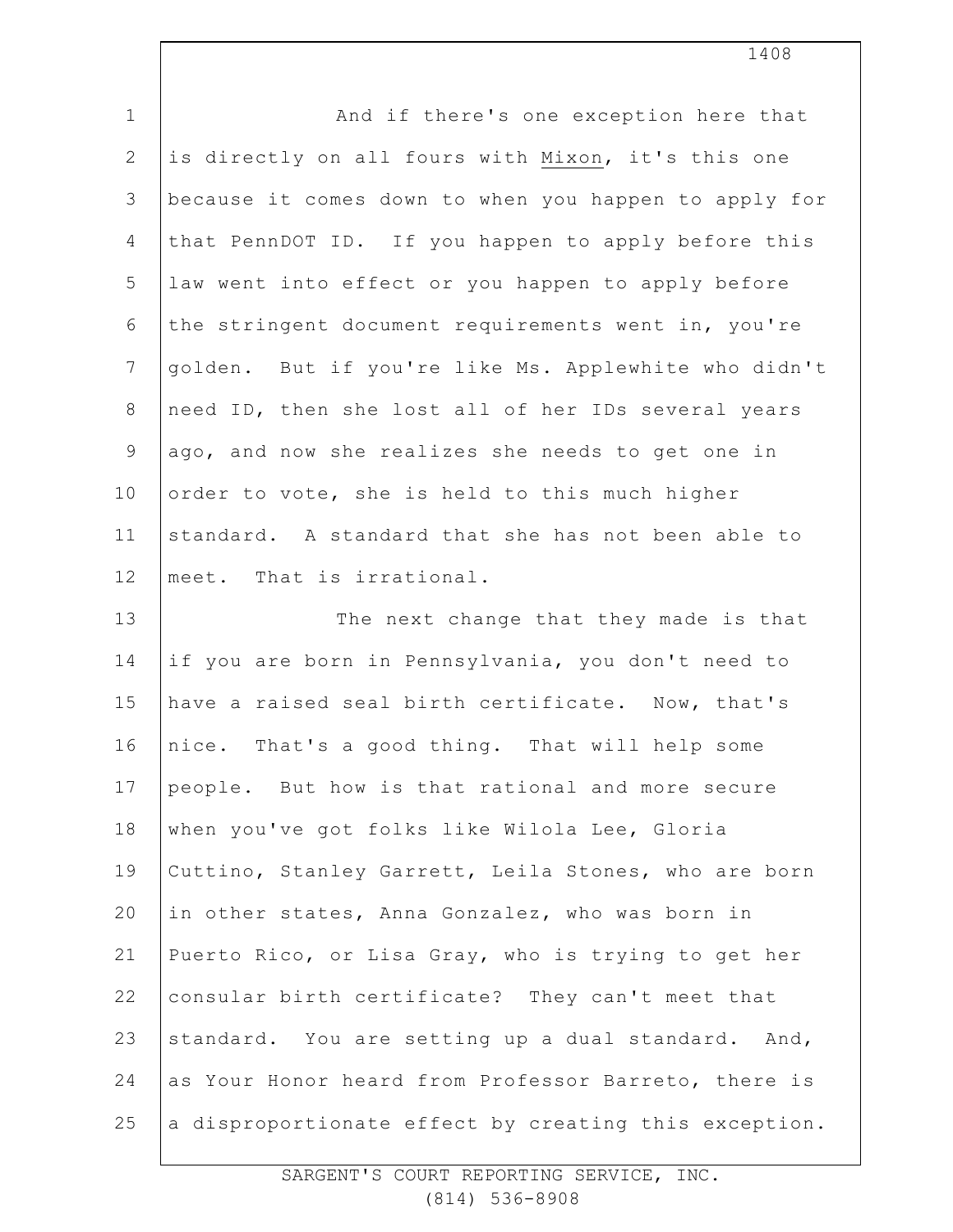And if there's one exception here that is directly on all fours with Mixon, it's this one because it comes down to when you happen to apply for that PennDOT ID. If you happen to apply before this law went into effect or you happen to apply before the stringent document requirements went in, you're golden. But if you're like Ms. Applewhite who didn't need ID, then she lost all of her IDs several years ago, and now she realizes she needs to get one in order to vote, she is held to this much higher standard. A standard that she has not been able to meet. That is irrational.

The next change that they made is that if you are born in Pennsylvania, you don't need to have a raised seal birth certificate. Now, that's nice. That's a good thing. That will help some people. But how is that rational and more secure when you've got folks like Wilola Lee, Gloria Cuttino, Stanley Garrett, Leila Stones, who are born in other states, Anna Gonzalez, who was born in Puerto Rico, or Lisa Gray, who is trying to get her consular birth certificate? They can't meet that standard. You are setting up a dual standard. And, as Your Honor heard from Professor Barreto, there is a disproportionate effect by creating this exception.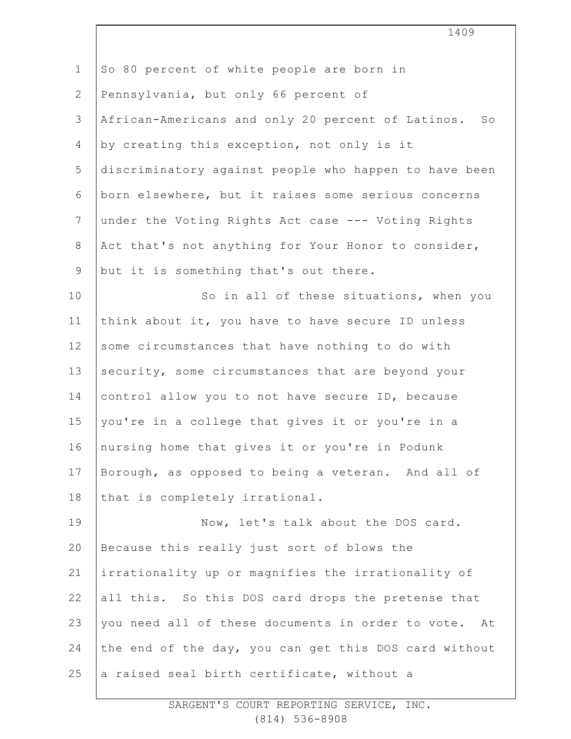So 80 percent of white people are born in Pennsylvania, but only 66 percent of African-Americans and only 20 percent of Latinos. So by creating this exception, not only is it discriminatory against people who happen to have been born elsewhere, but it raises some serious concerns under the Voting Rights Act case --- Voting Rights Act that's not anything for Your Honor to consider, but it is something that's out there.

So in all of these situations, when you think about it, you have to have secure ID unless some circumstances that have nothing to do with security, some circumstances that are beyond your control allow you to not have secure ID, because you're in a college that gives it or you're in a nursing home that gives it or you're in Podunk Borough, as opposed to being a veteran. And all of that is completely irrational.

Now, let's talk about the DOS card. Because this really just sort of blows the irrationality up or magnifies the irrationality of all this. So this DOS card drops the pretense that you need all of these documents in order to vote. At the end of the day, you can get this DOS card without a raised seal birth certificate, without a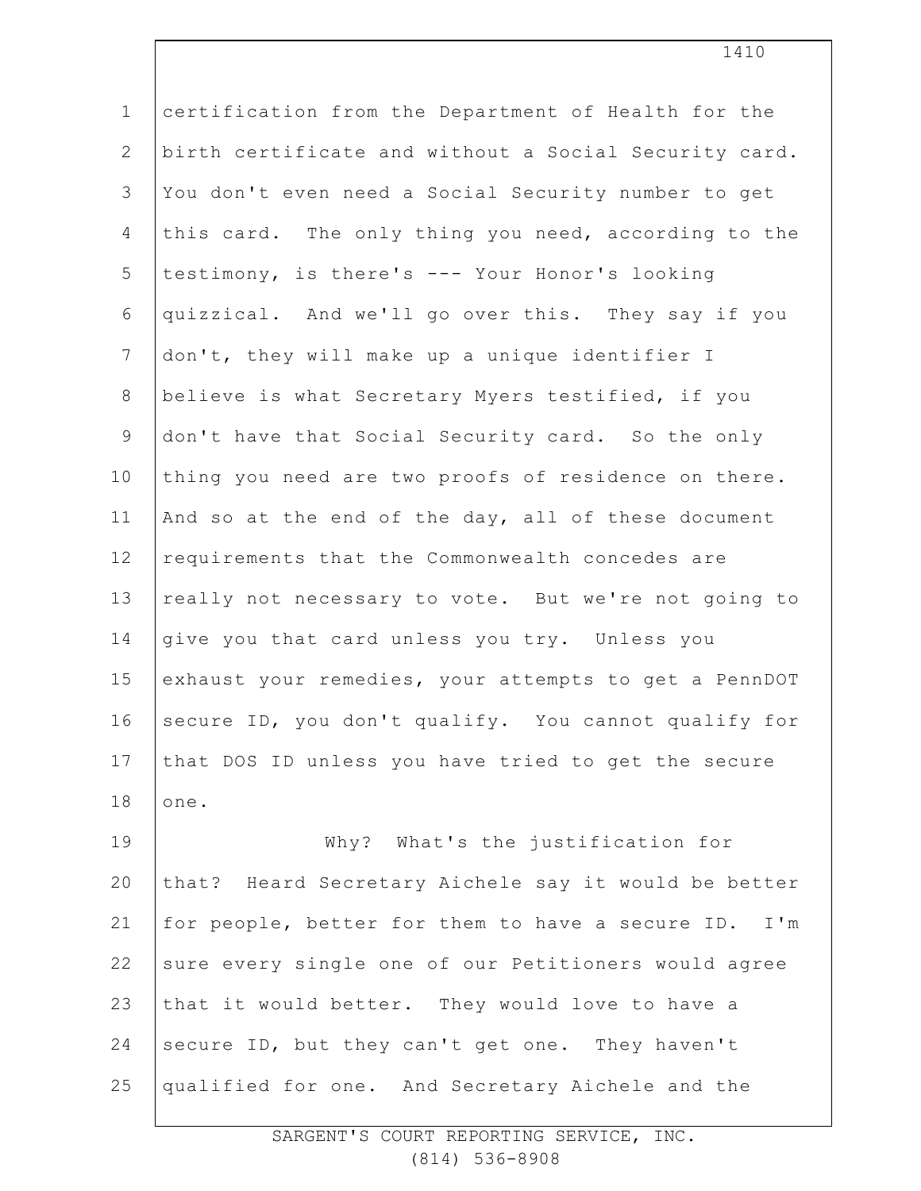certification from the Department of Health for the birth certificate and without a Social Security card. You don't even need a Social Security number to get this card. The only thing you need, according to the testimony, is there's --- Your Honor's looking quizzical. And we'll go over this. They say if you don't, they will make up a unique identifier I believe is what Secretary Myers testified, if you don't have that Social Security card. So the only thing you need are two proofs of residence on there. And so at the end of the day, all of these document requirements that the Commonwealth concedes are really not necessary to vote. But we're not going to give you that card unless you try. Unless you exhaust your remedies, your attempts to get a PennDOT secure ID, you don't qualify. You cannot qualify for that DOS ID unless you have tried to get the secure one.

Why? What's the justification for that? Heard Secretary Aichele say it would be better for people, better for them to have a secure ID. I'm sure every single one of our Petitioners would agree that it would better. They would love to have a secure ID, but they can't get one. They haven't qualified for one. And Secretary Aichele and the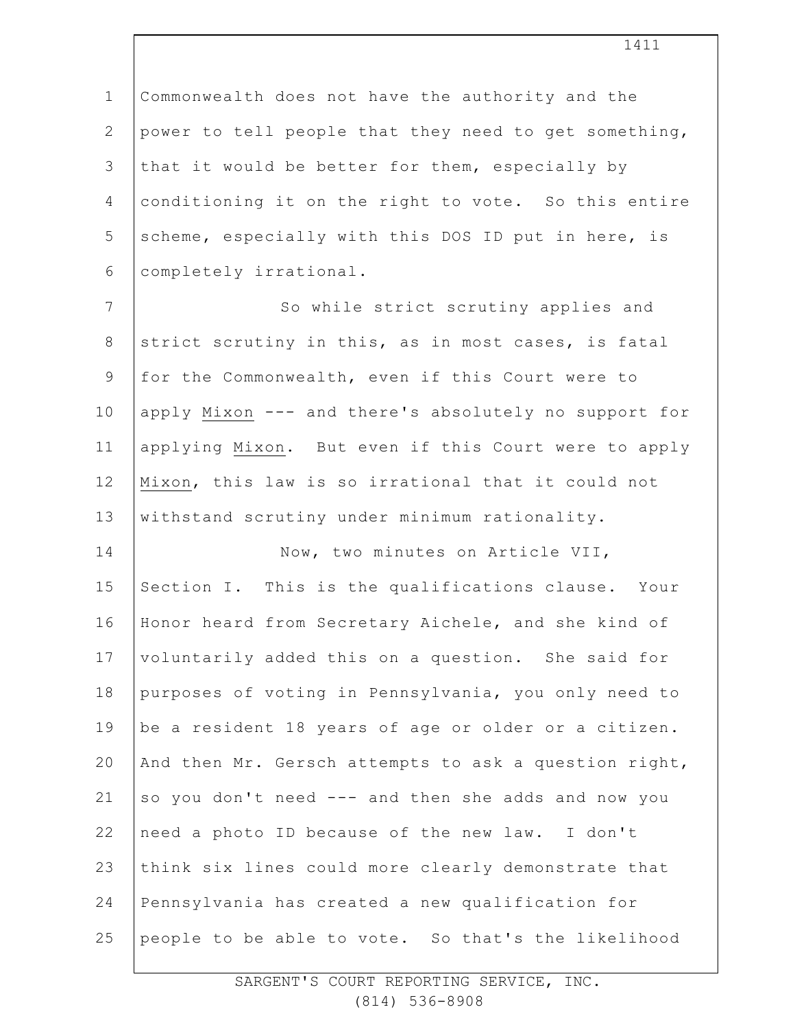Commonwealth does not have the authority and the power to tell people that they need to get something, that it would be better for them, especially by conditioning it on the right to vote. So this entire scheme, especially with this DOS ID put in here, is completely irrational.

So while strict scrutiny applies and strict scrutiny in this, as in most cases, is fatal for the Commonwealth, even if this Court were to apply _Mixon_ --- and there's absolutely no support for applying _Mixon_. But even if this Court were to apply _Mixon_, this law is so irrational that it could not withstand scrutiny under minimum rationality.

Now, two minutes on Article VII, Section I. This is the qualifications clause. Your Honor heard from Secretary Aichele, and she kind of voluntarily added this on a question. She said for purposes of voting in Pennsylvania, you only need to be a resident 18 years of age or older or a citizen. And then Mr. Gersch attempts to ask a question right, so you don't need --- and then she adds and now you need a photo ID because of the new law. I don't think six lines could more clearly demonstrate that Pennsylvania has created a new qualification for people to be able to vote. So that's the likelihood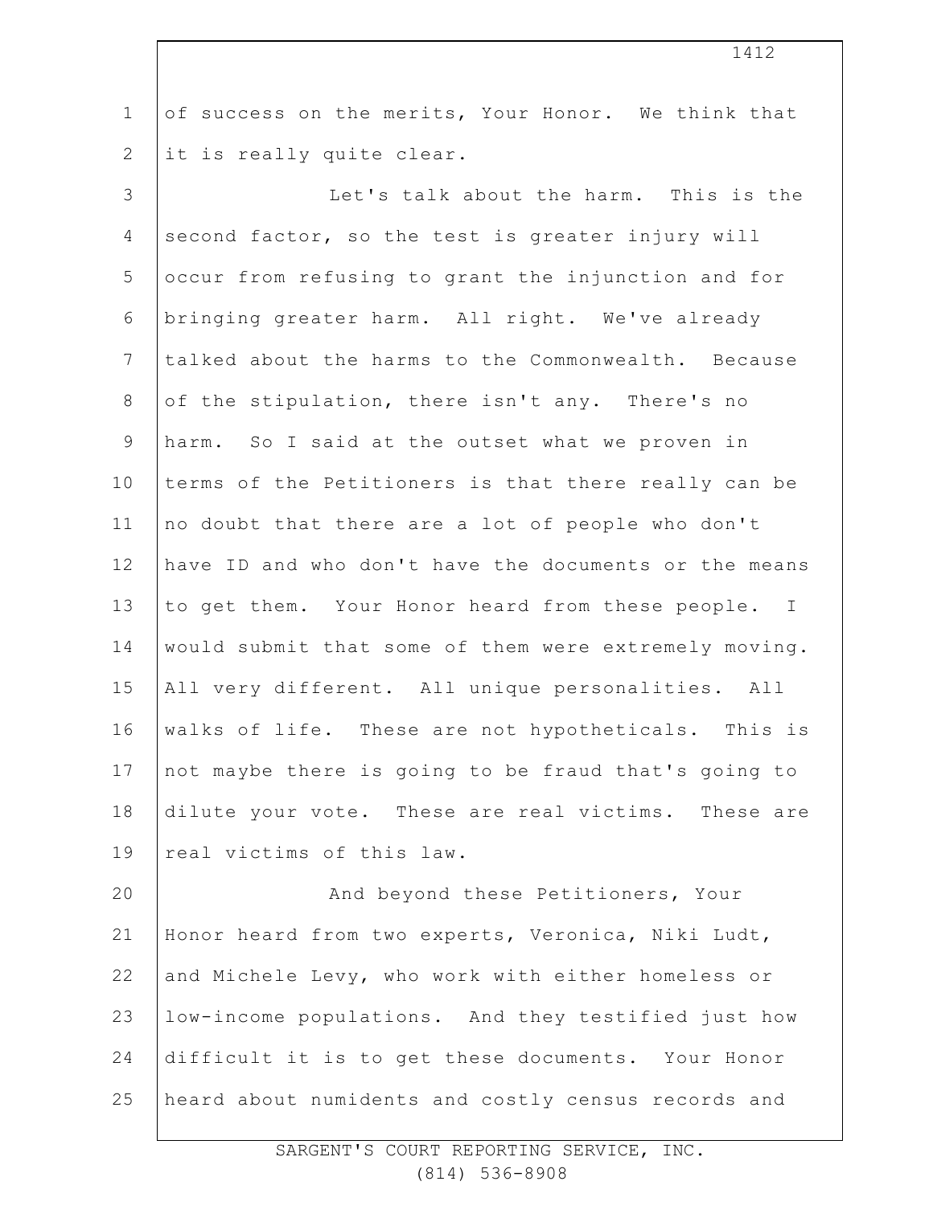of success on the merits, Your Honor. We think that it is really quite clear.

Let's talk about the harm. This is the second factor, so the test is greater injury will occur from refusing to grant the injunction and for bringing greater harm. All right. We've already talked about the harms to the Commonwealth. Because of the stipulation, there isn't any. There's no harm. So I said at the outset what we proven in terms of the Petitioners is that there really can be no doubt that there are a lot of people who don't have ID and who don't have the documents or the means to get them. Your Honor heard from these people. I would submit that some of them were extremely moving. All very different. All unique personalities. All walks of life. These are not hypotheticals. This is not maybe there is going to be fraud that's going to dilute your vote. These are real victims. These are real victims of this law.

And beyond these Petitioners, Your Honor heard from two experts, Veronica, Niki Ludt, and Michele Levy, who work with either homeless or low-income populations. And they testified just how difficult it is to get these documents. Your Honor heard about numidents and costly census records and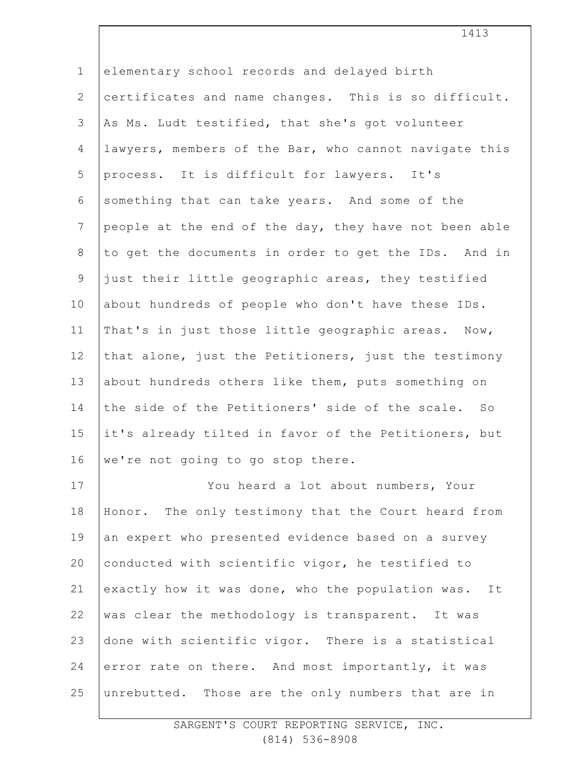elementary school records and delayed birth certificates and name changes. This is so difficult. As Ms. Ludt testified, that she's got volunteer lawyers, members of the Bar, who cannot navigate this process. It is difficult for lawyers. It's something that can take years. And some of the people at the end of the day, they have not been able to get the documents in order to get the IDs. And in just their little geographic areas, they testified about hundreds of people who don't have these IDs. That's in just those little geographic areas. Now, that alone, just the Petitioners, just the testimony about hundreds others like them, puts something on the side of the Petitioners' side of the scale. So it's already tilted in favor of the Petitioners, but we're not going to go stop there.

You heard a lot about numbers, Your Honor. The only testimony that the Court heard from an expert who presented evidence based on a survey conducted with scientific vigor, he testified to exactly how it was done, who the population was. It was clear the methodology is transparent. It was done with scientific vigor. There is a statistical error rate on there. And most importantly, it was unrebutted. Those are the only numbers that are in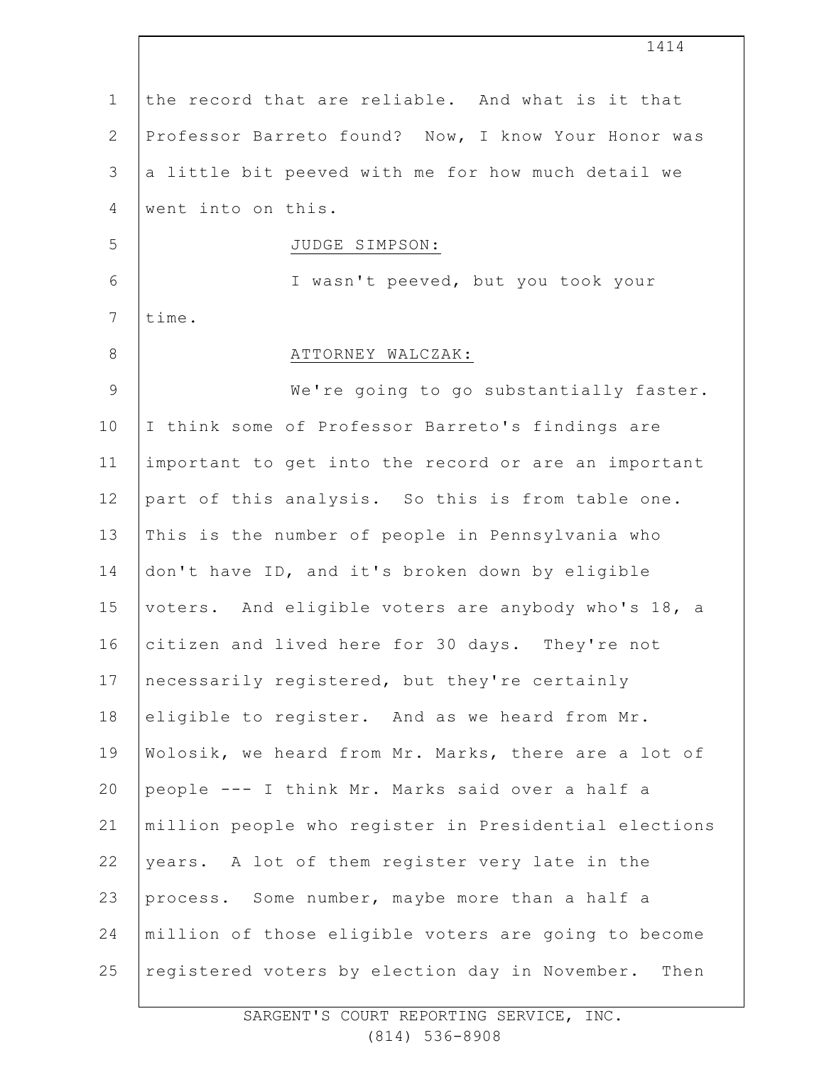the record that are reliable. And what is it that Professor Barreto found? Now, I know Your Honor was a little bit peeved with me for how much detail we went into on this.

JUDGE SIMPSON:

I wasn't peeved, but you took your time.

ATTORNEY WALCZAK:

We're going to go substantially faster. I think some of Professor Barreto's findings are important to get into the record or are an important part of this analysis. So this is from table one. This is the number of people in Pennsylvania who don't have ID, and it's broken down by eligible voters. And eligible voters are anybody who's 18, a citizen and lived here for 30 days. They're not necessarily registered, but they're certainly eligible to register. And as we heard from Mr. Wolosik, we heard from Mr. Marks, there are a lot of people --- I think Mr. Marks said over a half a million people who register in Presidential elections years. A lot of them register very late in the process. Some number, maybe more than a half a million of those eligible voters are going to become registered voters by election day in November. Then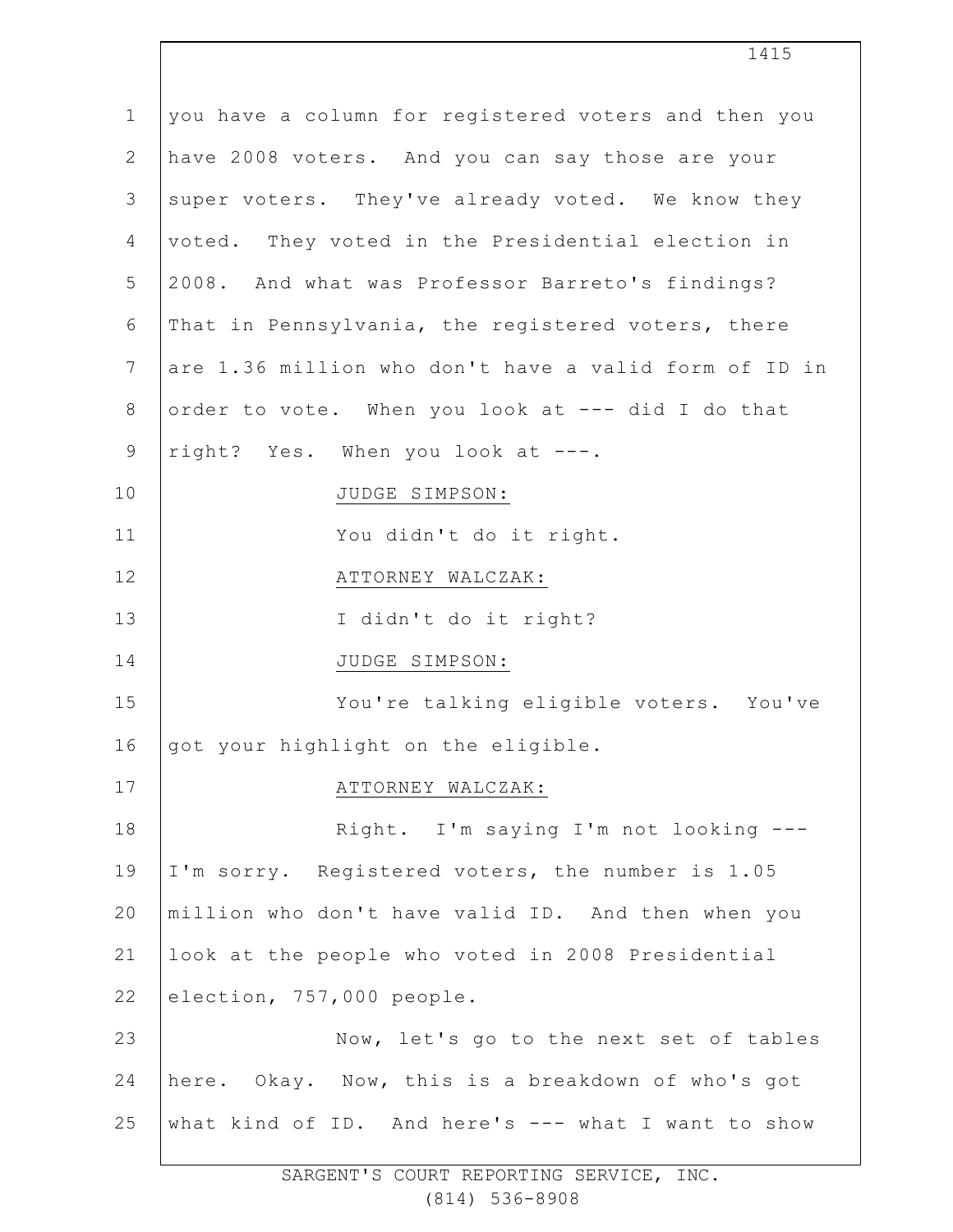you have a column for registered voters and then you have 2008 voters. And you can say those are your super voters. They've already voted. We know they voted. They voted in the Presidential election in 2008. And what was Professor Barreto's findings? That in Pennsylvania, the registered voters, there are 1.36 million who don't have a valid form of ID in order to vote. When you look at --- did I do that right? Yes. When you look at ---.

JUDGE SIMPSON:

You didn't do it right.

ATTORNEY WALCZAK:

I didn't do it right?

JUDGE SIMPSON:

You're talking eligible voters. You've got your highlight on the eligible.

ATTORNEY WALCZAK:

Right. I'm saying I'm not looking --- I'm sorry. Registered voters, the number is 1.05 million who don't have valid ID. And then when you look at the people who voted in 2008 Presidential election, 757,000 people.

Now, let's go to the next set of tables here. Okay. Now, this is a breakdown of who's got what kind of ID. And here's --- what I want to show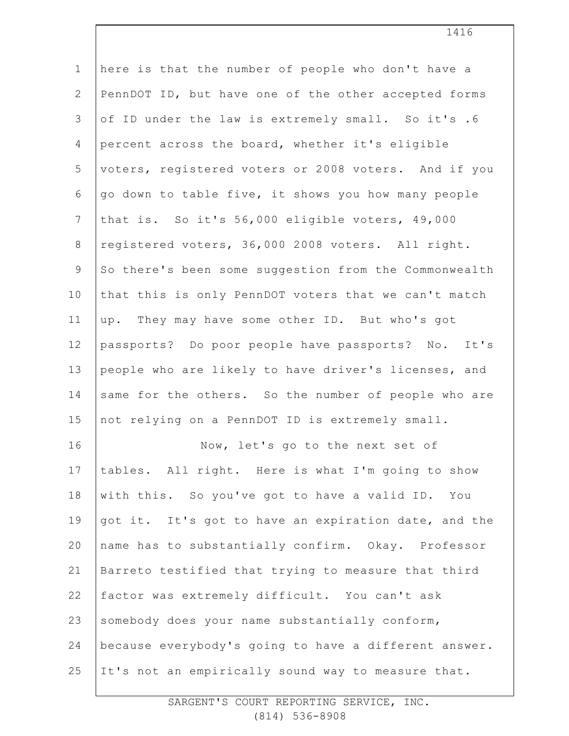here is that the number of people who don't have a PennDOT ID, but have one of the other accepted forms of ID under the law is extremely small. So it's .6 percent across the board, whether it's eligible voters, registered voters or 2008 voters. And if you go down to table five, it shows you how many people that is. So it's 56,000 eligible voters, 49,000 registered voters, 36,000 2008 voters. All right. So there's been some suggestion from the Commonwealth that this is only PennDOT voters that we can't match up. They may have some other ID. But who's got passports? Do poor people have passports? No. It's people who are likely to have driver's licenses, and same for the others. So the number of people who are not relying on a PennDOT ID is extremely small.

Now, let's go to the next set of tables. All right. Here is what I'm going to show with this. So you've got to have a valid ID. You got it. It's got to have an expiration date, and the name has to substantially confirm. Okay. Professor Barreto testified that trying to measure that third factor was extremely difficult. You can't ask somebody does your name substantially conform, because everybody's going to have a different answer. It's not an empirically sound way to measure that.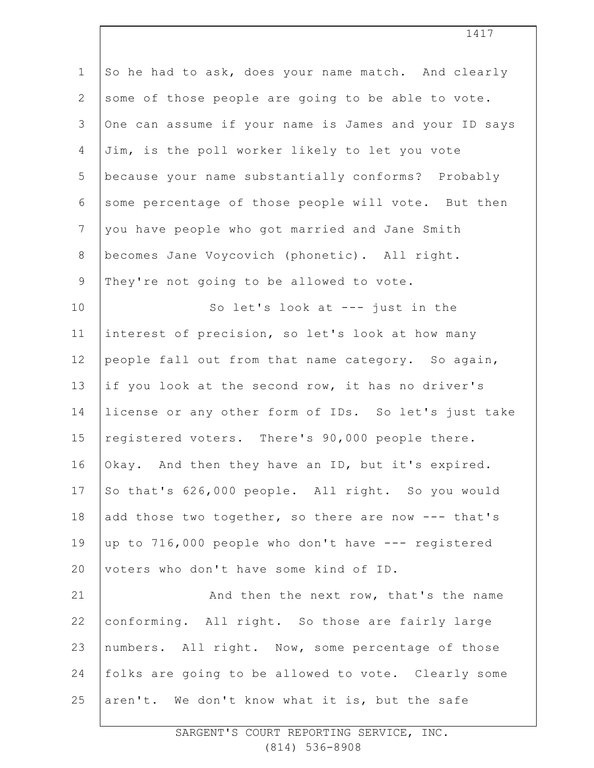So he had to ask, does your name match. And clearly some of those people are going to be able to vote. One can assume if your name is James and your ID says Jim, is the poll worker likely to let you vote because your name substantially conforms? Probably some percentage of those people will vote. But then you have people who got married and Jane Smith becomes Jane Voycovich (phonetic). All right. They're not going to be allowed to vote.

So let's look at --- just in the interest of precision, so let's look at how many people fall out from that name category. So again, if you look at the second row, it has no driver's license or any other form of IDs. So let's just take registered voters. There's 90,000 people there. Okay. And then they have an ID, but it's expired. So that's 626,000 people. All right. So you would add those two together, so there are now --- that's up to 716,000 people who don't have --- registered voters who don't have some kind of ID.

And then the next row, that's the name conforming. All right. So those are fairly large numbers. All right. Now, some percentage of those folks are going to be allowed to vote. Clearly some aren't. We don't know what it is, but the safe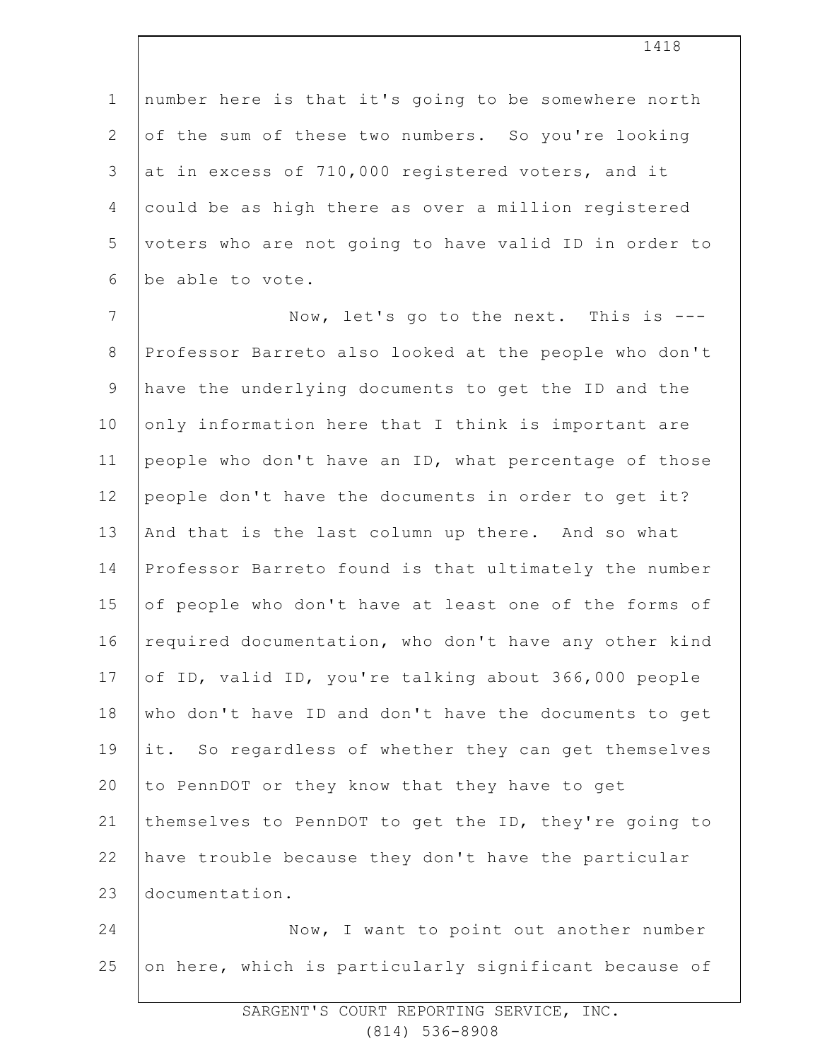number here is that it's going to be somewhere north of the sum of these two numbers. So you're looking at in excess of 710,000 registered voters, and it could be as high there as over a million registered voters who are not going to have valid ID in order to be able to vote.

Now, let's go to the next. This is --- Professor Barreto also looked at the people who don't have the underlying documents to get the ID and the only information here that I think is important are people who don't have an ID, what percentage of those people don't have the documents in order to get it? And that is the last column up there. And so what Professor Barreto found is that ultimately the number of people who don't have at least one of the forms of required documentation, who don't have any other kind of ID, valid ID, you're talking about 366,000 people who don't have ID and don't have the documents to get it. So regardless of whether they can get themselves to PennDOT or they know that they have to get themselves to PennDOT to get the ID, they're going to have trouble because they don't have the particular documentation.

Now, I want to point out another number on here, which is particularly significant because of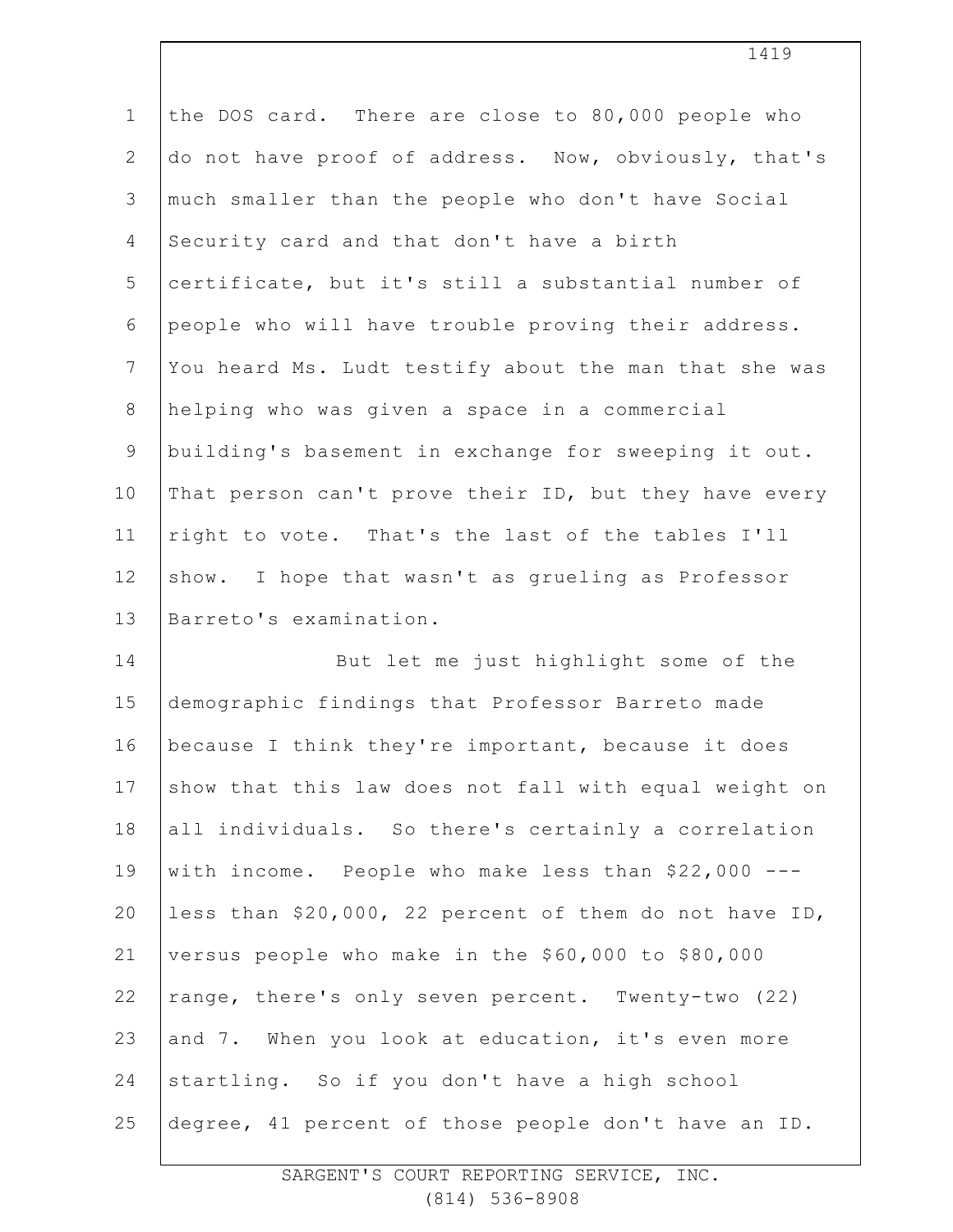the DOS card. There are close to 80,000 people who do not have proof of address. Now, obviously, that's much smaller than the people who don't have Social Security card and that don't have a birth certificate, but it's still a substantial number of people who will have trouble proving their address. You heard Ms. Ludt testify about the man that she was helping who was given a space in a commercial building's basement in exchange for sweeping it out. That person can't prove their ID, but they have every right to vote. That's the last of the tables I'll show. I hope that wasn't as grueling as Professor Barreto's examination.

But let me just highlight some of the demographic findings that Professor Barreto made because I think they're important, because it does show that this law does not fall with equal weight on all individuals. So there's certainly a correlation with income. People who make less than $22,000 --- less than $20,000, 22 percent of them do not have ID, versus people who make in the $60,000 to $80,000 range, there's only seven percent. Twenty-two (22) and 7. When you look at education, it's even more startling. So if you don't have a high school degree, 41 percent of those people don't have an ID.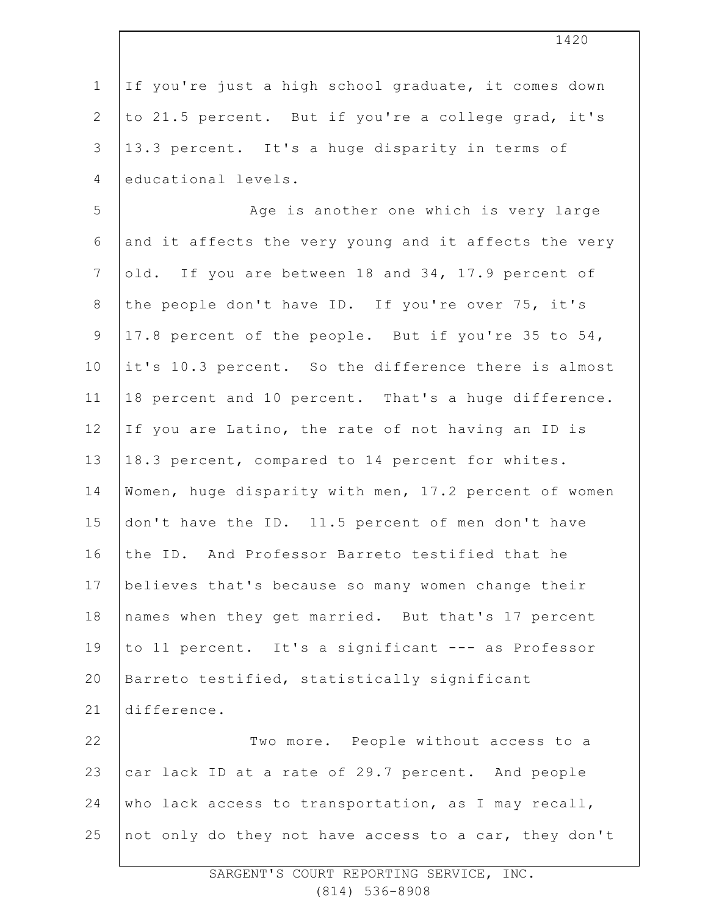If you're just a high school graduate, it comes down to 21.5 percent. But if you're a college grad, it's 13.3 percent. It's a huge disparity in terms of educational levels.

Age is another one which is very large and it affects the very young and it affects the very old. If you are between 18 and 34, 17.9 percent of the people don't have ID. If you're over 75, it's 17.8 percent of the people. But if you're 35 to 54, it's 10.3 percent. So the difference there is almost 18 percent and 10 percent. That's a huge difference. If you are Latino, the rate of not having an ID is 18.3 percent, compared to 14 percent for whites. Women, huge disparity with men, 17.2 percent of women don't have the ID. 11.5 percent of men don't have the ID. And Professor Barreto testified that he believes that's because so many women change their names when they get married. But that's 17 percent to 11 percent. It's a significant --- as Professor Barreto testified, statistically significant difference.

Two more. People without access to a car lack ID at a rate of 29.7 percent. And people who lack access to transportation, as I may recall, not only do they not have access to a car, they don't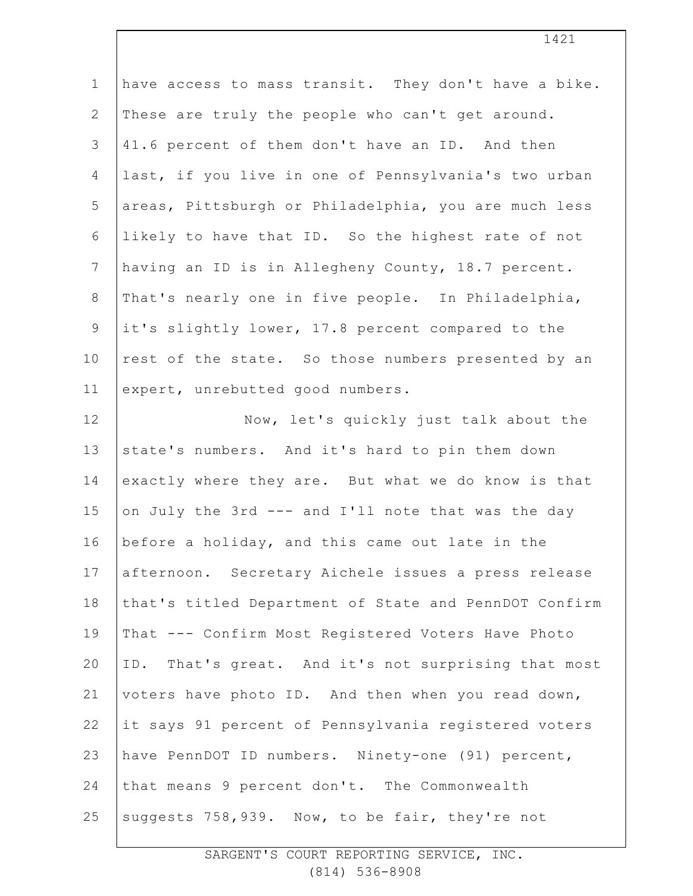have access to mass transit. They don't have a bike. These are truly the people who can't get around. 41.6 percent of them don't have an ID. And then last, if you live in one of Pennsylvania's two urban areas, Pittsburgh or Philadelphia, you are much less likely to have that ID. So the highest rate of not having an ID is in Allegheny County, 18.7 percent. That's nearly one in five people. In Philadelphia, it's slightly lower, 17.8 percent compared to the rest of the state. So those numbers presented by an expert, unrebutted good numbers.

Now, let's quickly just talk about the state's numbers. And it's hard to pin them down exactly where they are. But what we do know is that on July the 3rd --- and I'll note that was the day before a holiday, and this came out late in the afternoon. Secretary Aichele issues a press release that's titled Department of State and PennDOT Confirm That --- Confirm Most Registered Voters Have Photo ID. That's great. And it's not surprising that most voters have photo ID. And then when you read down, it says 91 percent of Pennsylvania registered voters have PennDOT ID numbers. Ninety-one (91) percent, that means 9 percent don't. The Commonwealth suggests 758,939. Now, to be fair, they're not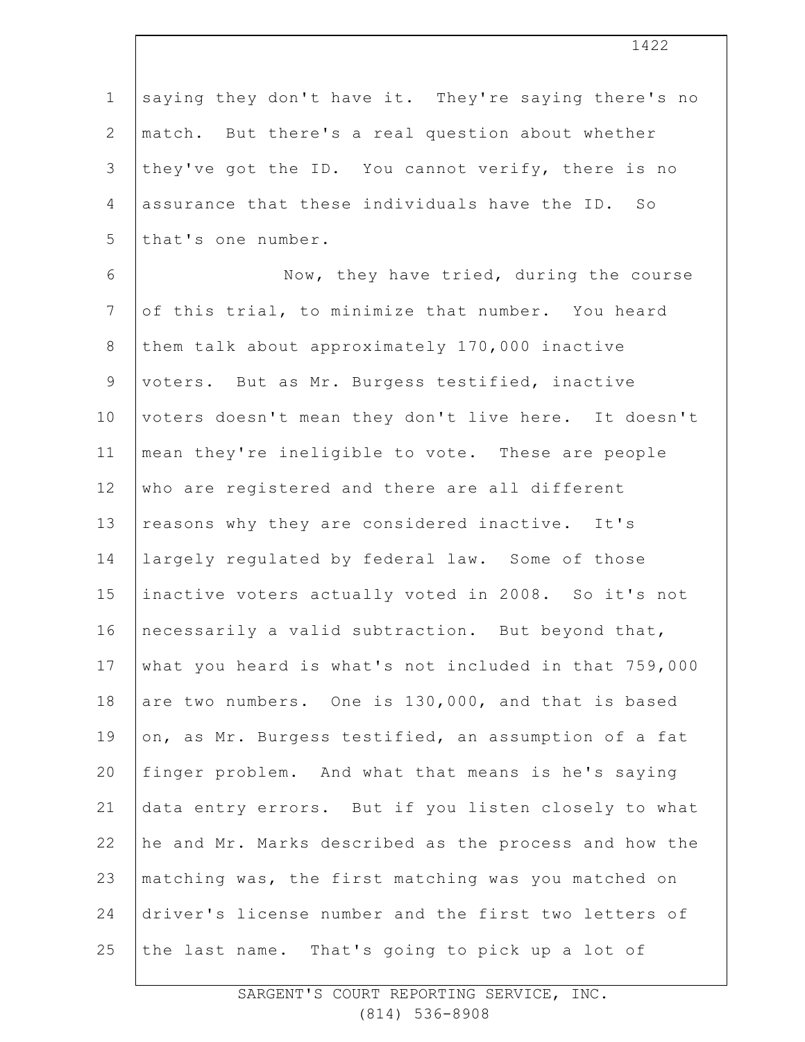saying they don't have it. They're saying there's no match. But there's a real question about whether they've got the ID. You cannot verify, there is no assurance that these individuals have the ID. So that's one number.

Now, they have tried, during the course of this trial, to minimize that number. You heard them talk about approximately 170,000 inactive voters. But as Mr. Burgess testified, inactive voters doesn't mean they don't live here. It doesn't mean they're ineligible to vote. These are people who are registered and there are all different reasons why they are considered inactive. It's largely regulated by federal law. Some of those inactive voters actually voted in 2008. So it's not necessarily a valid subtraction. But beyond that, what you heard is what's not included in that 759,000 are two numbers. One is 130,000, and that is based on, as Mr. Burgess testified, an assumption of a fat finger problem. And what that means is he's saying data entry errors. But if you listen closely to what he and Mr. Marks described as the process and how the matching was, the first matching was you matched on driver's license number and the first two letters of the last name. That's going to pick up a lot of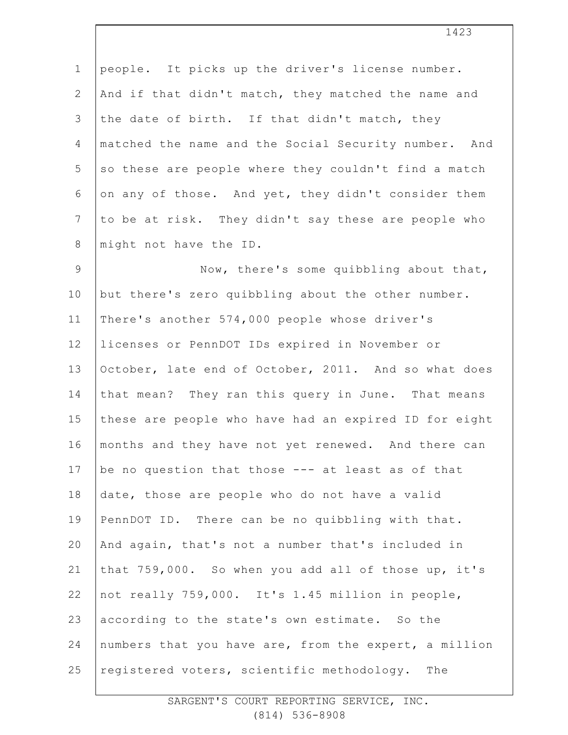people. It picks up the driver's license number. And if that didn't match, they matched the name and the date of birth. If that didn't match, they matched the name and the Social Security number. And so these are people where they couldn't find a match on any of those. And yet, they didn't consider them to be at risk. They didn't say these are people who might not have the ID.

Now, there's some quibbling about that, but there's zero quibbling about the other number. There's another 574,000 people whose driver's licenses or PennDOT IDs expired in November or October, late end of October, 2011. And so what does that mean? They ran this query in June. That means these are people who have had an expired ID for eight months and they have not yet renewed. And there can be no question that those --- at least as of that date, those are people who do not have a valid PennDOT ID. There can be no quibbling with that. And again, that's not a number that's included in that 759,000. So when you add all of those up, it's not really 759,000. It's 1.45 million in people, according to the state's own estimate. So the numbers that you have are, from the expert, a million registered voters, scientific methodology. The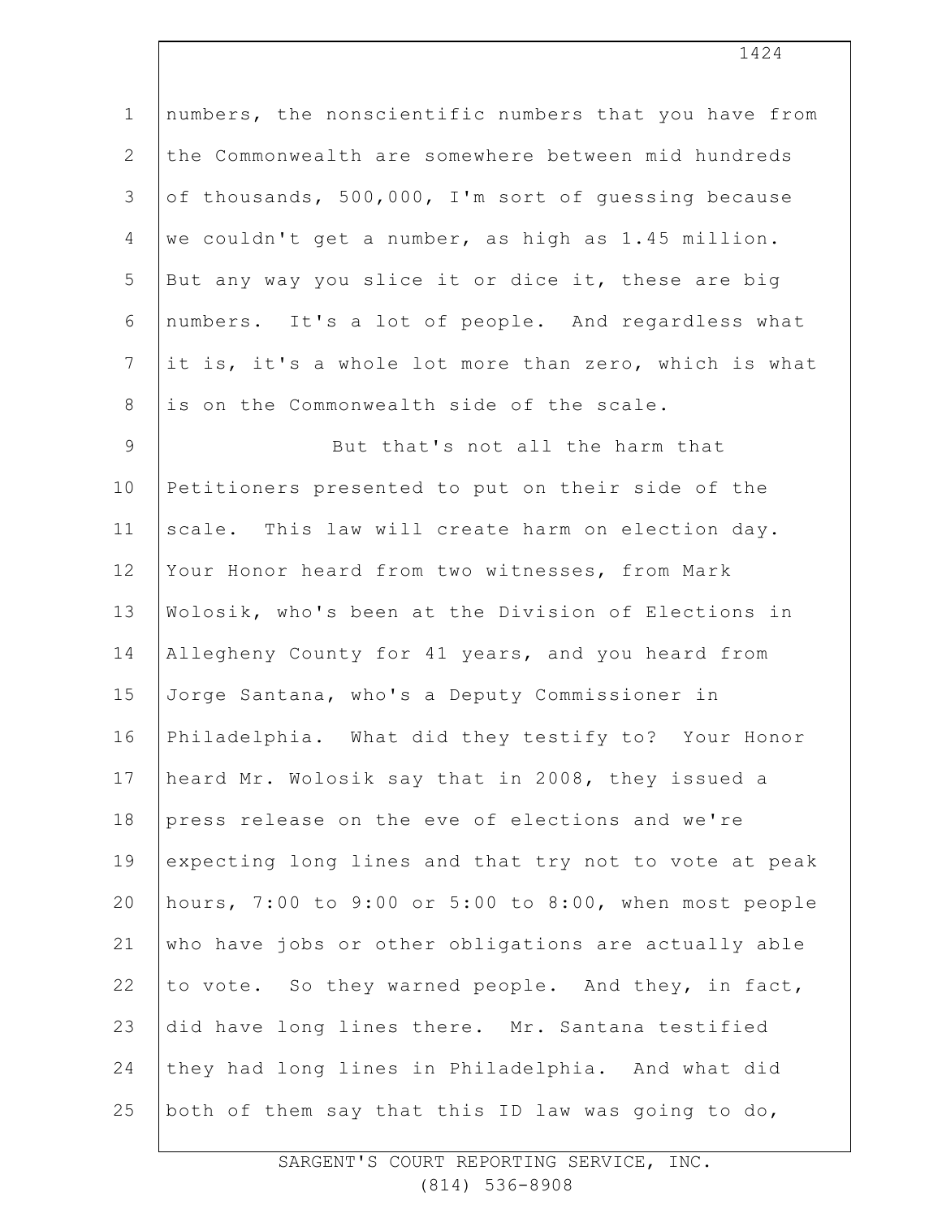numbers, the nonscientific numbers that you have from the Commonwealth are somewhere between mid hundreds of thousands, 500,000, I'm sort of guessing because we couldn't get a number, as high as 1.45 million. But any way you slice it or dice it, these are big numbers. It's a lot of people. And regardless what it is, it's a whole lot more than zero, which is what is on the Commonwealth side of the scale.

But that's not all the harm that Petitioners presented to put on their side of the scale. This law will create harm on election day. Your Honor heard from two witnesses, from Mark Wolosik, who's been at the Division of Elections in Allegheny County for 41 years, and you heard from Jorge Santana, who's a Deputy Commissioner in Philadelphia. What did they testify to? Your Honor heard Mr. Wolosik say that in 2008, they issued a press release on the eve of elections and we're expecting long lines and that try not to vote at peak hours, 7:00 to 9:00 or 5:00 to 8:00, when most people who have jobs or other obligations are actually able to vote. So they warned people. And they, in fact, did have long lines there. Mr. Santana testified they had long lines in Philadelphia. And what did both of them say that this ID law was going to do,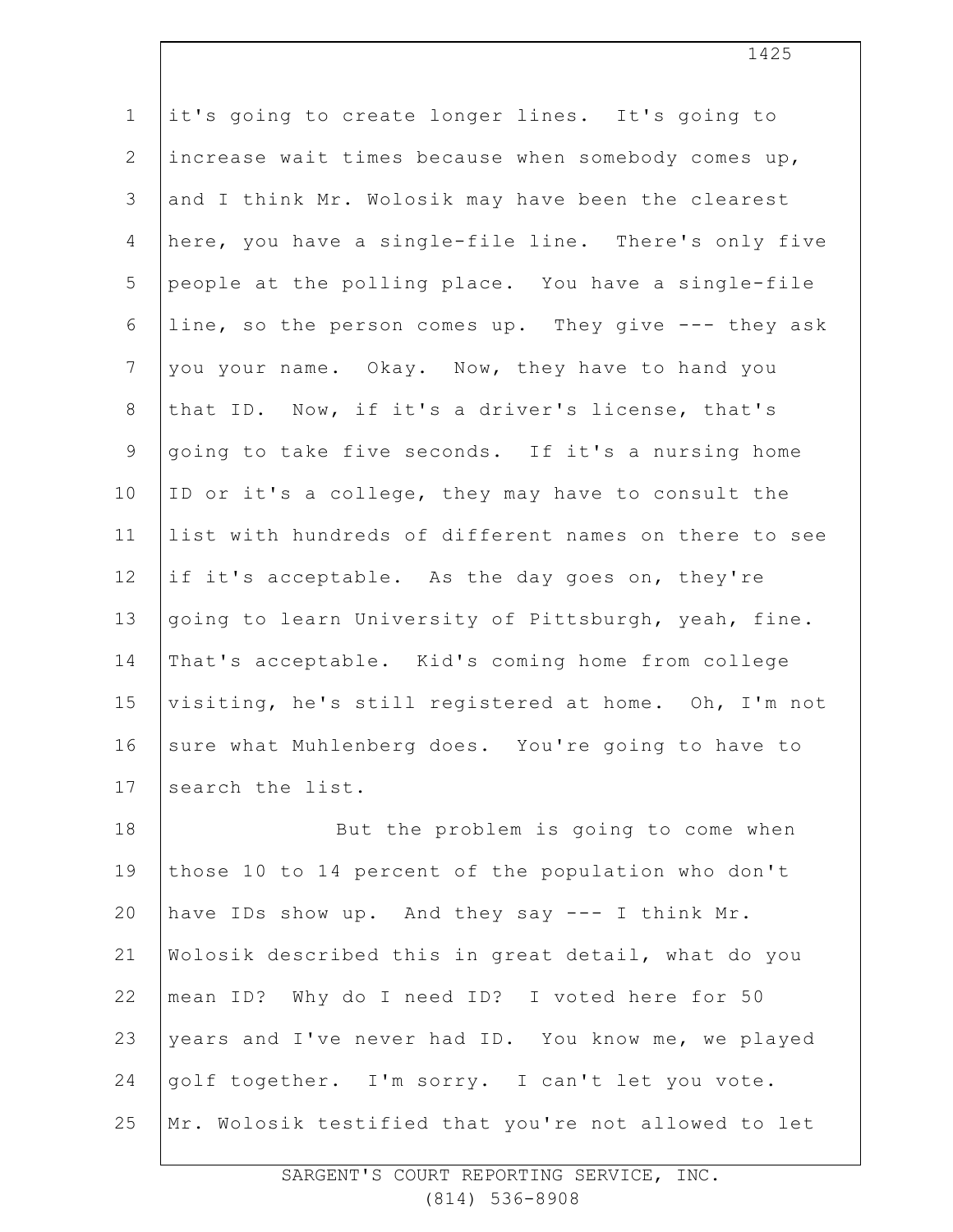it's going to create longer lines. It's going to increase wait times because when somebody comes up, and I think Mr. Wolosik may have been the clearest here, you have a single-file line. There's only five people at the polling place. You have a single-file line, so the person comes up. They give --- they ask you your name. Okay. Now, they have to hand you that ID. Now, if it's a driver's license, that's going to take five seconds. If it's a nursing home ID or it's a college, they may have to consult the list with hundreds of different names on there to see if it's acceptable. As the day goes on, they're going to learn University of Pittsburgh, yeah, fine. That's acceptable. Kid's coming home from college visiting, he's still registered at home. Oh, I'm not sure what Muhlenberg does. You're going to have to search the list.

But the problem is going to come when those 10 to 14 percent of the population who don't have IDs show up. And they say --- I think Mr. Wolosik described this in great detail, what do you mean ID? Why do I need ID? I voted here for 50 years and I've never had ID. You know me, we played golf together. I'm sorry. I can't let you vote. Mr. Wolosik testified that you're not allowed to let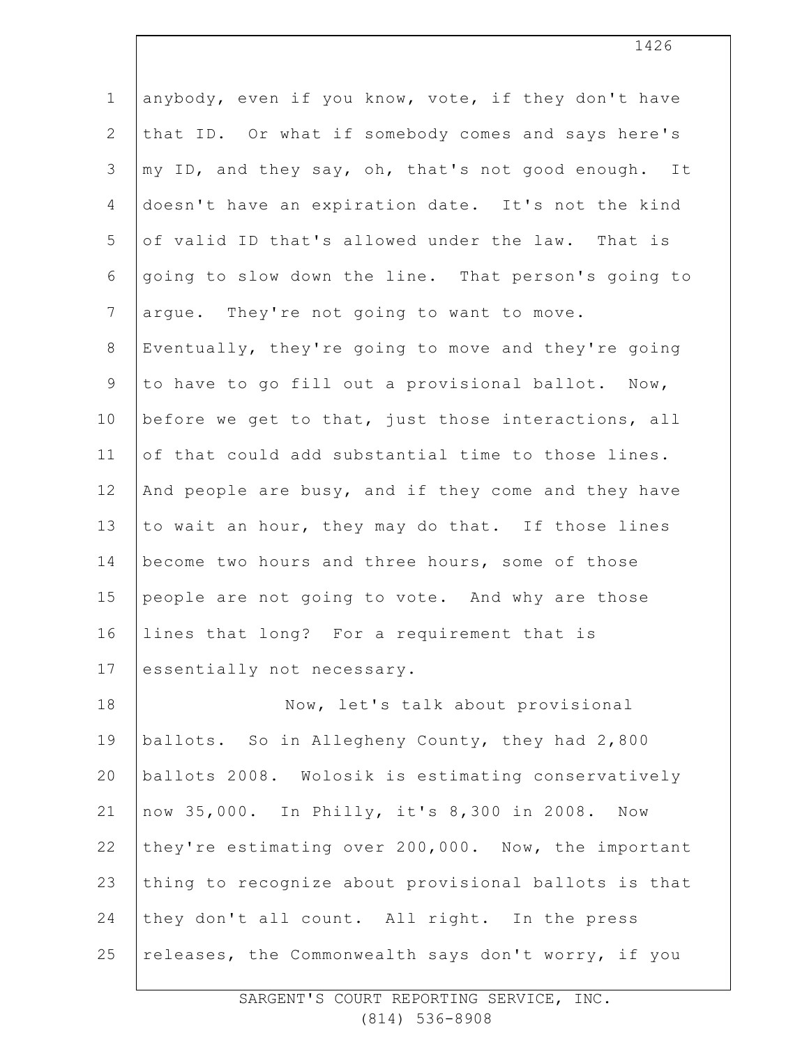anybody, even if you know, vote, if they don't have that ID. Or what if somebody comes and says here's my ID, and they say, oh, that's not good enough. It doesn't have an expiration date. It's not the kind of valid ID that's allowed under the law. That is going to slow down the line. That person's going to argue. They're not going to want to move. Eventually, they're going to move and they're going to have to go fill out a provisional ballot. Now, before we get to that, just those interactions, all of that could add substantial time to those lines. And people are busy, and if they come and they have to wait an hour, they may do that. If those lines become two hours and three hours, some of those people are not going to vote. And why are those lines that long? For a requirement that is essentially not necessary.

Now, let's talk about provisional ballots. So in Allegheny County, they had 2,800 ballots 2008. Wolosik is estimating conservatively now 35,000. In Philly, it's 8,300 in 2008. Now they're estimating over 200,000. Now, the important thing to recognize about provisional ballots is that they don't all count. All right. In the press releases, the Commonwealth says don't worry, if you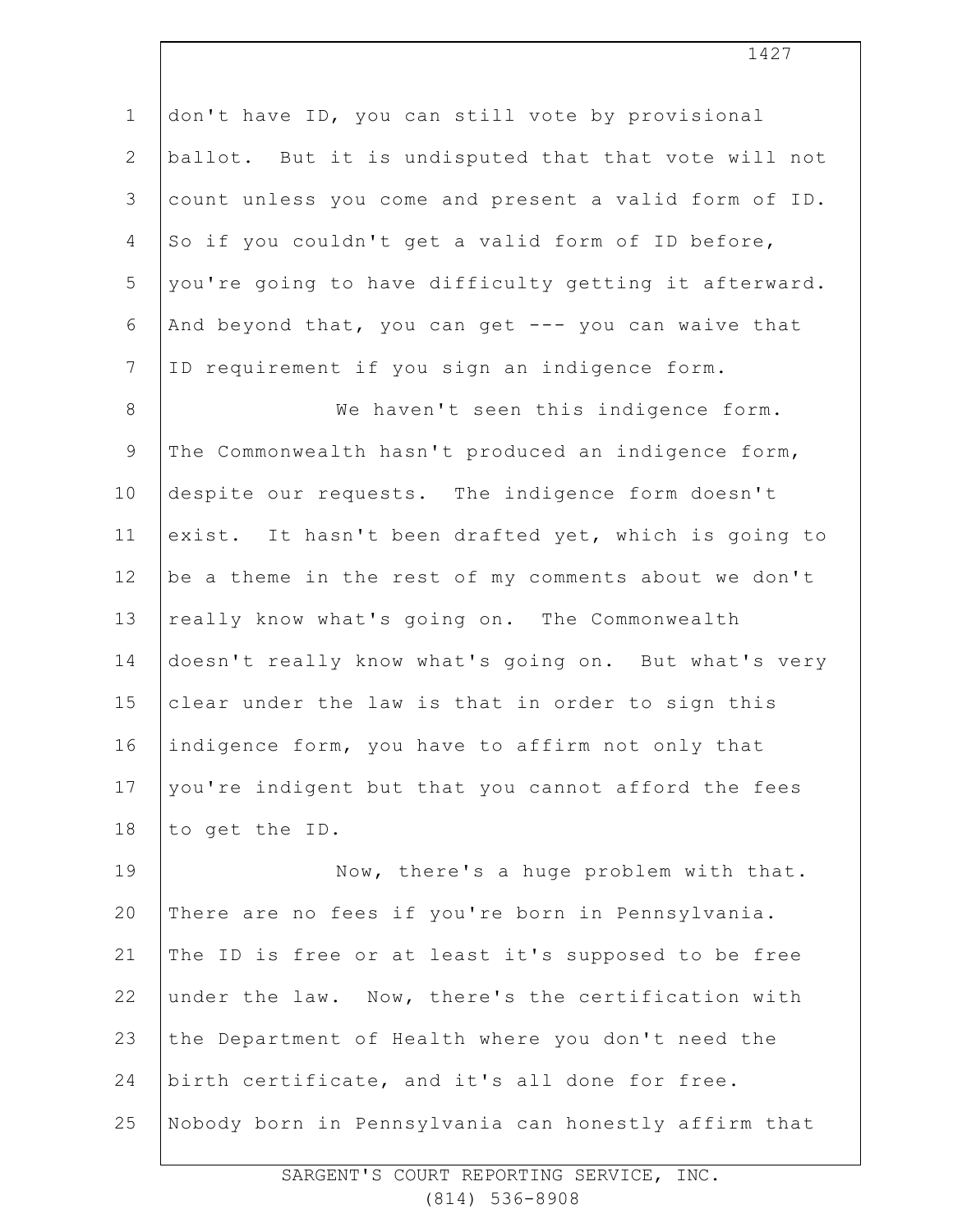don't have ID, you can still vote by provisional ballot. But it is undisputed that that vote will not count unless you come and present a valid form of ID. So if you couldn't get a valid form of ID before, you're going to have difficulty getting it afterward. And beyond that, you can get --- you can waive that ID requirement if you sign an indigence form.

We haven't seen this indigence form. The Commonwealth hasn't produced an indigence form, despite our requests. The indigence form doesn't exist. It hasn't been drafted yet, which is going to be a theme in the rest of my comments about we don't really know what's going on. The Commonwealth doesn't really know what's going on. But what's very clear under the law is that in order to sign this indigence form, you have to affirm not only that you're indigent but that you cannot afford the fees to get the ID.

Now, there's a huge problem with that. There are no fees if you're born in Pennsylvania. The ID is free or at least it's supposed to be free under the law. Now, there's the certification with the Department of Health where you don't need the birth certificate, and it's all done for free. Nobody born in Pennsylvania can honestly affirm that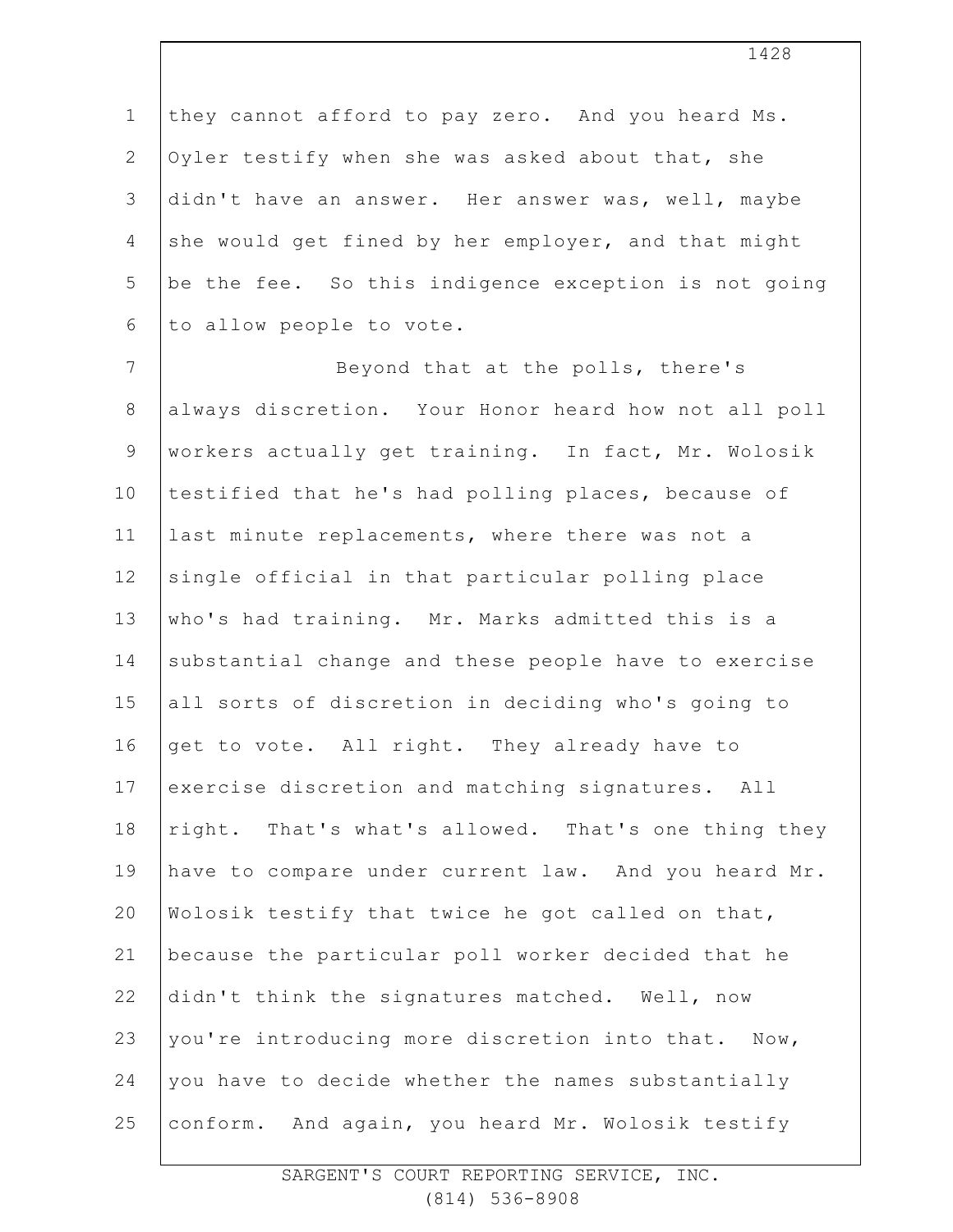they cannot afford to pay zero. And you heard Ms. Oyler testify when she was asked about that, she didn't have an answer. Her answer was, well, maybe she would get fined by her employer, and that might be the fee. So this indigence exception is not going to allow people to vote.

Beyond that at the polls, there's always discretion. Your Honor heard how not all poll workers actually get training. In fact, Mr. Wolosik testified that he's had polling places, because of last minute replacements, where there was not a single official in that particular polling place who's had training. Mr. Marks admitted this is a substantial change and these people have to exercise all sorts of discretion in deciding who's going to get to vote. All right. They already have to exercise discretion and matching signatures. All right. That's what's allowed. That's one thing they have to compare under current law. And you heard Mr. Wolosik testify that twice he got called on that, because the particular poll worker decided that he didn't think the signatures matched. Well, now you're introducing more discretion into that. Now, you have to decide whether the names substantially conform. And again, you heard Mr. Wolosik testify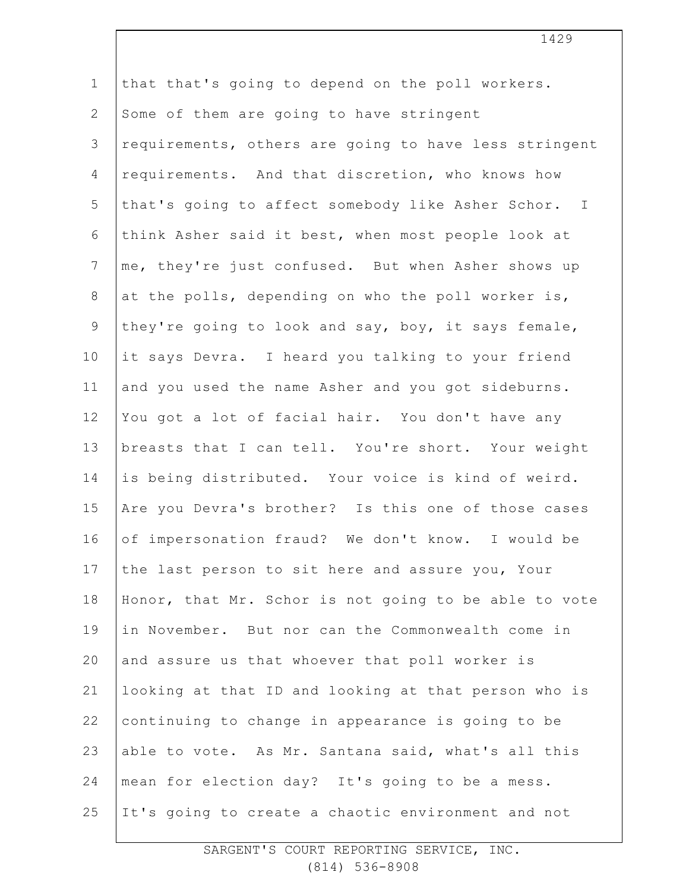that that's going to depend on the poll workers. Some of them are going to have stringent requirements, others are going to have less stringent requirements. And that discretion, who knows how that's going to affect somebody like Asher Schor. I think Asher said it best, when most people look at me, they're just confused. But when Asher shows up at the polls, depending on who the poll worker is, they're going to look and say, boy, it says female, it says Devra. I heard you talking to your friend and you used the name Asher and you got sideburns. You got a lot of facial hair. You don't have any breasts that I can tell. You're short. Your weight is being distributed. Your voice is kind of weird. Are you Devra's brother? Is this one of those cases of impersonation fraud? We don't know. I would be the last person to sit here and assure you, Your Honor, that Mr. Schor is not going to be able to vote in November. But nor can the Commonwealth come in and assure us that whoever that poll worker is looking at that ID and looking at that person who is continuing to change in appearance is going to be able to vote. As Mr. Santana said, what's all this mean for election day? It's going to be a mess. It's going to create a chaotic environment and not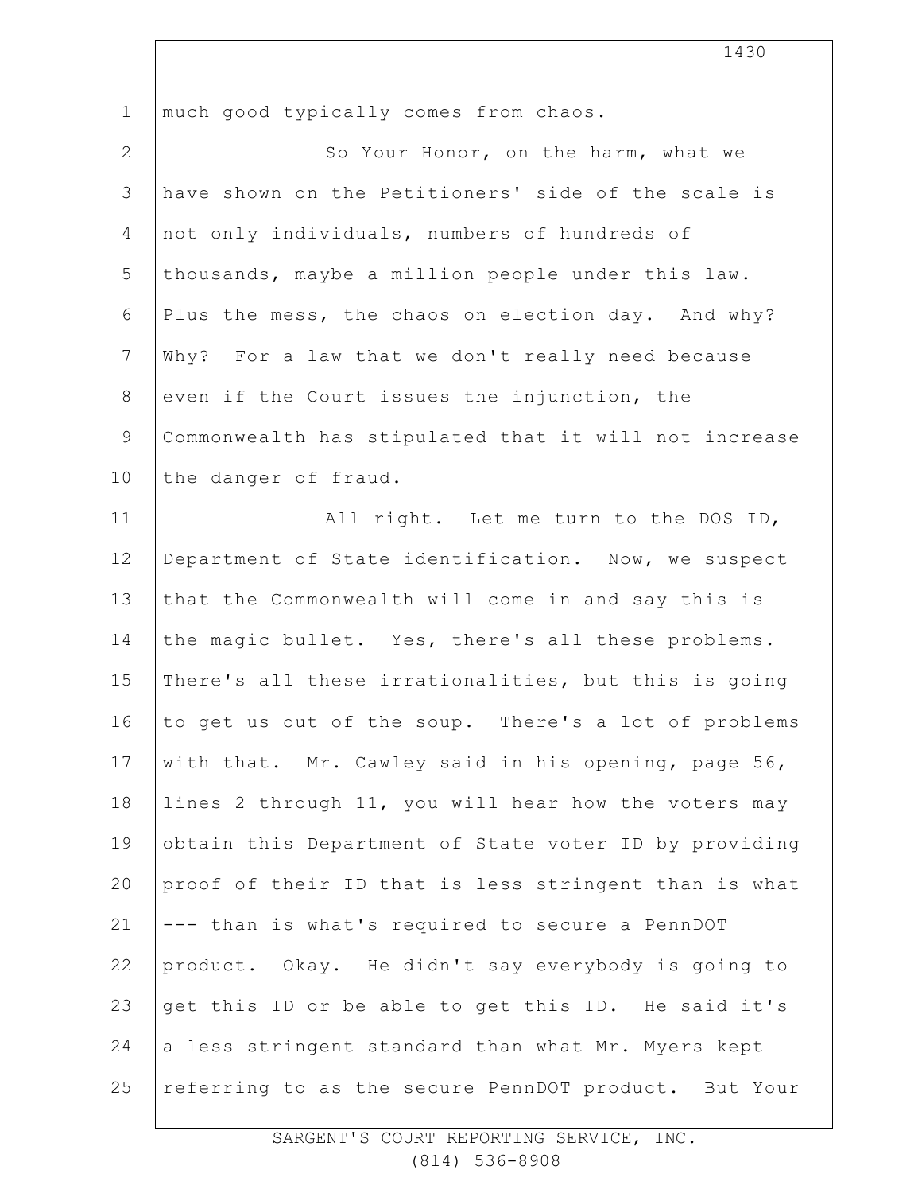much good typically comes from chaos.

So Your Honor, on the harm, what we have shown on the Petitioners' side of the scale is not only individuals, numbers of hundreds of thousands, maybe a million people under this law. Plus the mess, the chaos on election day. And why? Why? For a law that we don't really need because even if the Court issues the injunction, the Commonwealth has stipulated that it will not increase the danger of fraud.

All right. Let me turn to the DOS ID, Department of State identification. Now, we suspect that the Commonwealth will come in and say this is the magic bullet. Yes, there's all these problems. There's all these irrationalities, but this is going to get us out of the soup. There's a lot of problems with that. Mr. Cawley said in his opening, page 56, lines 2 through 11, you will hear how the voters may obtain this Department of State voter ID by providing proof of their ID that is less stringent than is what --- than is what's required to secure a PennDOT product. Okay. He didn't say everybody is going to get this ID or be able to get this ID. He said it's a less stringent standard than what Mr. Myers kept referring to as the secure PennDOT product. But Your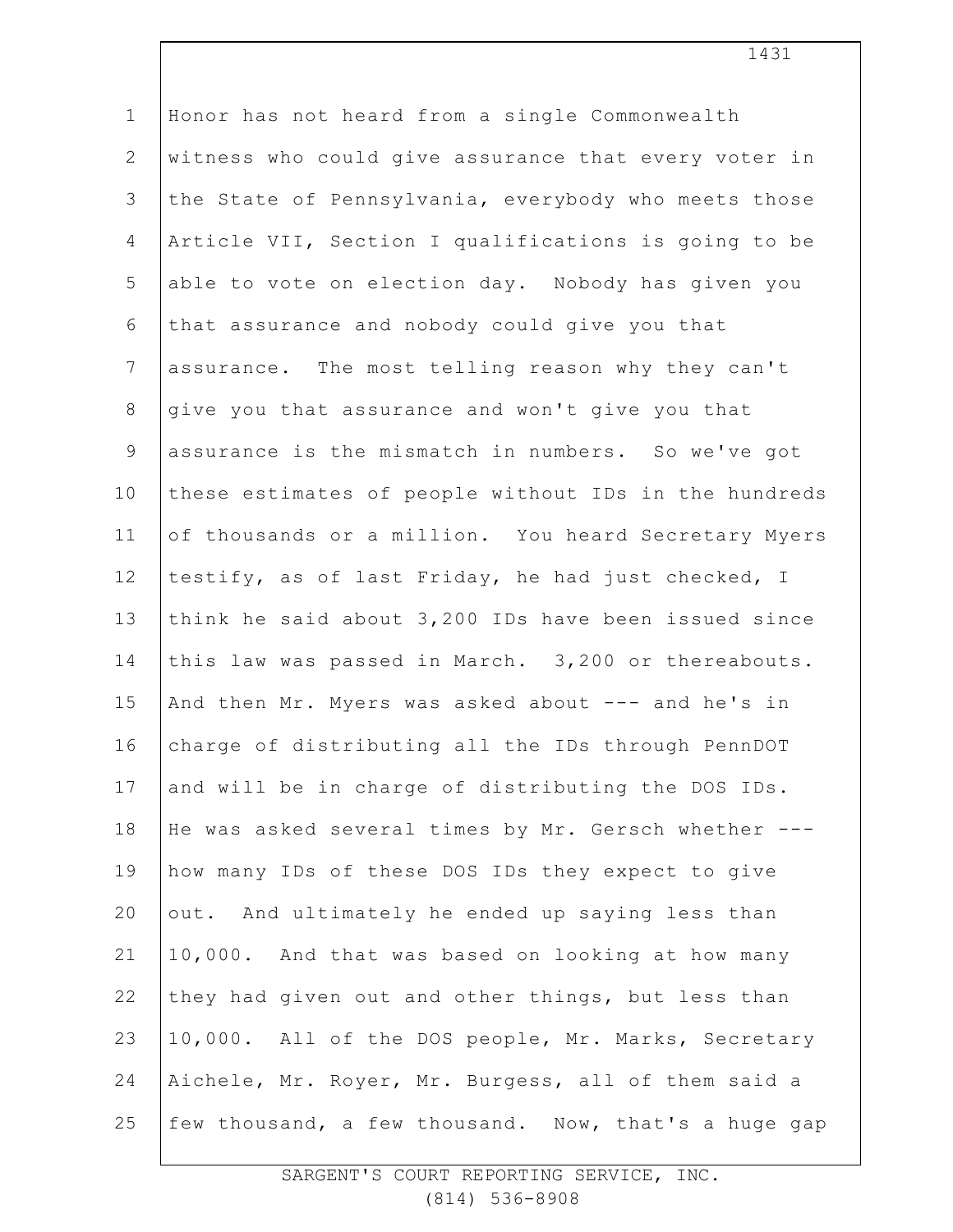Honor has not heard from a single Commonwealth witness who could give assurance that every voter in the State of Pennsylvania, everybody who meets those Article VII, Section I qualifications is going to be able to vote on election day. Nobody has given you that assurance and nobody could give you that assurance. The most telling reason why they can't give you that assurance and won't give you that assurance is the mismatch in numbers. So we've got these estimates of people without IDs in the hundreds of thousands or a million. You heard Secretary Myers testify, as of last Friday, he had just checked, I think he said about 3,200 IDs have been issued since this law was passed in March. 3,200 or thereabouts. And then Mr. Myers was asked about --- and he's in charge of distributing all the IDs through PennDOT and will be in charge of distributing the DOS IDs. He was asked several times by Mr. Gersch whether --- how many IDs of these DOS IDs they expect to give out. And ultimately he ended up saying less than 10,000. And that was based on looking at how many they had given out and other things, but less than 10,000. All of the DOS people, Mr. Marks, Secretary Aichele, Mr. Royer, Mr. Burgess, all of them said a few thousand, a few thousand. Now, that's a huge gap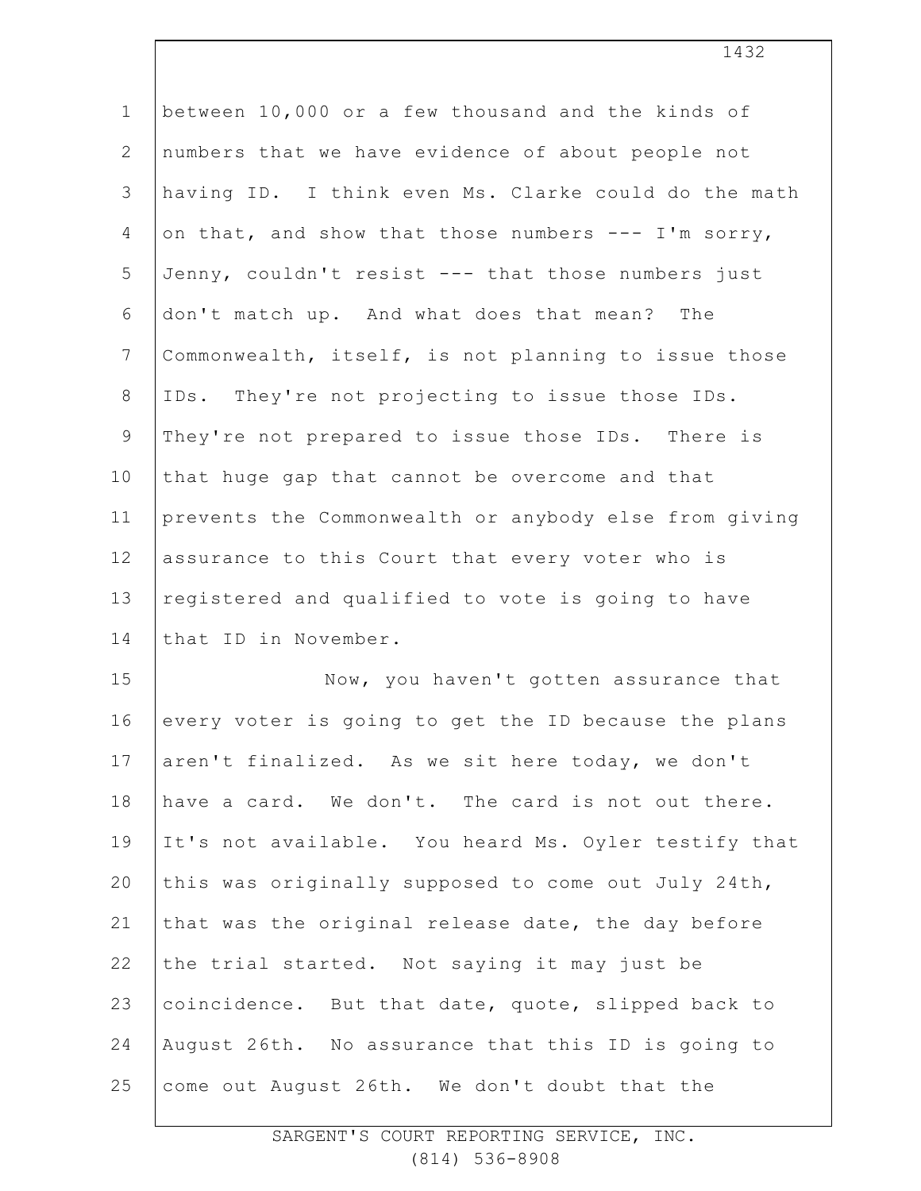between 10,000 or a few thousand and the kinds of numbers that we have evidence of about people not having ID. I think even Ms. Clarke could do the math on that, and show that those numbers --- I'm sorry, Jenny, couldn't resist --- that those numbers just don't match up. And what does that mean? The Commonwealth, itself, is not planning to issue those IDs. They're not projecting to issue those IDs. They're not prepared to issue those IDs. There is that huge gap that cannot be overcome and that prevents the Commonwealth or anybody else from giving assurance to this Court that every voter who is registered and qualified to vote is going to have that ID in November.

Now, you haven't gotten assurance that every voter is going to get the ID because the plans aren't finalized. As we sit here today, we don't have a card. We don't. The card is not out there. It's not available. You heard Ms. Oyler testify that this was originally supposed to come out July 24th, that was the original release date, the day before the trial started. Not saying it may just be coincidence. But that date, quote, slipped back to August 26th. No assurance that this ID is going to come out August 26th. We don't doubt that the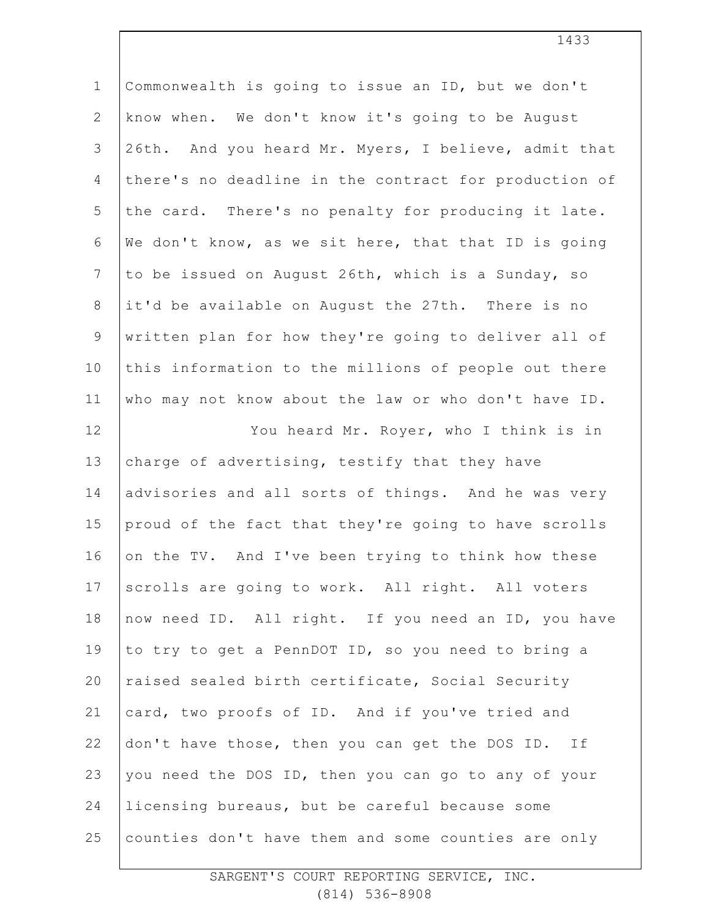Commonwealth is going to issue an ID, but we don't know when. We don't know it's going to be August 26th. And you heard Mr. Myers, I believe, admit that there's no deadline in the contract for production of the card. There's no penalty for producing it late. We don't know, as we sit here, that that ID is going to be issued on August 26th, which is a Sunday, so it'd be available on August the 27th. There is no written plan for how they're going to deliver all of this information to the millions of people out there who may not know about the law or who don't have ID.

You heard Mr. Royer, who I think is in charge of advertising, testify that they have advisories and all sorts of things. And he was very proud of the fact that they're going to have scrolls on the TV. And I've been trying to think how these scrolls are going to work. All right. All voters now need ID. All right. If you need an ID, you have to try to get a PennDOT ID, so you need to bring a raised sealed birth certificate, Social Security card, two proofs of ID. And if you've tried and don't have those, then you can get the DOS ID. If you need the DOS ID, then you can go to any of your licensing bureaus, but be careful because some counties don't have them and some counties are only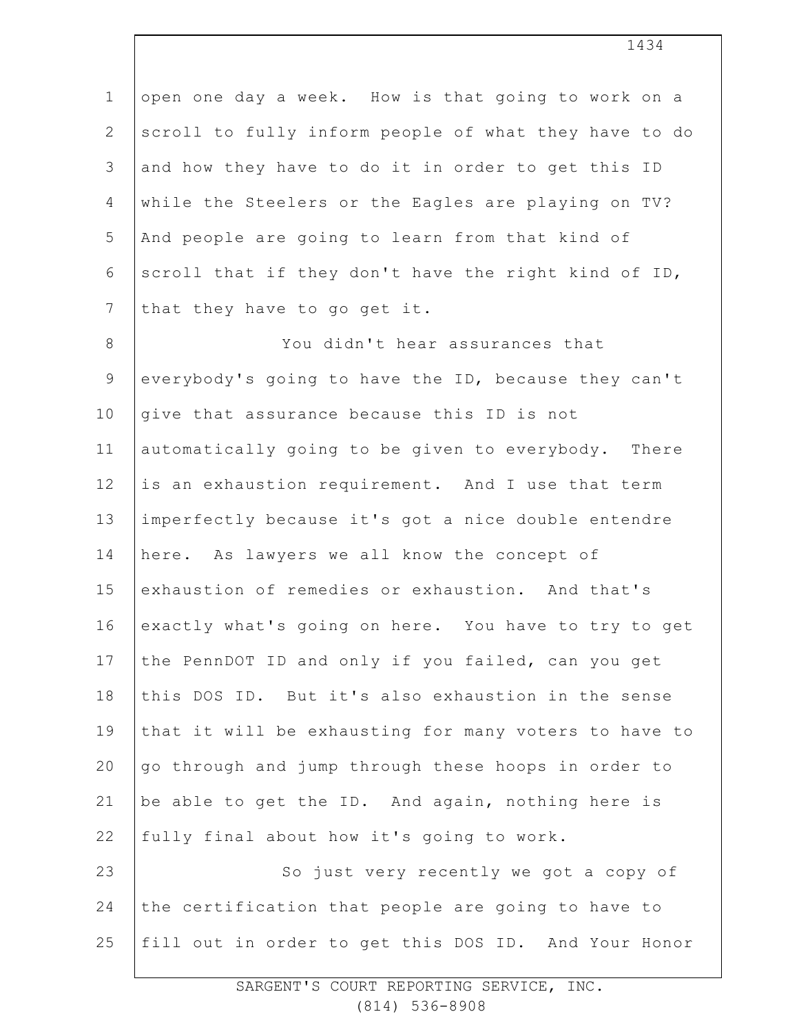open one day a week. How is that going to work on a scroll to fully inform people of what they have to do and how they have to do it in order to get this ID while the Steelers or the Eagles are playing on TV? And people are going to learn from that kind of scroll that if they don't have the right kind of ID, that they have to go get it.

You didn't hear assurances that everybody's going to have the ID, because they can't give that assurance because this ID is not automatically going to be given to everybody. There is an exhaustion requirement. And I use that term imperfectly because it's got a nice double entendre here. As lawyers we all know the concept of exhaustion of remedies or exhaustion. And that's exactly what's going on here. You have to try to get the PennDOT ID and only if you failed, can you get this DOS ID. But it's also exhaustion in the sense that it will be exhausting for many voters to have to go through and jump through these hoops in order to be able to get the ID. And again, nothing here is fully final about how it's going to work.

So just very recently we got a copy of the certification that people are going to have to fill out in order to get this DOS ID. And Your Honor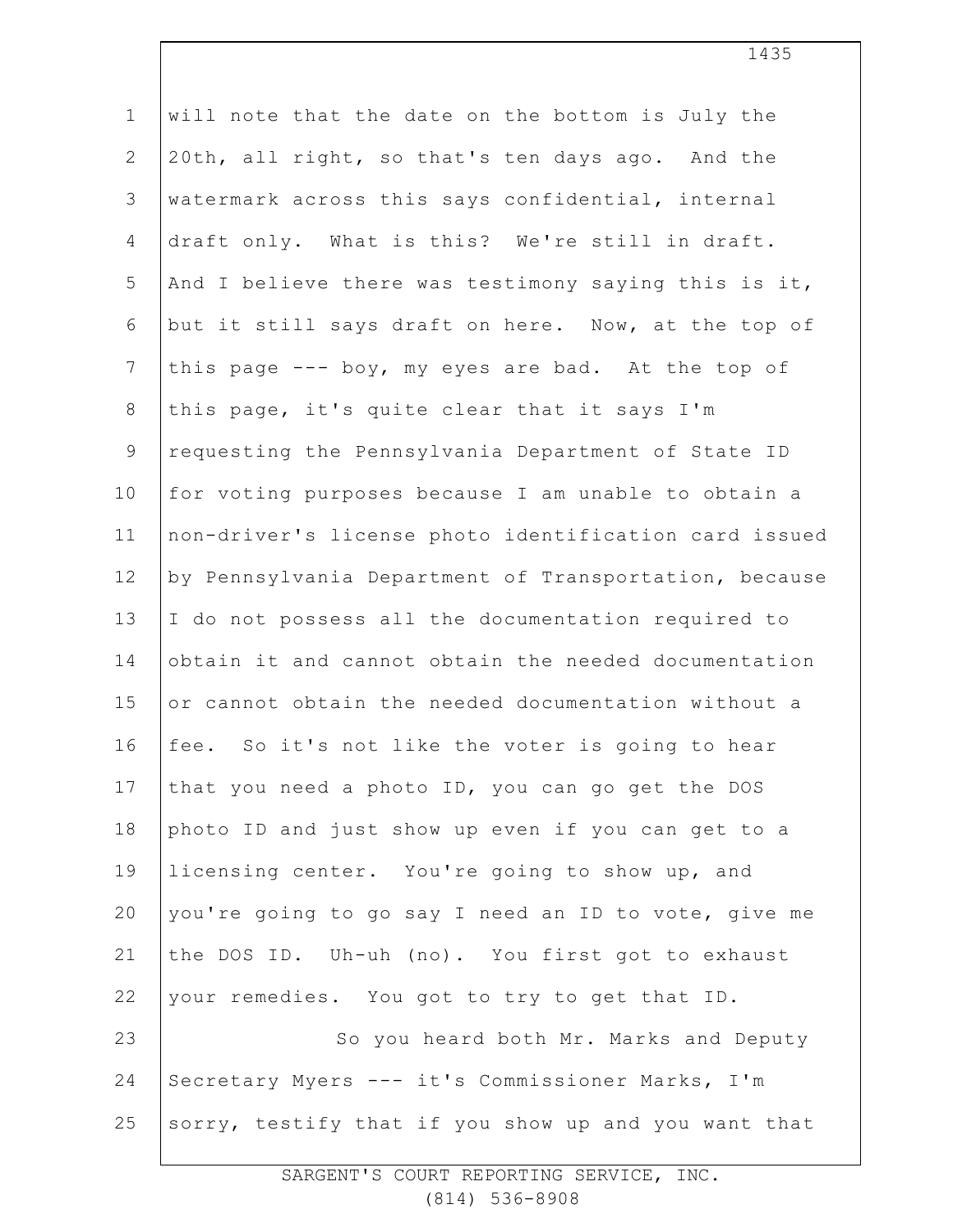will note that the date on the bottom is July the 20th, all right, so that's ten days ago. And the watermark across this says confidential, internal draft only. What is this? We're still in draft. And I believe there was testimony saying this is it, but it still says draft on here. Now, at the top of this page --- boy, my eyes are bad. At the top of this page, it's quite clear that it says I'm requesting the Pennsylvania Department of State ID for voting purposes because I am unable to obtain a non-driver's license photo identification card issued by Pennsylvania Department of Transportation, because I do not possess all the documentation required to obtain it and cannot obtain the needed documentation or cannot obtain the needed documentation without a fee. So it's not like the voter is going to hear that you need a photo ID, you can go get the DOS photo ID and just show up even if you can get to a licensing center. You're going to show up, and you're going to go say I need an ID to vote, give me the DOS ID. Uh-uh (no). You first got to exhaust your remedies. You got to try to get that ID.

So you heard both Mr. Marks and Deputy Secretary Myers --- it's Commissioner Marks, I'm sorry, testify that if you show up and you want that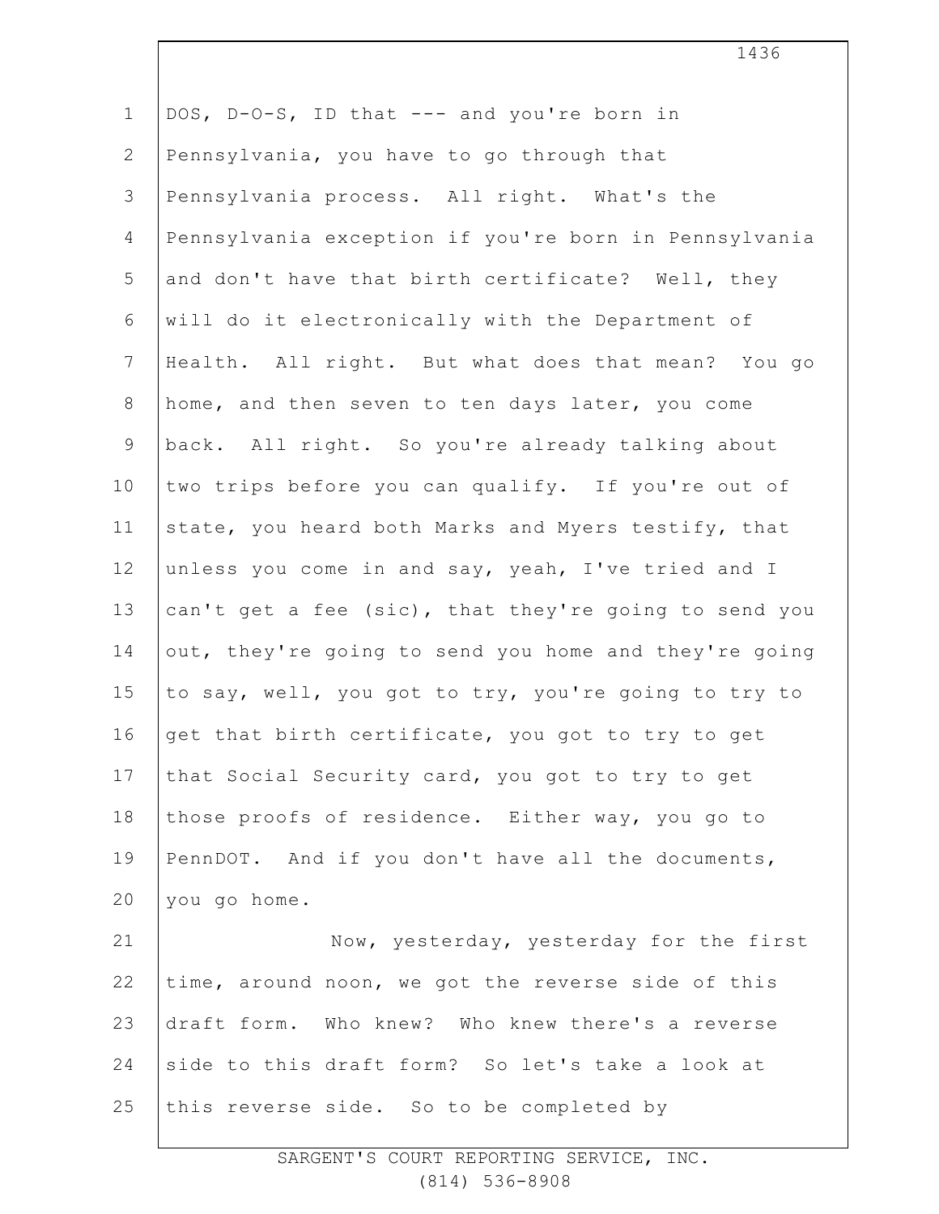DOS, D-O-S, ID that --- and you're born in Pennsylvania, you have to go through that Pennsylvania process. All right. What's the Pennsylvania exception if you're born in Pennsylvania and don't have that birth certificate? Well, they will do it electronically with the Department of Health. All right. But what does that mean? You go home, and then seven to ten days later, you come back. All right. So you're already talking about two trips before you can qualify. If you're out of state, you heard both Marks and Myers testify, that unless you come in and say, yeah, I've tried and I can't get a fee (sic), that they're going to send you out, they're going to send you home and they're going to say, well, you got to try, you're going to try to get that birth certificate, you got to try to get that Social Security card, you got to try to get those proofs of residence. Either way, you go to PennDOT. And if you don't have all the documents, you go home.

Now, yesterday, yesterday for the first time, around noon, we got the reverse side of this draft form. Who knew? Who knew there's a reverse side to this draft form? So let's take a look at this reverse side. So to be completed by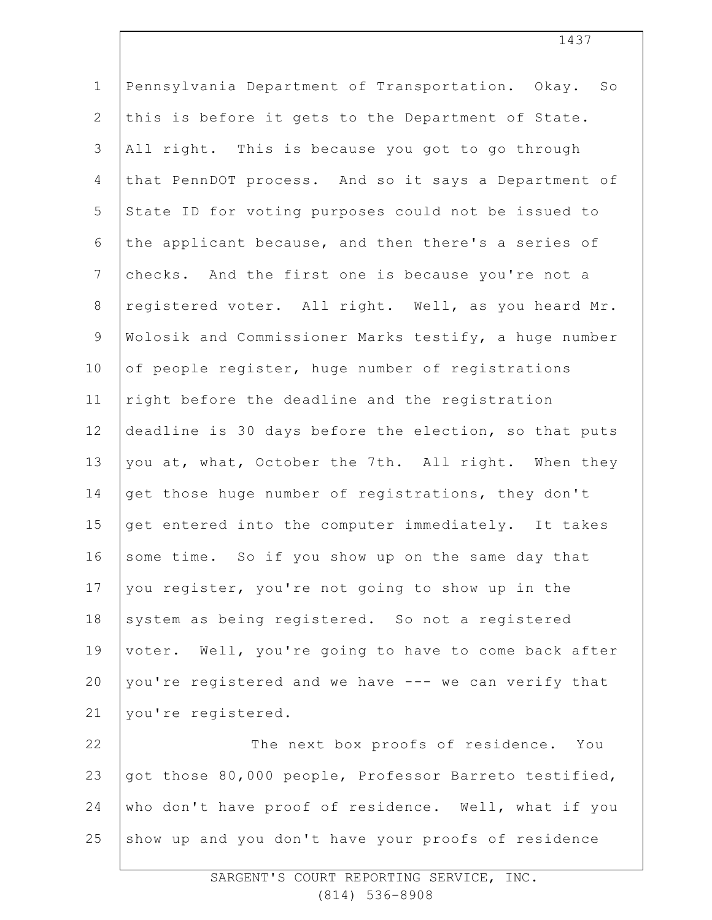Pennsylvania Department of Transportation. Okay. So this is before it gets to the Department of State. All right. This is because you got to go through that PennDOT process. And so it says a Department of State ID for voting purposes could not be issued to the applicant because, and then there's a series of checks. And the first one is because you're not a registered voter. All right. Well, as you heard Mr. Wolosik and Commissioner Marks testify, a huge number of people register, huge number of registrations right before the deadline and the registration deadline is 30 days before the election, so that puts you at, what, October the 7th. All right. When they get those huge number of registrations, they don't get entered into the computer immediately. It takes some time. So if you show up on the same day that you register, you're not going to show up in the system as being registered. So not a registered voter. Well, you're going to have to come back after you're registered and we have --- we can verify that you're registered.

The next box proofs of residence. You got those 80,000 people, Professor Barreto testified, who don't have proof of residence. Well, what if you show up and you don't have your proofs of residence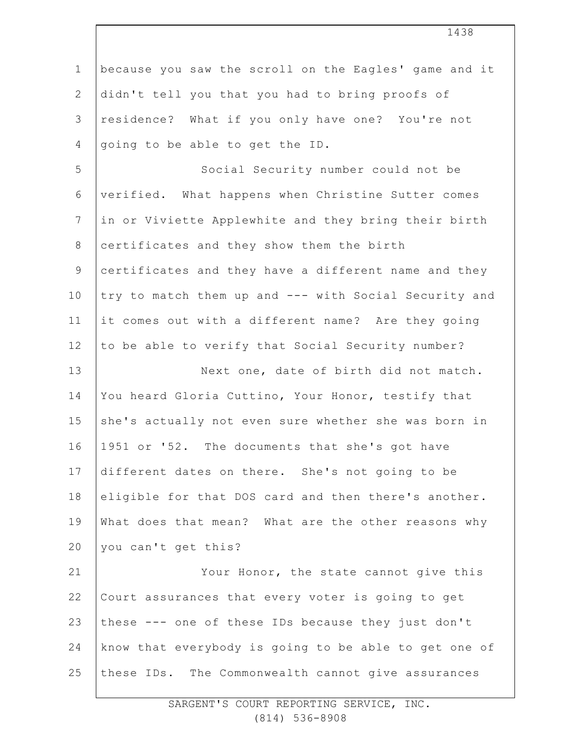because you saw the scroll on the Eagles' game and it didn't tell you that you had to bring proofs of residence? What if you only have one? You're not going to be able to get the ID.

Social Security number could not be verified. What happens when Christine Sutter comes in or Viviette Applewhite and they bring their birth certificates and they show them the birth certificates and they have a different name and they try to match them up and --- with Social Security and it comes out with a different name? Are they going to be able to verify that Social Security number?

Next one, date of birth did not match. You heard Gloria Cuttino, Your Honor, testify that she's actually not even sure whether she was born in 1951 or '52. The documents that she's got have different dates on there. She's not going to be eligible for that DOS card and then there's another. What does that mean? What are the other reasons why you can't get this?

Your Honor, the state cannot give this Court assurances that every voter is going to get these --- one of these IDs because they just don't know that everybody is going to be able to get one of these IDs. The Commonwealth cannot give assurances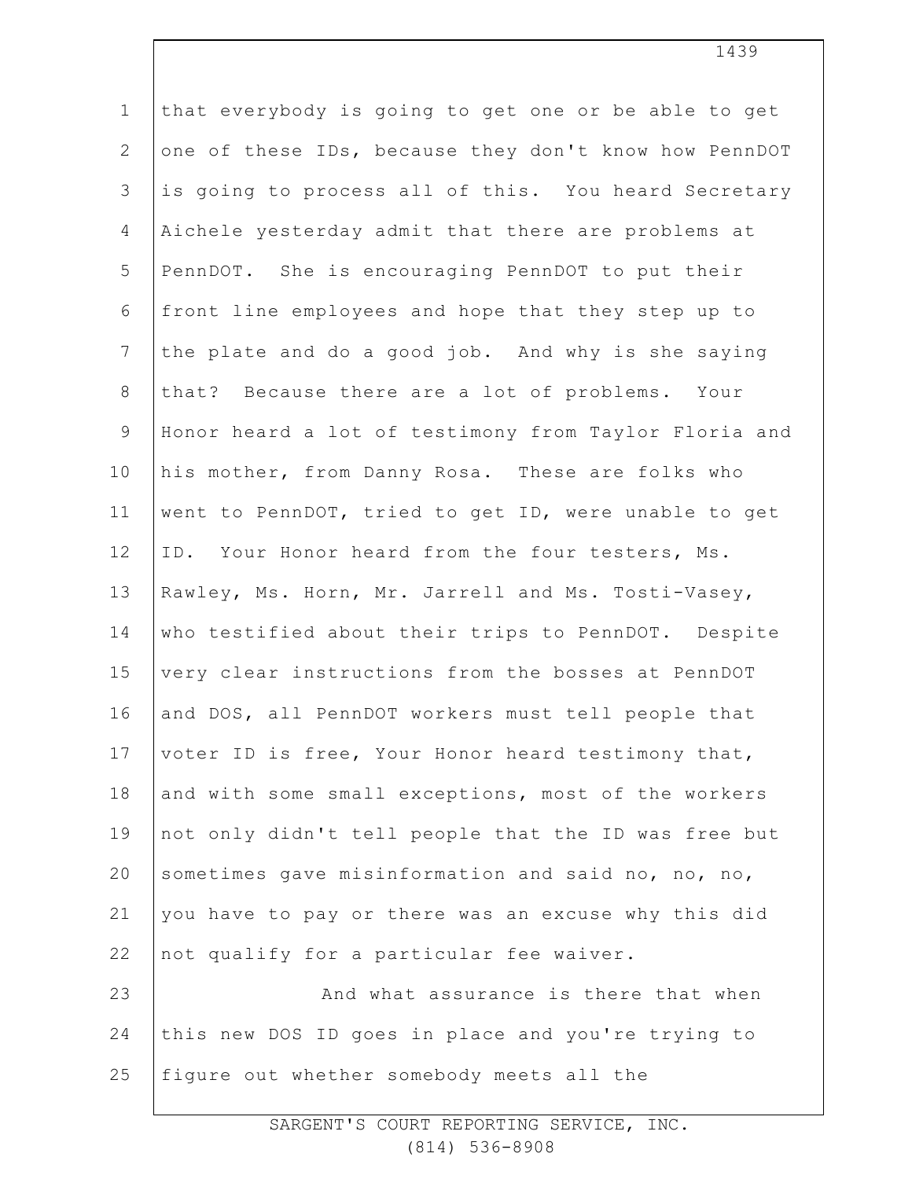that everybody is going to get one or be able to get one of these IDs, because they don't know how PennDOT is going to process all of this. You heard Secretary Aichele yesterday admit that there are problems at PennDOT. She is encouraging PennDOT to put their front line employees and hope that they step up to the plate and do a good job. And why is she saying that? Because there are a lot of problems. Your Honor heard a lot of testimony from Taylor Floria and his mother, from Danny Rosa. These are folks who went to PennDOT, tried to get ID, were unable to get ID. Your Honor heard from the four testers, Ms. Rawley, Ms. Horn, Mr. Jarrell and Ms. Tosti-Vasey, who testified about their trips to PennDOT. Despite very clear instructions from the bosses at PennDOT and DOS, all PennDOT workers must tell people that voter ID is free, Your Honor heard testimony that, and with some small exceptions, most of the workers not only didn't tell people that the ID was free but sometimes gave misinformation and said no, no, no, you have to pay or there was an excuse why this did not qualify for a particular fee waiver.

And what assurance is there that when this new DOS ID goes in place and you're trying to figure out whether somebody meets all the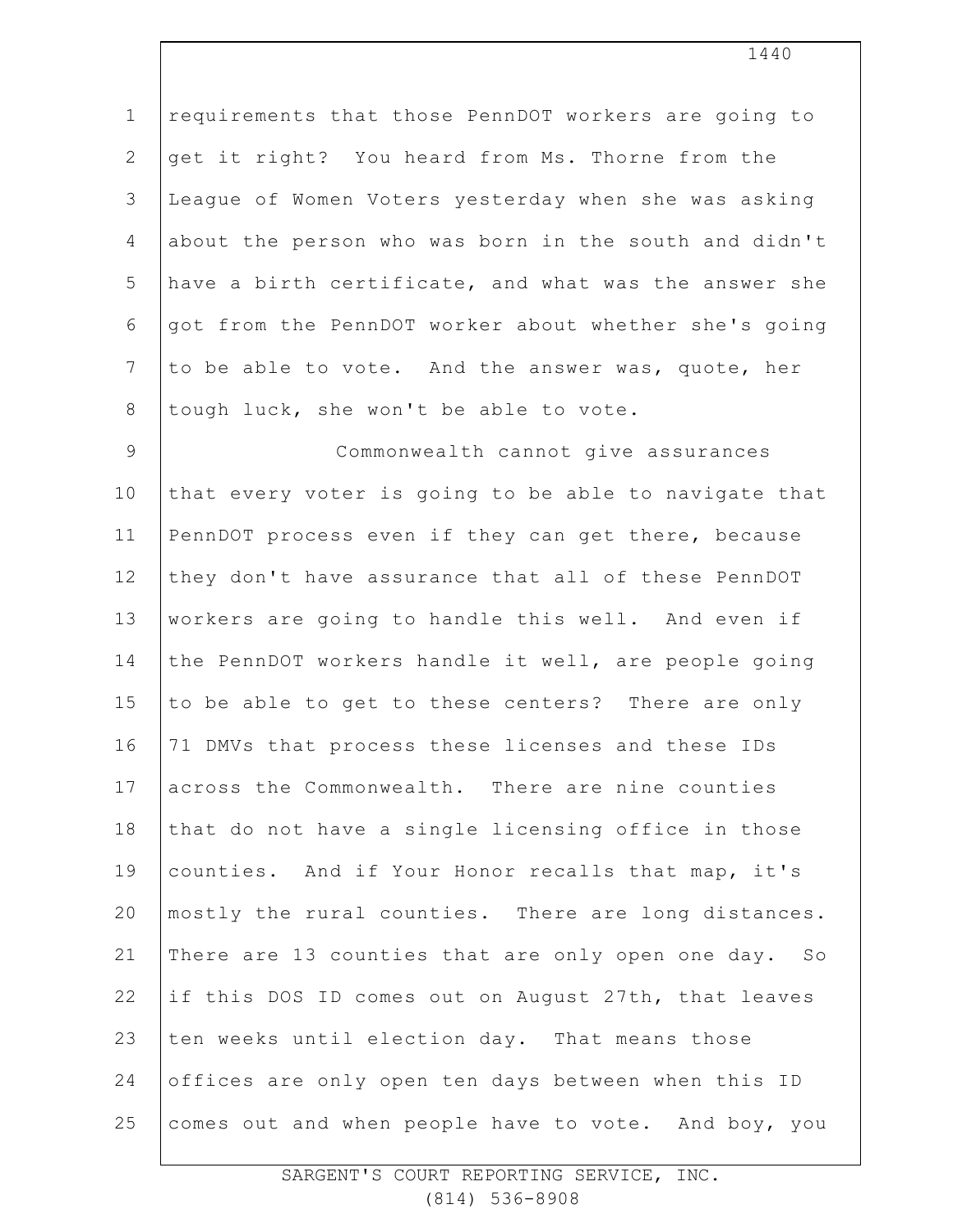requirements that those PennDOT workers are going to get it right? You heard from Ms. Thorne from the League of Women Voters yesterday when she was asking about the person who was born in the south and didn't have a birth certificate, and what was the answer she got from the PennDOT worker about whether she's going to be able to vote. And the answer was, quote, her tough luck, she won't be able to vote.

Commonwealth cannot give assurances that every voter is going to be able to navigate that PennDOT process even if they can get there, because they don't have assurance that all of these PennDOT workers are going to handle this well. And even if the PennDOT workers handle it well, are people going to be able to get to these centers? There are only 71 DMVs that process these licenses and these IDs across the Commonwealth. There are nine counties that do not have a single licensing office in those counties. And if Your Honor recalls that map, it's mostly the rural counties. There are long distances. There are 13 counties that are only open one day. So if this DOS ID comes out on August 27th, that leaves ten weeks until election day. That means those offices are only open ten days between when this ID comes out and when people have to vote. And boy, you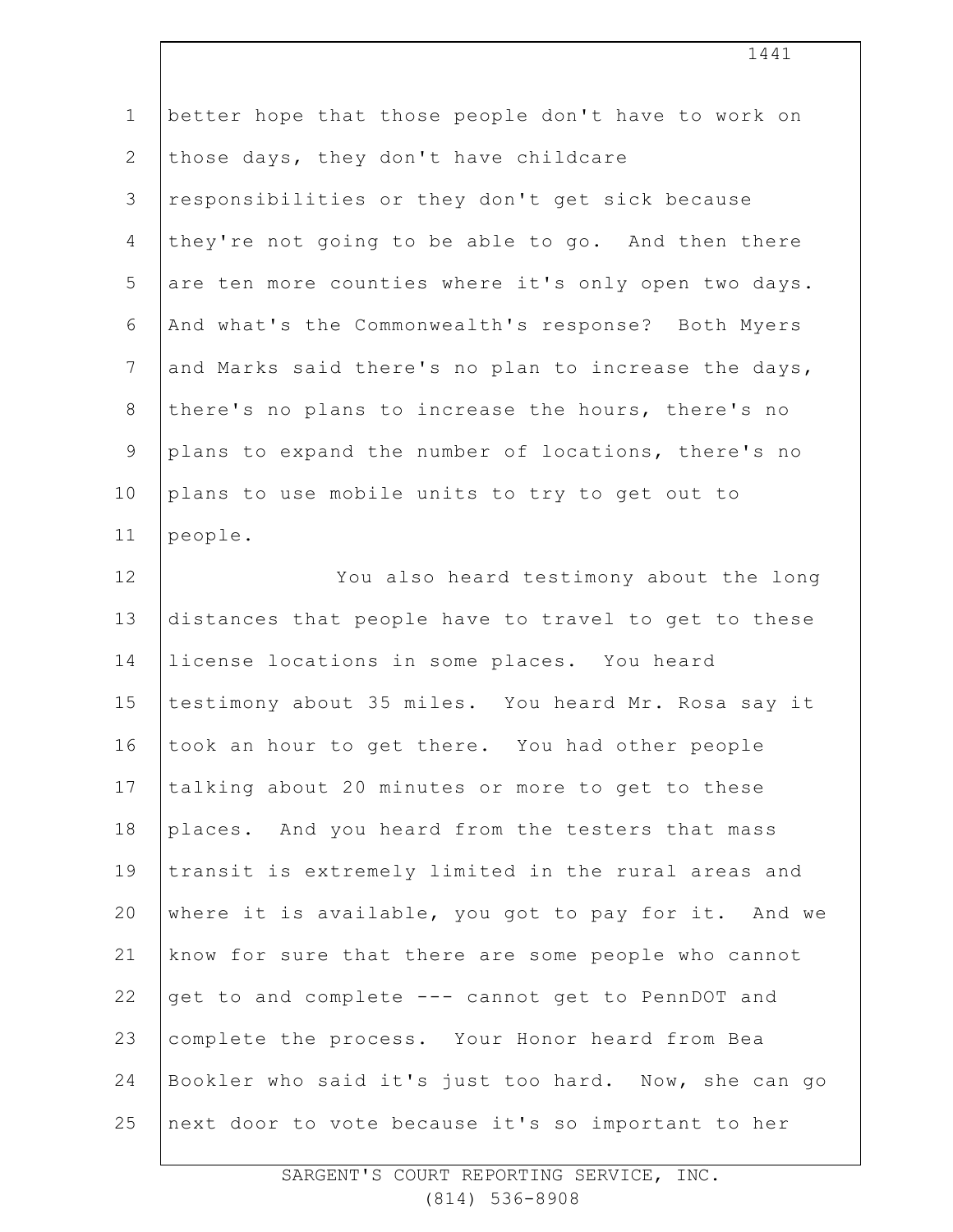better hope that those people don't have to work on those days, they don't have childcare responsibilities or they don't get sick because they're not going to be able to go. And then there are ten more counties where it's only open two days. And what's the Commonwealth's response? Both Myers and Marks said there's no plan to increase the days, there's no plans to increase the hours, there's no plans to expand the number of locations, there's no plans to use mobile units to try to get out to people.

You also heard testimony about the long distances that people have to travel to get to these license locations in some places. You heard testimony about 35 miles. You heard Mr. Rosa say it took an hour to get there. You had other people talking about 20 minutes or more to get to these places. And you heard from the testers that mass transit is extremely limited in the rural areas and where it is available, you got to pay for it. And we know for sure that there are some people who cannot get to and complete --- cannot get to PennDOT and complete the process. Your Honor heard from Bea Bookler who said it's just too hard. Now, she can go next door to vote because it's so important to her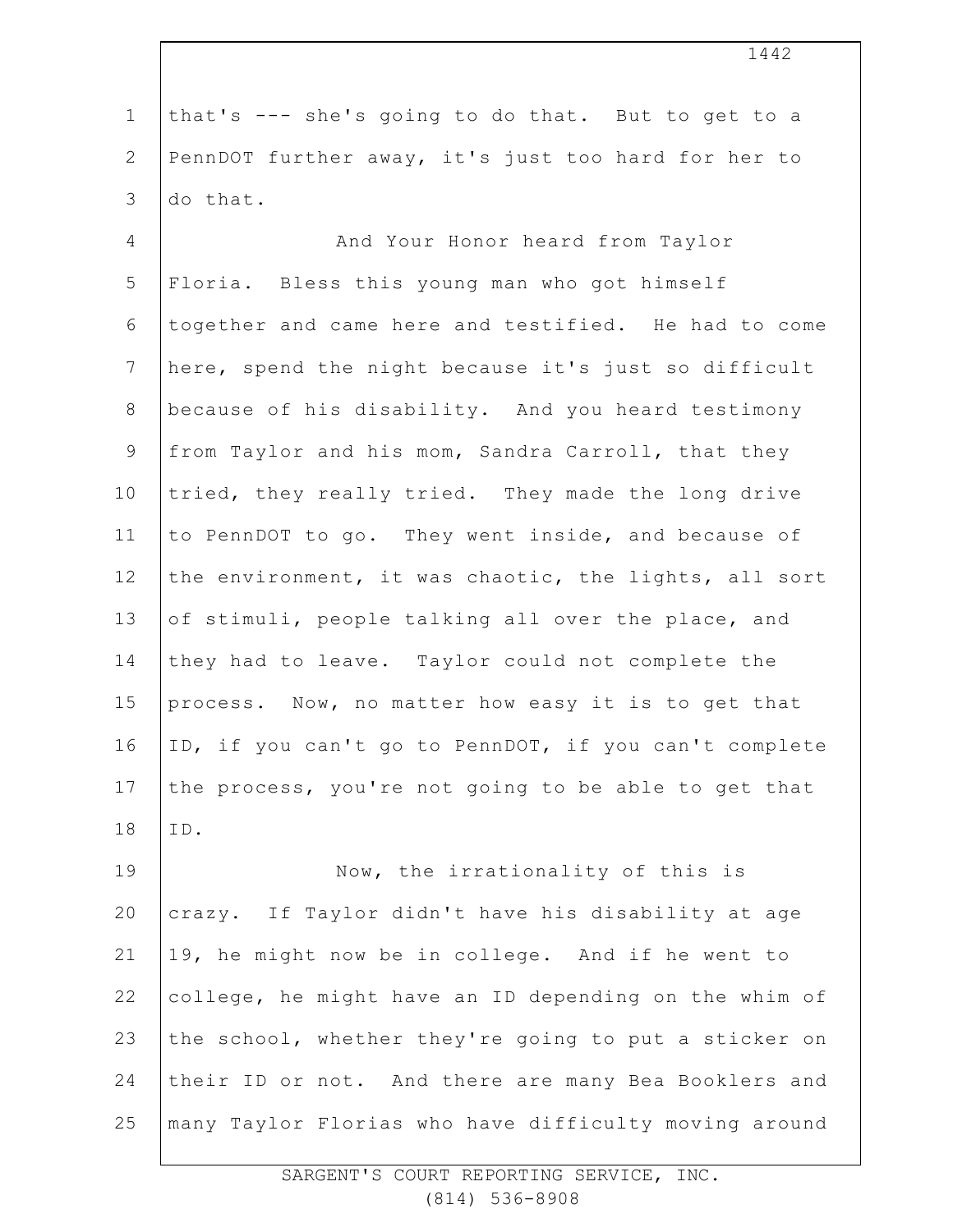that's --- she's going to do that. But to get to a PennDOT further away, it's just too hard for her to do that.

And Your Honor heard from Taylor Floria. Bless this young man who got himself together and came here and testified. He had to come here, spend the night because it's just so difficult because of his disability. And you heard testimony from Taylor and his mom, Sandra Carroll, that they tried, they really tried. They made the long drive to PennDOT to go. They went inside, and because of the environment, it was chaotic, the lights, all sort of stimuli, people talking all over the place, and they had to leave. Taylor could not complete the process. Now, no matter how easy it is to get that ID, if you can't go to PennDOT, if you can't complete the process, you're not going to be able to get that ID.

Now, the irrationality of this is crazy. If Taylor didn't have his disability at age 19, he might now be in college. And if he went to college, he might have an ID depending on the whim of the school, whether they're going to put a sticker on their ID or not. And there are many Bea Booklers and many Taylor Florias who have difficulty moving around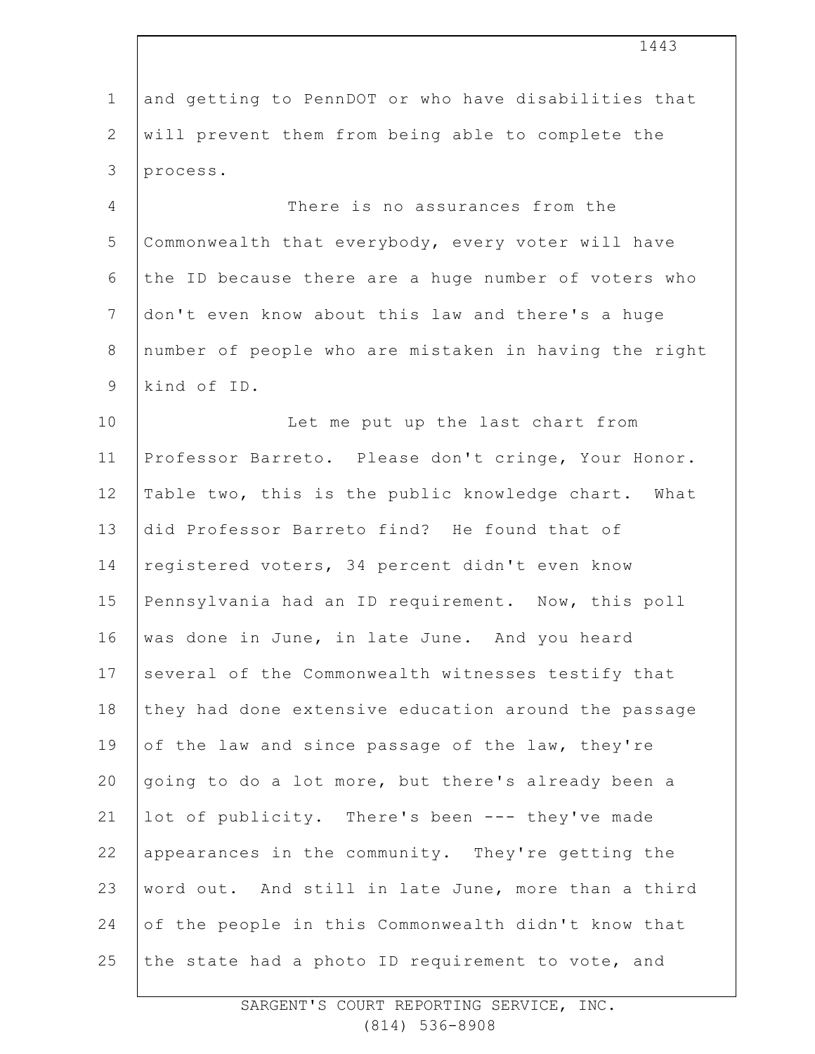and getting to PennDOT or who have disabilities that will prevent them from being able to complete the process.

There is no assurances from the Commonwealth that everybody, every voter will have the ID because there are a huge number of voters who don't even know about this law and there's a huge number of people who are mistaken in having the right kind of ID.

Let me put up the last chart from Professor Barreto. Please don't cringe, Your Honor. Table two, this is the public knowledge chart. What did Professor Barreto find? He found that of registered voters, 34 percent didn't even know Pennsylvania had an ID requirement. Now, this poll was done in June, in late June. And you heard several of the Commonwealth witnesses testify that they had done extensive education around the passage of the law and since passage of the law, they're going to do a lot more, but there's already been a lot of publicity. There's been --- they've made appearances in the community. They're getting the word out. And still in late June, more than a third of the people in this Commonwealth didn't know that the state had a photo ID requirement to vote, and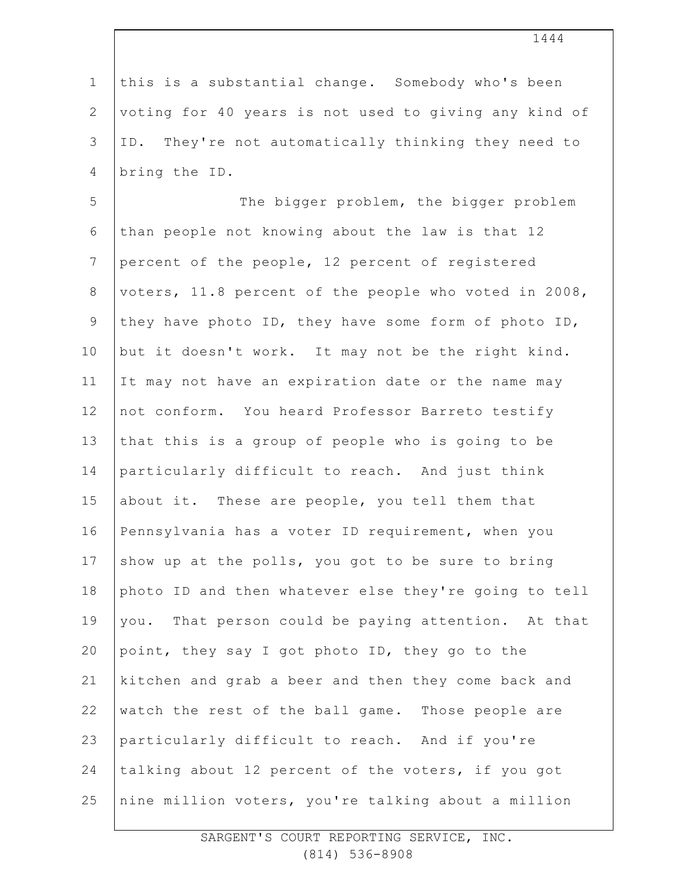this is a substantial change. Somebody who's been voting for 40 years is not used to giving any kind of ID. They're not automatically thinking they need to bring the ID.

The bigger problem, the bigger problem than people not knowing about the law is that 12 percent of the people, 12 percent of registered voters, 11.8 percent of the people who voted in 2008, they have photo ID, they have some form of photo ID, but it doesn't work. It may not be the right kind. It may not have an expiration date or the name may not conform. You heard Professor Barreto testify that this is a group of people who is going to be particularly difficult to reach. And just think about it. These are people, you tell them that Pennsylvania has a voter ID requirement, when you show up at the polls, you got to be sure to bring photo ID and then whatever else they're going to tell you. That person could be paying attention. At that point, they say I got photo ID, they go to the kitchen and grab a beer and then they come back and watch the rest of the ball game. Those people are particularly difficult to reach. And if you're talking about 12 percent of the voters, if you got nine million voters, you're talking about a million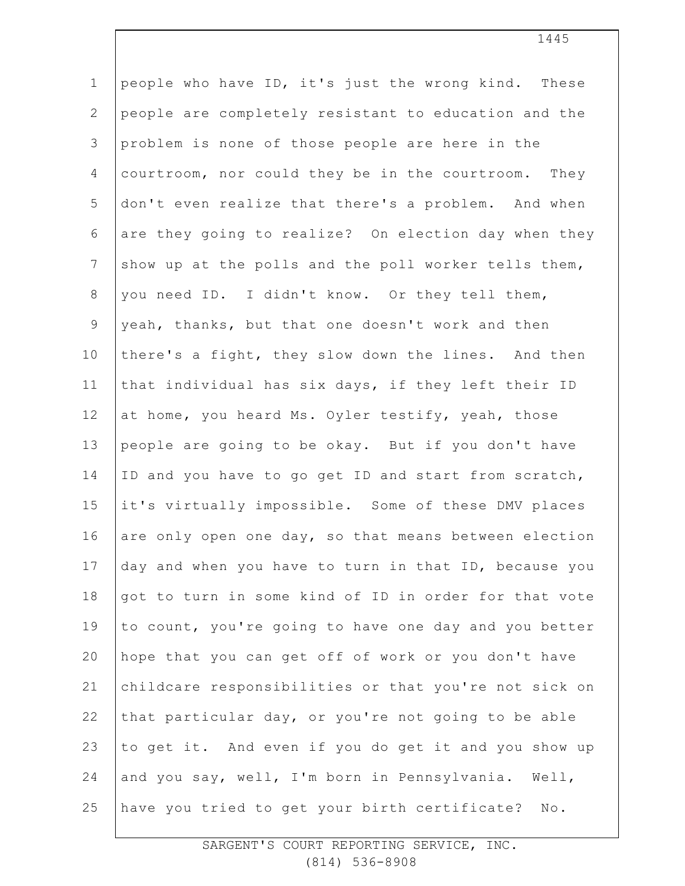people who have ID, it's just the wrong kind. These people are completely resistant to education and the problem is none of those people are here in the courtroom, nor could they be in the courtroom. They don't even realize that there's a problem. And when are they going to realize? On election day when they show up at the polls and the poll worker tells them, you need ID. I didn't know. Or they tell them, yeah, thanks, but that one doesn't work and then there's a fight, they slow down the lines. And then that individual has six days, if they left their ID at home, you heard Ms. Oyler testify, yeah, those people are going to be okay. But if you don't have ID and you have to go get ID and start from scratch, it's virtually impossible. Some of these DMV places are only open one day, so that means between election day and when you have to turn in that ID, because you got to turn in some kind of ID in order for that vote to count, you're going to have one day and you better hope that you can get off of work or you don't have childcare responsibilities or that you're not sick on that particular day, or you're not going to be able to get it. And even if you do get it and you show up and you say, well, I'm born in Pennsylvania. Well, have you tried to get your birth certificate? No.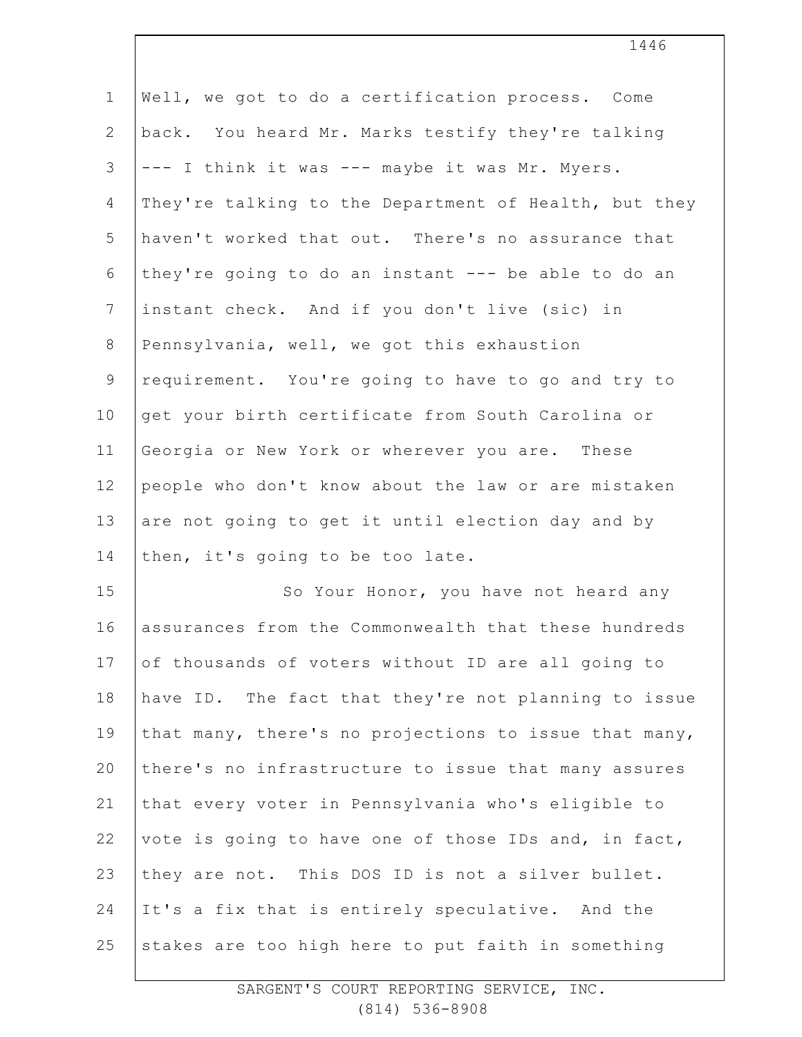Well, we got to do a certification process. Come back. You heard Mr. Marks testify they're talking --- I think it was --- maybe it was Mr. Myers. They're talking to the Department of Health, but they haven't worked that out. There's no assurance that they're going to do an instant --- be able to do an instant check. And if you don't live (sic) in Pennsylvania, well, we got this exhaustion requirement. You're going to have to go and try to get your birth certificate from South Carolina or Georgia or New York or wherever you are. These people who don't know about the law or are mistaken are not going to get it until election day and by then, it's going to be too late.

So Your Honor, you have not heard any assurances from the Commonwealth that these hundreds of thousands of voters without ID are all going to have ID. The fact that they're not planning to issue that many, there's no projections to issue that many, there's no infrastructure to issue that many assures that every voter in Pennsylvania who's eligible to vote is going to have one of those IDs and, in fact, they are not. This DOS ID is not a silver bullet. It's a fix that is entirely speculative. And the stakes are too high here to put faith in something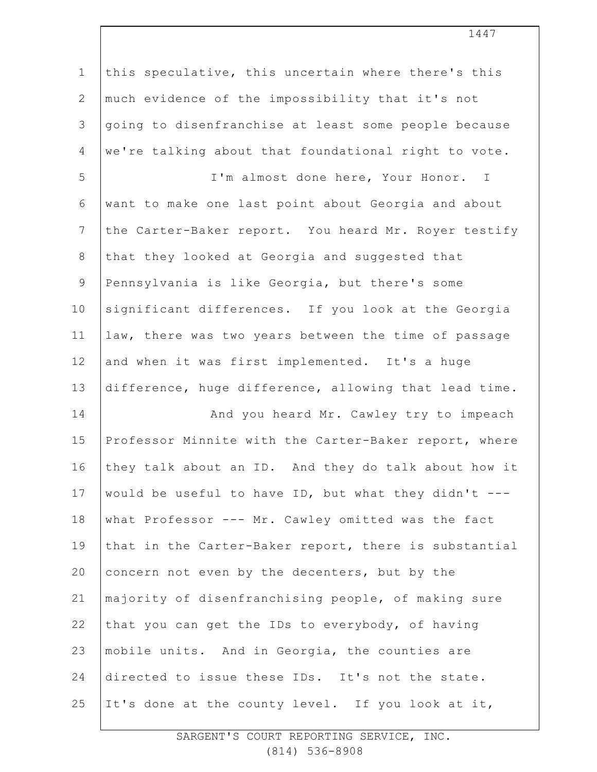this speculative, this uncertain where there's this much evidence of the impossibility that it's not going to disenfranchise at least some people because we're talking about that foundational right to vote.

I'm almost done here, Your Honor. I want to make one last point about Georgia and about the Carter-Baker report. You heard Mr. Royer testify that they looked at Georgia and suggested that Pennsylvania is like Georgia, but there's some significant differences. If you look at the Georgia law, there was two years between the time of passage and when it was first implemented. It's a huge difference, huge difference, allowing that lead time.

And you heard Mr. Cawley try to impeach Professor Minnite with the Carter-Baker report, where they talk about an ID. And they do talk about how it would be useful to have ID, but what they didn't --- what Professor --- Mr. Cawley omitted was the fact that in the Carter-Baker report, there is substantial concern not even by the decenters, but by the majority of disenfranchising people, of making sure that you can get the IDs to everybody, of having mobile units. And in Georgia, the counties are directed to issue these IDs. It's not the state. It's done at the county level. If you look at it,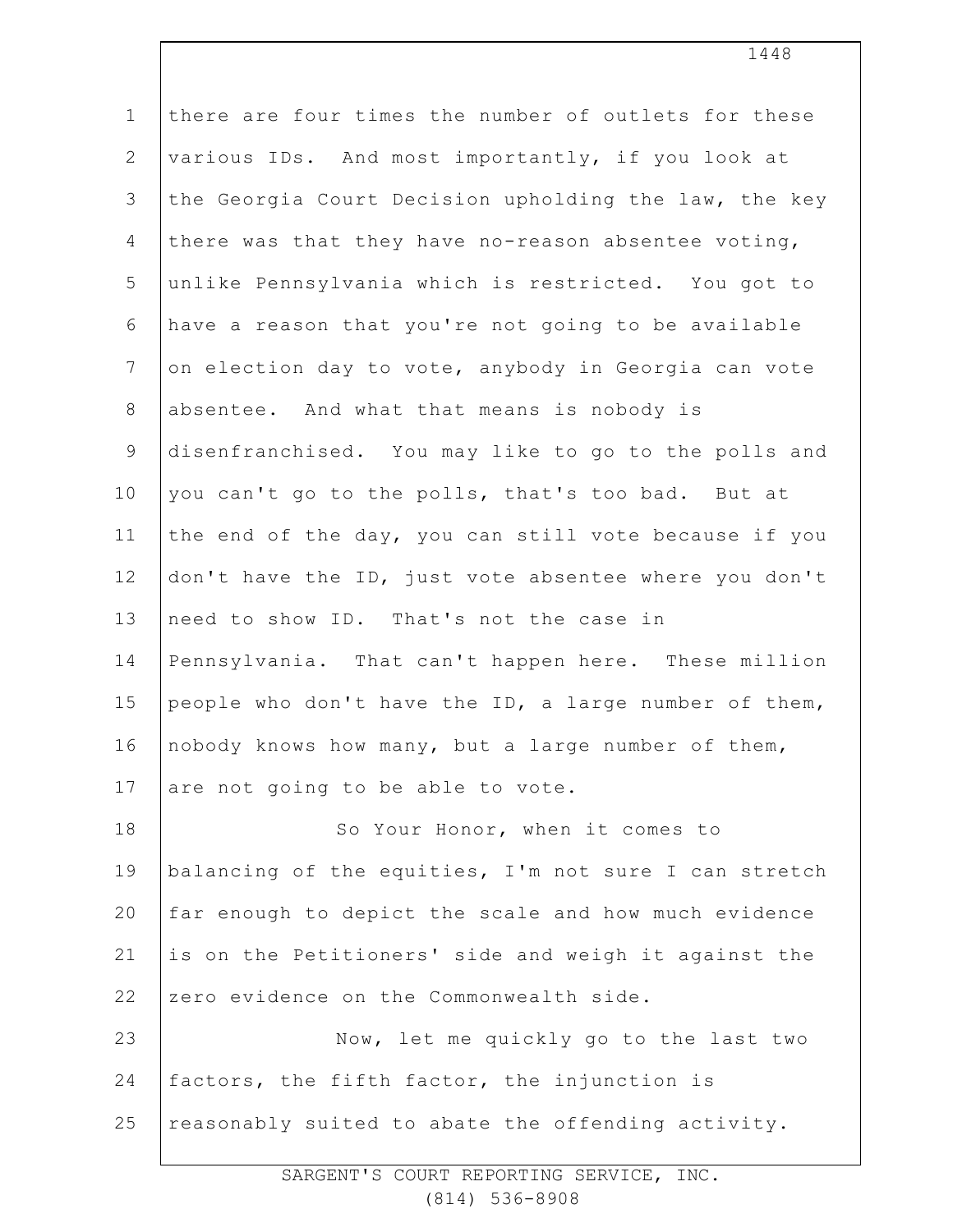there are four times the number of outlets for these various IDs. And most importantly, if you look at the Georgia Court Decision upholding the law, the key there was that they have no-reason absentee voting, unlike Pennsylvania which is restricted. You got to have a reason that you're not going to be available on election day to vote, anybody in Georgia can vote absentee. And what that means is nobody is disenfranchised. You may like to go to the polls and you can't go to the polls, that's too bad. But at the end of the day, you can still vote because if you don't have the ID, just vote absentee where you don't need to show ID. That's not the case in Pennsylvania. That can't happen here. These million people who don't have the ID, a large number of them, nobody knows how many, but a large number of them, are not going to be able to vote.

So Your Honor, when it comes to balancing of the equities, I'm not sure I can stretch far enough to depict the scale and how much evidence is on the Petitioners' side and weigh it against the zero evidence on the Commonwealth side.

Now, let me quickly go to the last two factors, the fifth factor, the injunction is reasonably suited to abate the offending activity.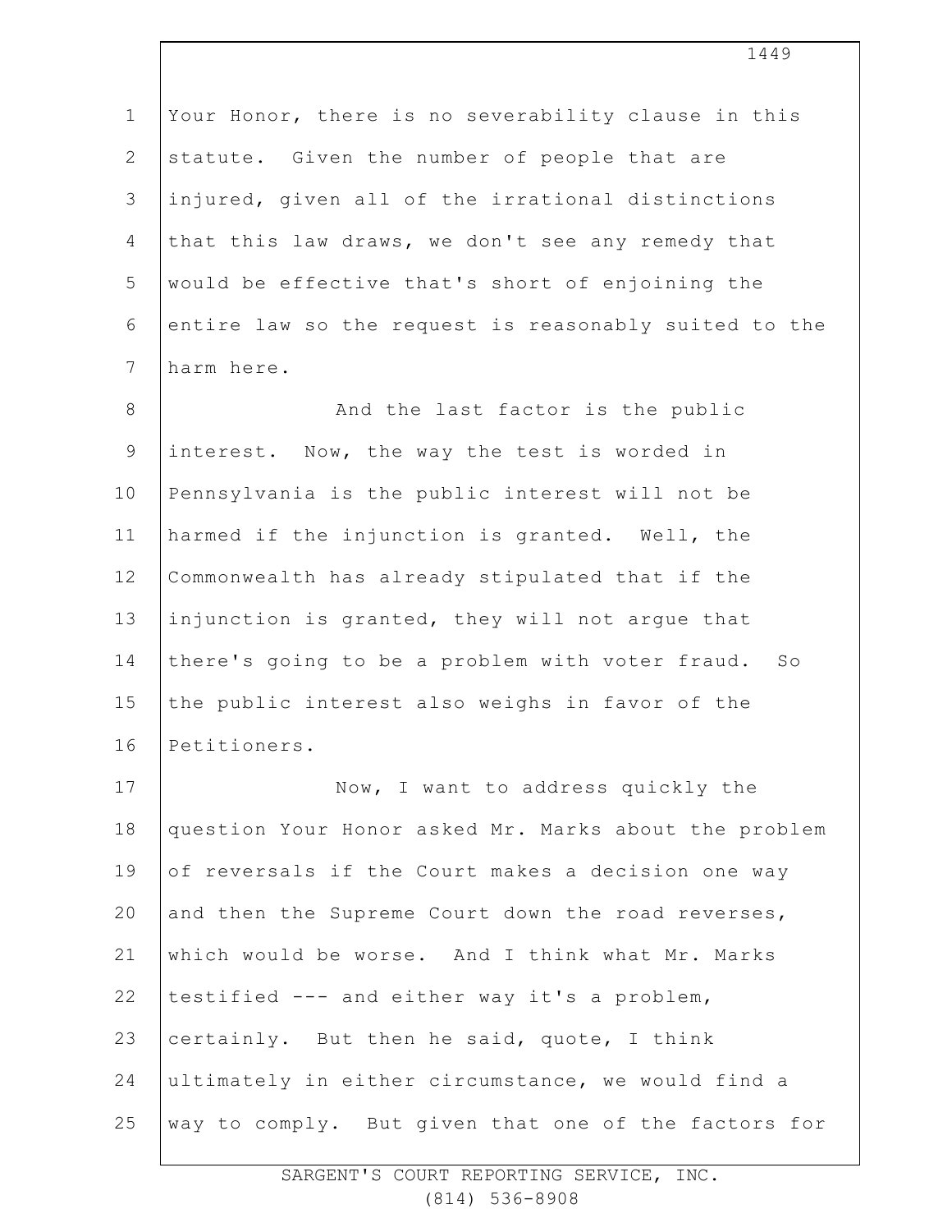Your Honor, there is no severability clause in this statute. Given the number of people that are injured, given all of the irrational distinctions that this law draws, we don't see any remedy that would be effective that's short of enjoining the entire law so the request is reasonably suited to the harm here.

And the last factor is the public interest. Now, the way the test is worded in Pennsylvania is the public interest will not be harmed if the injunction is granted. Well, the Commonwealth has already stipulated that if the injunction is granted, they will not argue that there's going to be a problem with voter fraud. So the public interest also weighs in favor of the Petitioners.

Now, I want to address quickly the question Your Honor asked Mr. Marks about the problem of reversals if the Court makes a decision one way and then the Supreme Court down the road reverses, which would be worse. And I think what Mr. Marks testified --- and either way it's a problem, certainly. But then he said, quote, I think ultimately in either circumstance, we would find a way to comply. But given that one of the factors for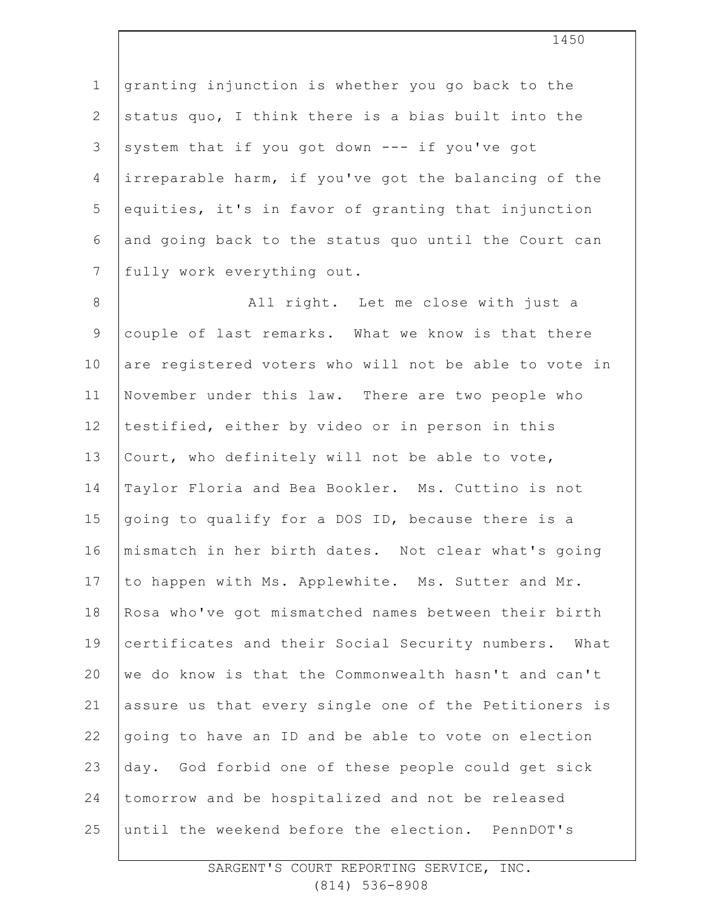granting injunction is whether you go back to the status quo, I think there is a bias built into the system that if you got down --- if you've got irreparable harm, if you've got the balancing of the equities, it's in favor of granting that injunction and going back to the status quo until the Court can fully work everything out.

All right. Let me close with just a couple of last remarks. What we know is that there are registered voters who will not be able to vote in November under this law. There are two people who testified, either by video or in person in this Court, who definitely will not be able to vote, Taylor Floria and Bea Bookler. Ms. Cuttino is not going to qualify for a DOS ID, because there is a mismatch in her birth dates. Not clear what's going to happen with Ms. Applewhite. Ms. Sutter and Mr. Rosa who've got mismatched names between their birth certificates and their Social Security numbers. What we do know is that the Commonwealth hasn't and can't assure us that every single one of the Petitioners is going to have an ID and be able to vote on election day. God forbid one of these people could get sick tomorrow and be hospitalized and not be released until the weekend before the election. PennDOT's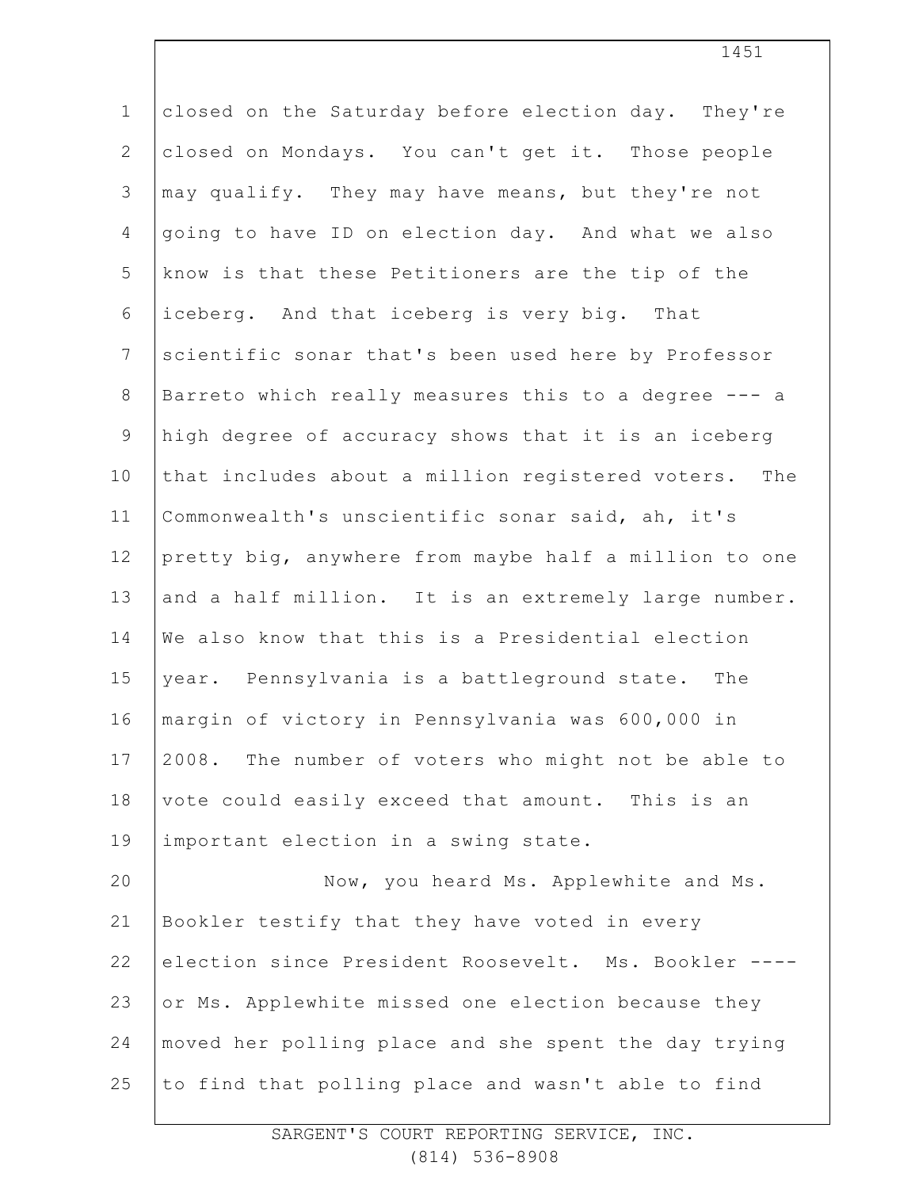closed on the Saturday before election day. They're closed on Mondays. You can't get it. Those people may qualify. They may have means, but they're not going to have ID on election day. And what we also know is that these Petitioners are the tip of the iceberg. And that iceberg is very big. That scientific sonar that's been used here by Professor Barreto which really measures this to a degree --- a high degree of accuracy shows that it is an iceberg that includes about a million registered voters. The Commonwealth's unscientific sonar said, ah, it's pretty big, anywhere from maybe half a million to one and a half million. It is an extremely large number. We also know that this is a Presidential election year. Pennsylvania is a battleground state. The margin of victory in Pennsylvania was 600,000 in 2008. The number of voters who might not be able to vote could easily exceed that amount. This is an important election in a swing state.

Now, you heard Ms. Applewhite and Ms. Bookler testify that they have voted in every election since President Roosevelt. Ms. Bookler ---- or Ms. Applewhite missed one election because they moved her polling place and she spent the day trying to find that polling place and wasn't able to find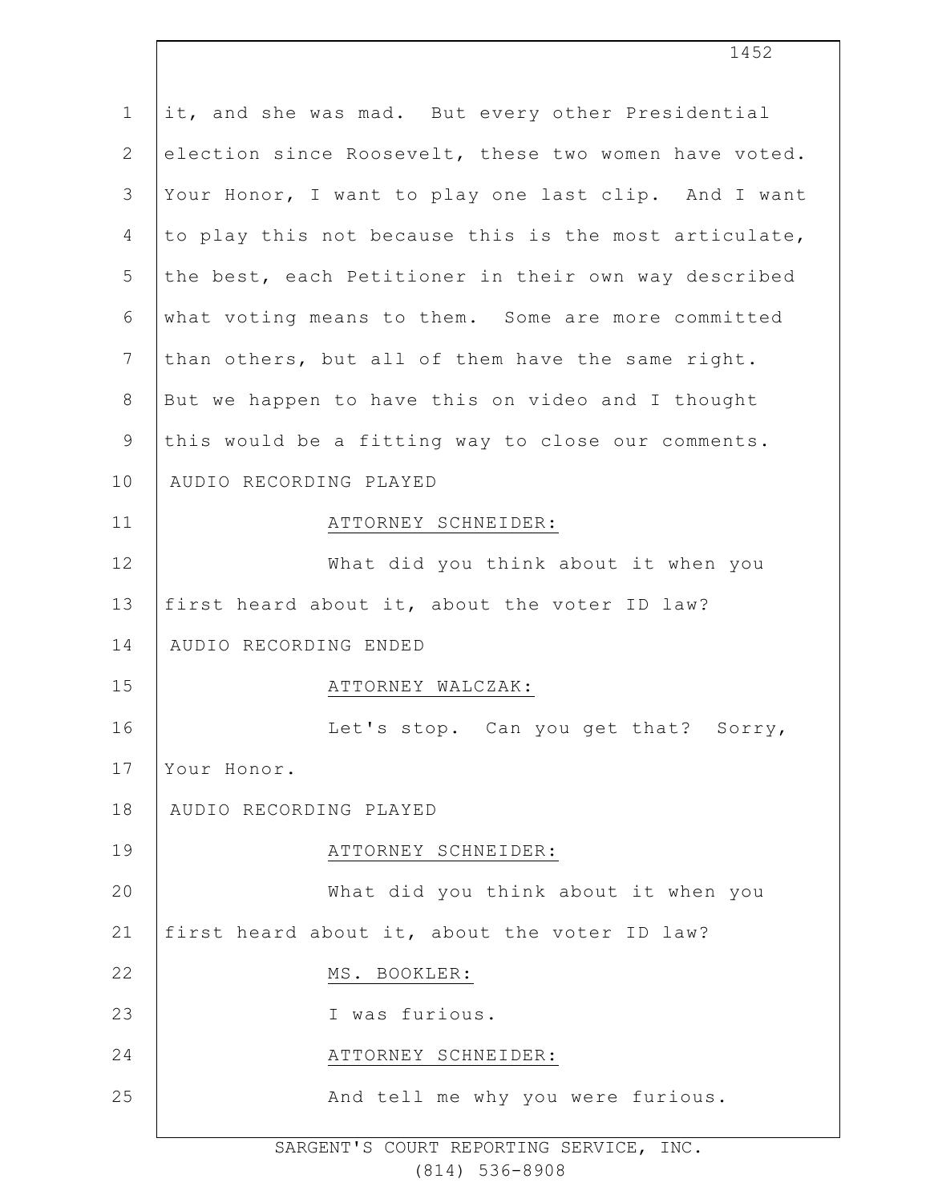it, and she was mad. But every other Presidential election since Roosevelt, these two women have voted. Your Honor, I want to play one last clip. And I want to play this not because this is the most articulate, the best, each Petitioner in their own way described what voting means to them. Some are more committed than others, but all of them have the same right. But we happen to have this on video and I thought this would be a fitting way to close our comments.

AUDIO RECORDING PLAYED

ATTORNEY SCHNEIDER:

What did you think about it when you first heard about it, about the voter ID law?

AUDIO RECORDING ENDED

ATTORNEY WALCZAK:

Let's stop. Can you get that? Sorry, Your Honor.

AUDIO RECORDING PLAYED

ATTORNEY SCHNEIDER:

What did you think about it when you first heard about it, about the voter ID law?

MS. BOOKLER:

I was furious.

ATTORNEY SCHNEIDER:

And tell me why you were furious.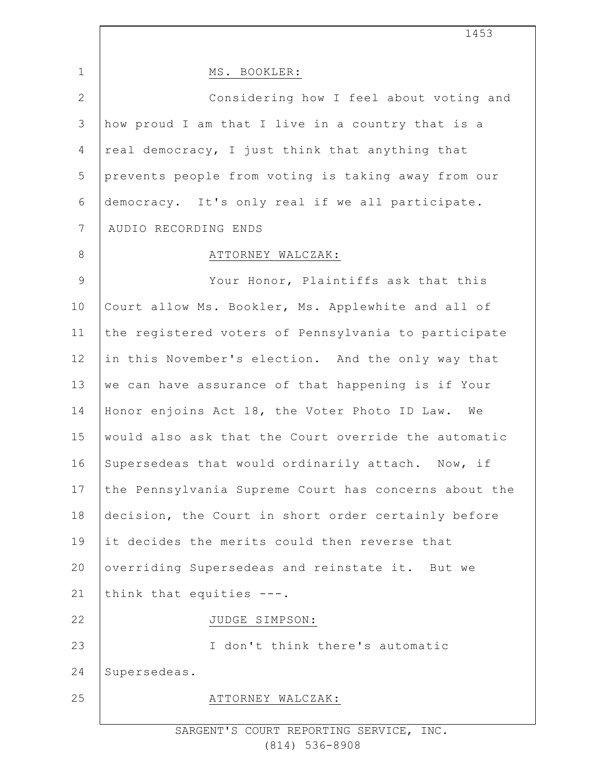MS. BOOKLER:

Considering how I feel about voting and how proud I am that I live in a country that is a real democracy, I just think that anything that prevents people from voting is taking away from our democracy. It's only real if we all participate.

AUDIO RECORDING ENDS

ATTORNEY WALCZAK:

Your Honor, Plaintiffs ask that this Court allow Ms. Bookler, Ms. Applewhite and all of the registered voters of Pennsylvania to participate in this November's election. And the only way that we can have assurance of that happening is if Your Honor enjoins Act 18, the Voter Photo ID Law. We would also ask that the Court override the automatic Supersedeas that would ordinarily attach. Now, if the Pennsylvania Supreme Court has concerns about the decision, the Court in short order certainly before it decides the merits could then reverse that overriding Supersedeas and reinstate it. But we think that equities ---.

JUDGE SIMPSON:

I don't think there's automatic Supersedeas.

ATTORNEY WALCZAK: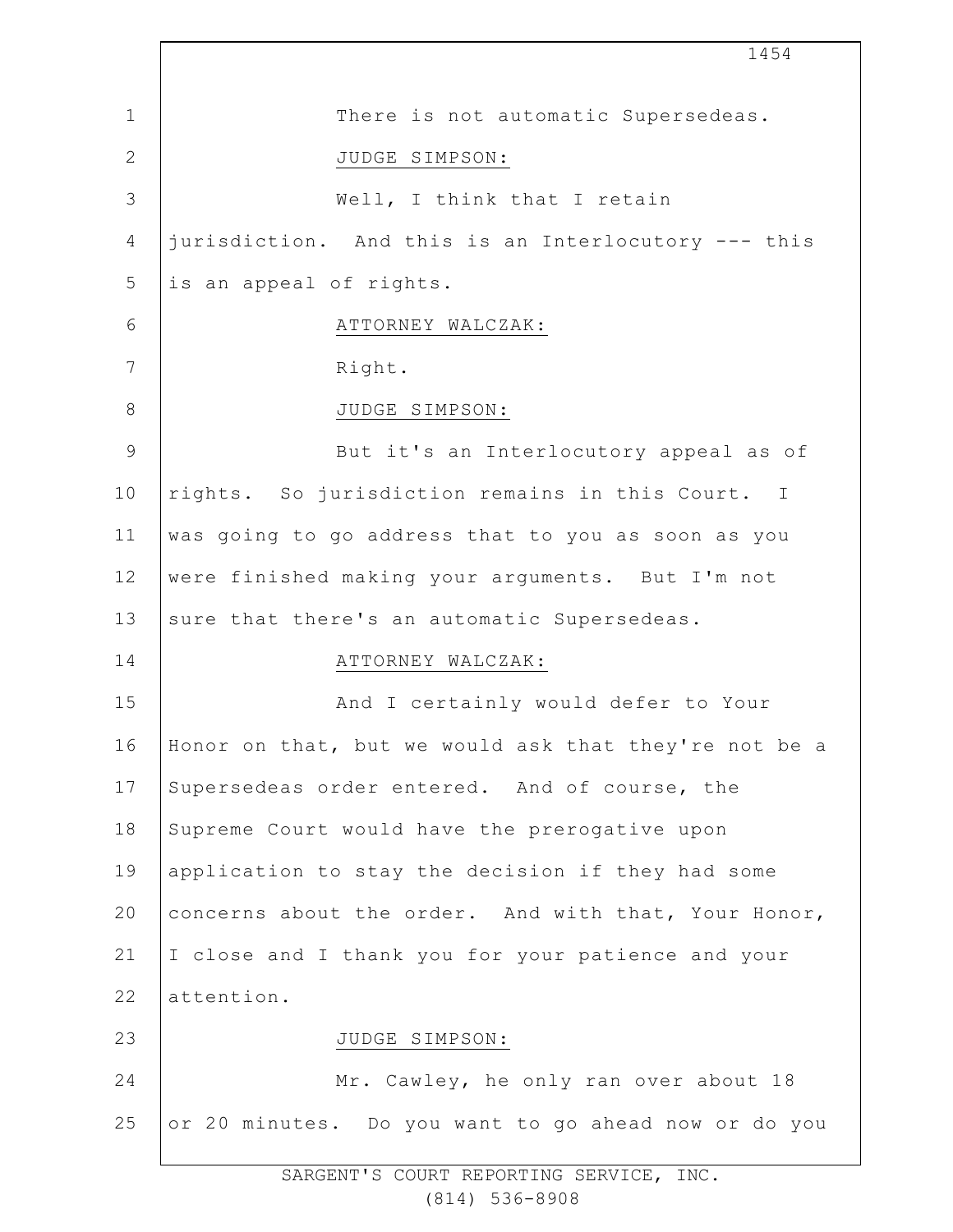There is not automatic Supersedeas.

JUDGE SIMPSON:

Well, I think that I retain jurisdiction. And this is an Interlocutory --- this is an appeal of rights.

ATTORNEY WALCZAK:

Right.

JUDGE SIMPSON:

But it's an Interlocutory appeal as of rights. So jurisdiction remains in this Court. I was going to go address that to you as soon as you were finished making your arguments. But I'm not sure that there's an automatic Supersedeas.

ATTORNEY WALCZAK:

And I certainly would defer to Your Honor on that, but we would ask that they're not be a Supersedeas order entered. And of course, the Supreme Court would have the prerogative upon application to stay the decision if they had some concerns about the order. And with that, Your Honor, I close and I thank you for your patience and your attention.

JUDGE SIMPSON:

Mr. Cawley, he only ran over about 18 or 20 minutes. Do you want to go ahead now or do you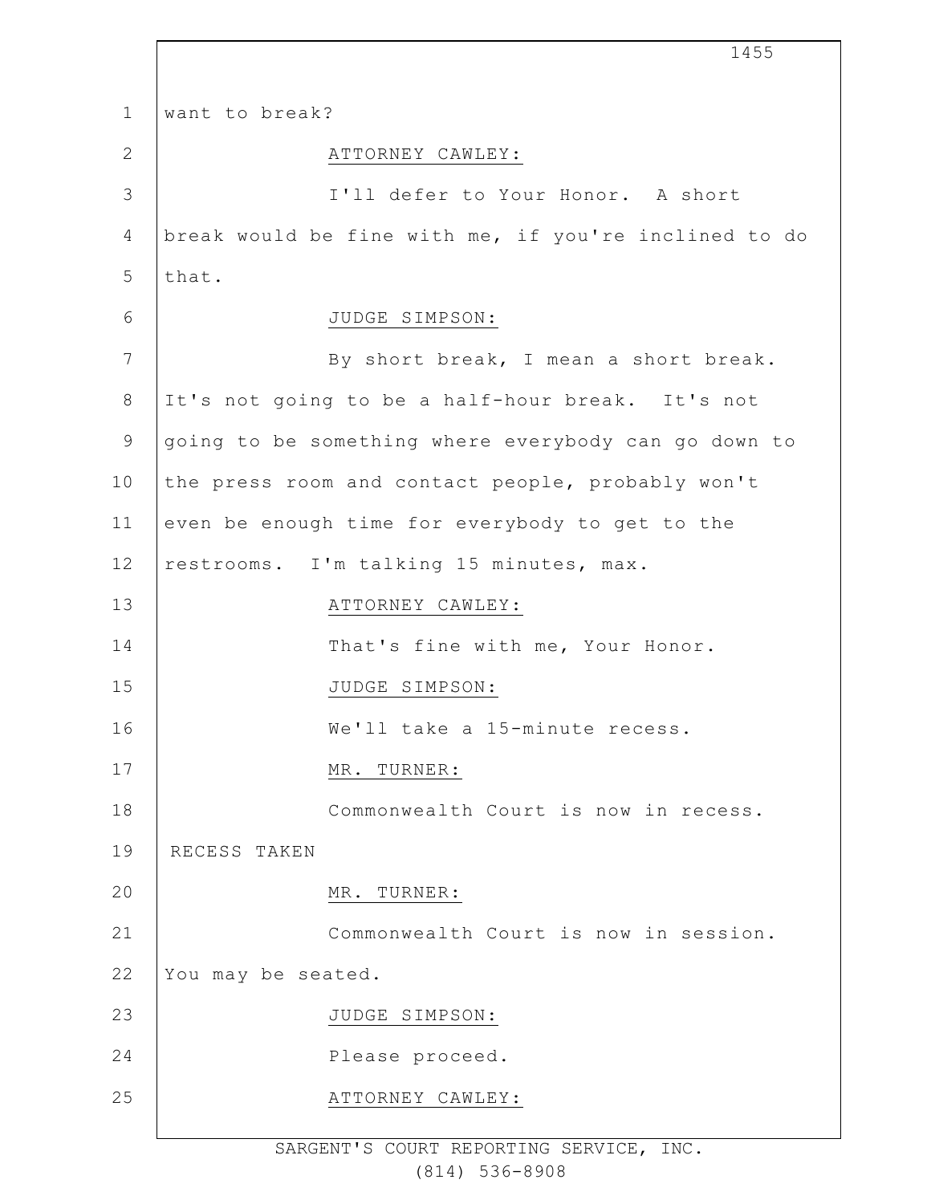want to break?

ATTORNEY CAWLEY:

I'll defer to Your Honor. A short break would be fine with me, if you're inclined to do that.

JUDGE SIMPSON:

By short break, I mean a short break. It's not going to be a half-hour break. It's not going to be something where everybody can go down to the press room and contact people, probably won't even be enough time for everybody to get to the restrooms. I'm talking 15 minutes, max.

ATTORNEY CAWLEY:

That's fine with me, Your Honor.

JUDGE SIMPSON:

We'll take a 15-minute recess.

MR. TURNER:

Commonwealth Court is now in recess.

RECESS TAKEN

MR. TURNER:

Commonwealth Court is now in session. You may be seated.

JUDGE SIMPSON:

Please proceed.

ATTORNEY CAWLEY: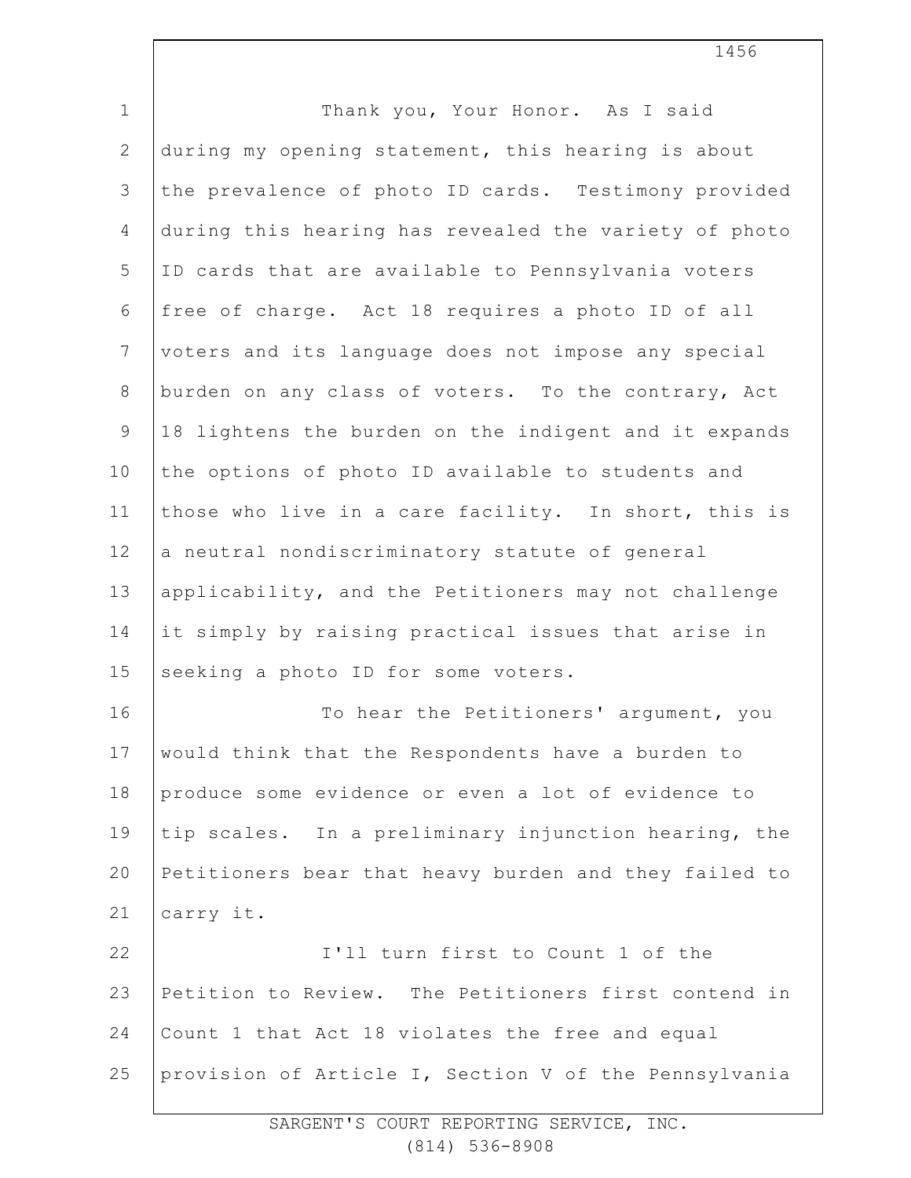Thank you, Your Honor. As I said during my opening statement, this hearing is about the prevalence of photo ID cards. Testimony provided during this hearing has revealed the variety of photo ID cards that are available to Pennsylvania voters free of charge. Act 18 requires a photo ID of all voters and its language does not impose any special burden on any class of voters. To the contrary, Act 18 lightens the burden on the indigent and it expands the options of photo ID available to students and those who live in a care facility. In short, this is a neutral nondiscriminatory statute of general applicability, and the Petitioners may not challenge it simply by raising practical issues that arise in seeking a photo ID for some voters.

To hear the Petitioners' argument, you would think that the Respondents have a burden to produce some evidence or even a lot of evidence to tip scales. In a preliminary injunction hearing, the Petitioners bear that heavy burden and they failed to carry it.

I'll turn first to Count 1 of the Petition to Review. The Petitioners first contend in Count 1 that Act 18 violates the free and equal provision of Article I, Section V of the Pennsylvania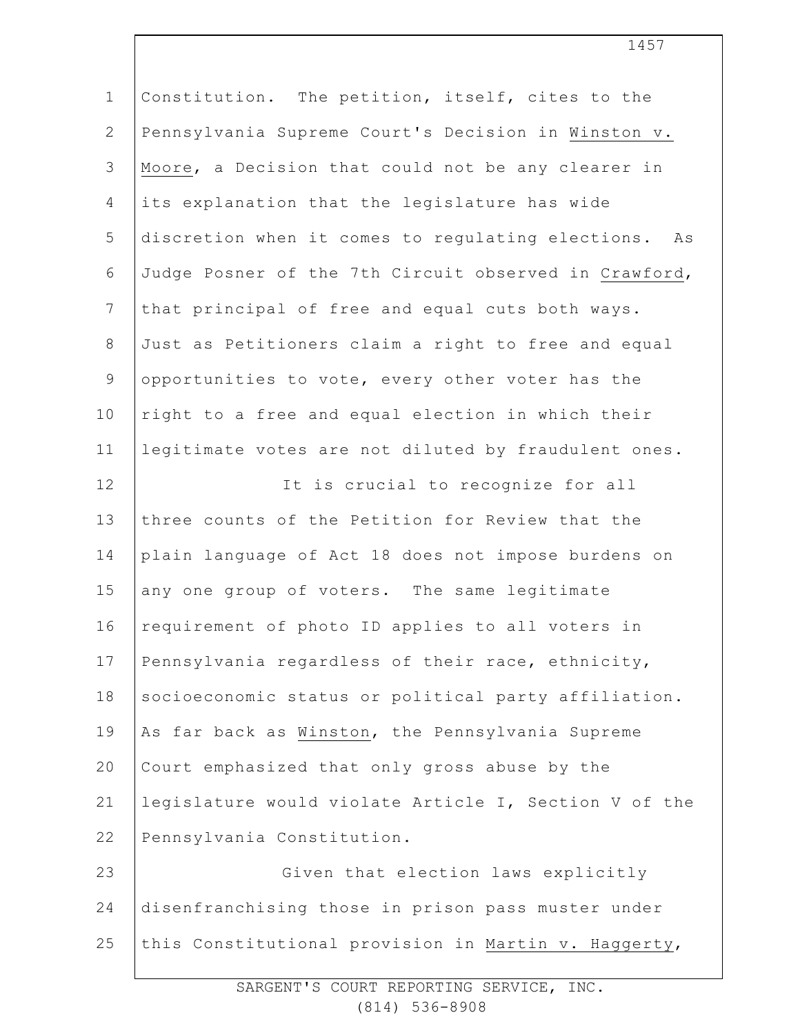Constitution. The petition, itself, cites to the Pennsylvania Supreme Court's Decision in Winston v. Moore, a Decision that could not be any clearer in its explanation that the legislature has wide discretion when it comes to regulating elections. As Judge Posner of the 7th Circuit observed in Crawford, that principal of free and equal cuts both ways. Just as Petitioners claim a right to free and equal opportunities to vote, every other voter has the right to a free and equal election in which their legitimate votes are not diluted by fraudulent ones.

It is crucial to recognize for all three counts of the Petition for Review that the plain language of Act 18 does not impose burdens on any one group of voters. The same legitimate requirement of photo ID applies to all voters in Pennsylvania regardless of their race, ethnicity, socioeconomic status or political party affiliation. As far back as Winston, the Pennsylvania Supreme Court emphasized that only gross abuse by the legislature would violate Article I, Section V of the Pennsylvania Constitution.

Given that election laws explicitly disenfranchising those in prison pass muster under this Constitutional provision in Martin v. Haggerty,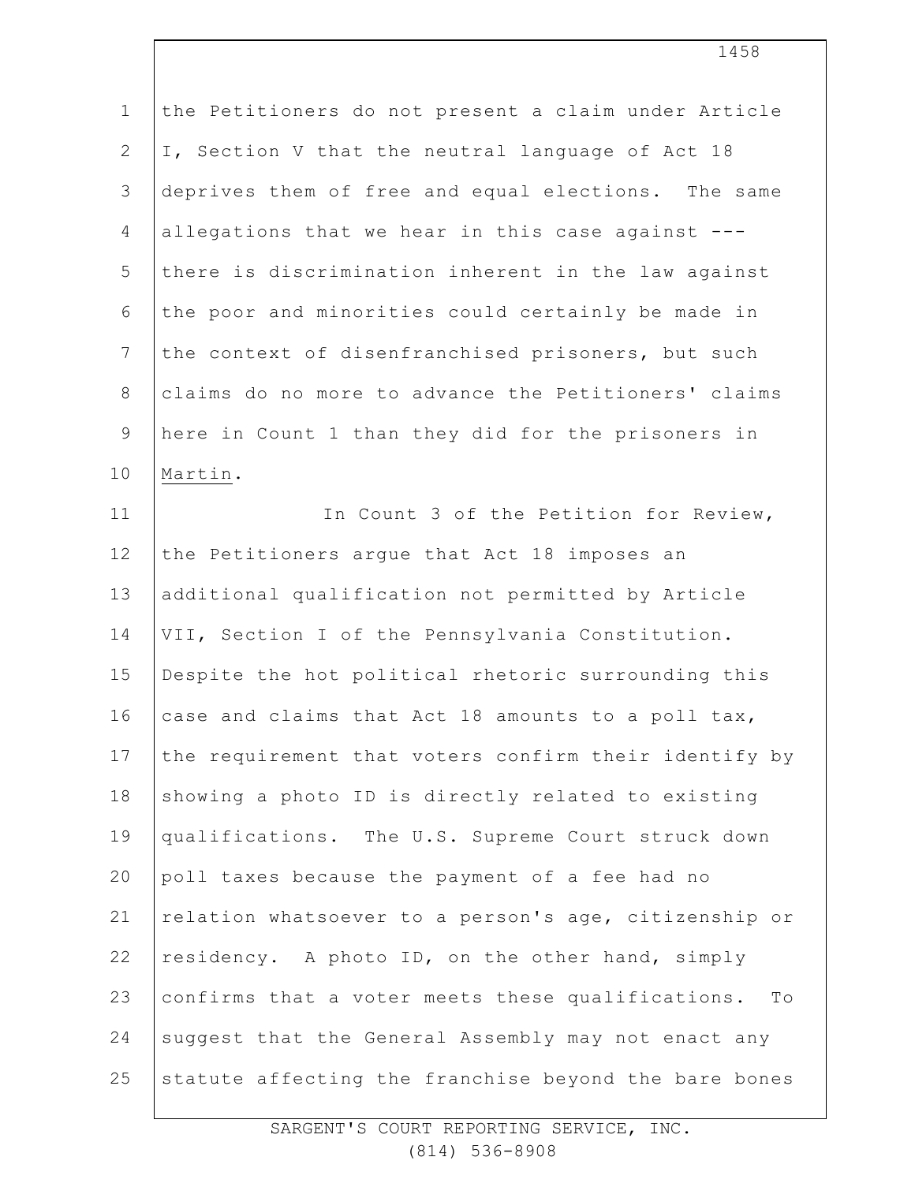the Petitioners do not present a claim under Article I, Section V that the neutral language of Act 18 deprives them of free and equal elections. The same allegations that we hear in this case against --- there is discrimination inherent in the law against the poor and minorities could certainly be made in the context of disenfranchised prisoners, but such claims do no more to advance the Petitioners' claims here in Count 1 than they did for the prisoners in Martin.

In Count 3 of the Petition for Review, the Petitioners argue that Act 18 imposes an additional qualification not permitted by Article VII, Section I of the Pennsylvania Constitution. Despite the hot political rhetoric surrounding this case and claims that Act 18 amounts to a poll tax, the requirement that voters confirm their identify by showing a photo ID is directly related to existing qualifications. The U.S. Supreme Court struck down poll taxes because the payment of a fee had no relation whatsoever to a person's age, citizenship or residency. A photo ID, on the other hand, simply confirms that a voter meets these qualifications. To suggest that the General Assembly may not enact any statute affecting the franchise beyond the bare bones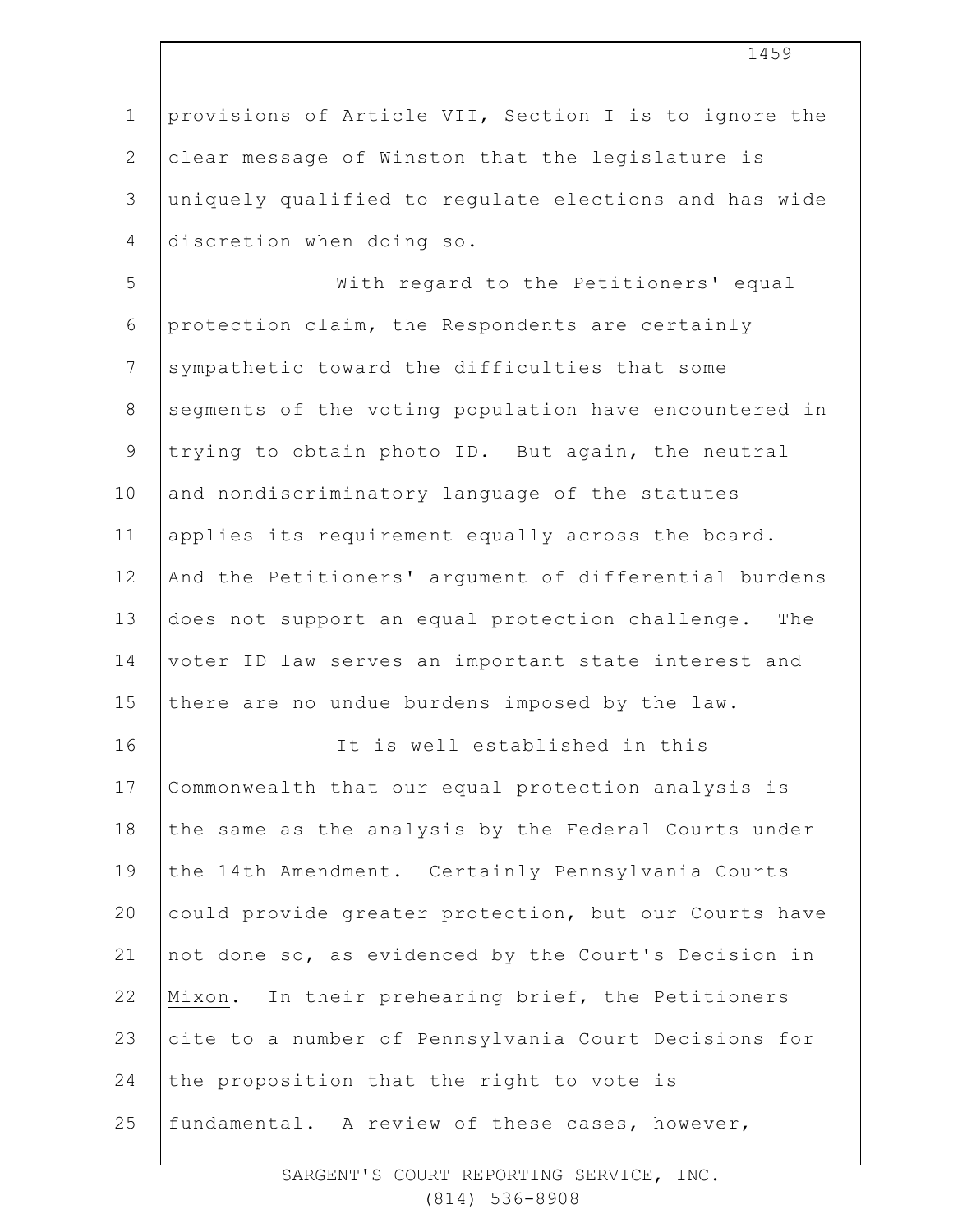provisions of Article VII, Section I is to ignore the clear message of Winston that the legislature is uniquely qualified to regulate elections and has wide discretion when doing so.

With regard to the Petitioners' equal protection claim, the Respondents are certainly sympathetic toward the difficulties that some segments of the voting population have encountered in trying to obtain photo ID. But again, the neutral and nondiscriminatory language of the statutes applies its requirement equally across the board. And the Petitioners' argument of differential burdens does not support an equal protection challenge. The voter ID law serves an important state interest and there are no undue burdens imposed by the law.

It is well established in this Commonwealth that our equal protection analysis is the same as the analysis by the Federal Courts under the 14th Amendment. Certainly Pennsylvania Courts could provide greater protection, but our Courts have not done so, as evidenced by the Court's Decision in Mixon. In their prehearing brief, the Petitioners cite to a number of Pennsylvania Court Decisions for the proposition that the right to vote is fundamental. A review of these cases, however,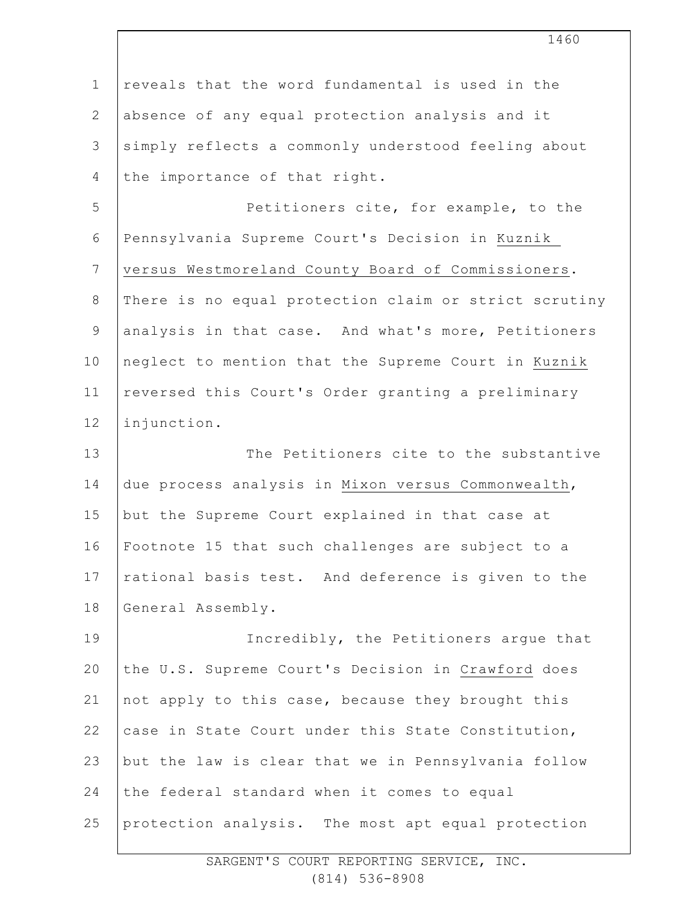reveals that the word fundamental is used in the absence of any equal protection analysis and it simply reflects a commonly understood feeling about the importance of that right.

Petitioners cite, for example, to the Pennsylvania Supreme Court's Decision in Kuznik versus Westmoreland County Board of Commissioners. There is no equal protection claim or strict scrutiny analysis in that case. And what's more, Petitioners neglect to mention that the Supreme Court in Kuznik reversed this Court's Order granting a preliminary injunction.

The Petitioners cite to the substantive due process analysis in Mixon versus Commonwealth, but the Supreme Court explained in that case at Footnote 15 that such challenges are subject to a rational basis test. And deference is given to the General Assembly.

Incredibly, the Petitioners argue that the U.S. Supreme Court's Decision in Crawford does not apply to this case, because they brought this case in State Court under this State Constitution, but the law is clear that we in Pennsylvania follow the federal standard when it comes to equal protection analysis. The most apt equal protection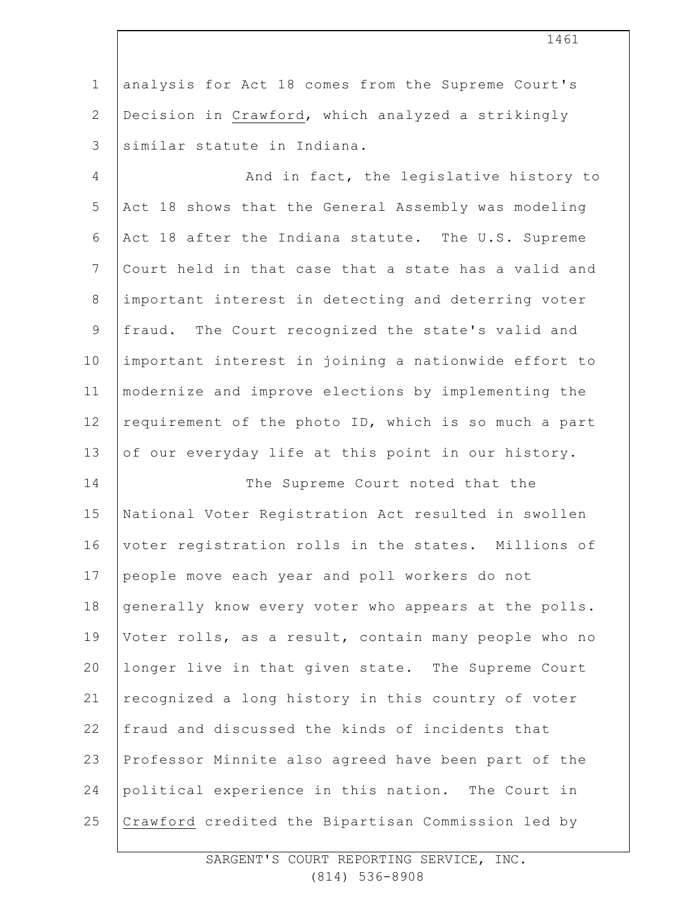analysis for Act 18 comes from the Supreme Court's Decision in Crawford, which analyzed a strikingly similar statute in Indiana.

And in fact, the legislative history to Act 18 shows that the General Assembly was modeling Act 18 after the Indiana statute. The U.S. Supreme Court held in that case that a state has a valid and important interest in detecting and deterring voter fraud. The Court recognized the state's valid and important interest in joining a nationwide effort to modernize and improve elections by implementing the requirement of the photo ID, which is so much a part of our everyday life at this point in our history.

The Supreme Court noted that the National Voter Registration Act resulted in swollen voter registration rolls in the states. Millions of people move each year and poll workers do not generally know every voter who appears at the polls. Voter rolls, as a result, contain many people who no longer live in that given state. The Supreme Court recognized a long history in this country of voter fraud and discussed the kinds of incidents that Professor Minnite also agreed have been part of the political experience in this nation. The Court in Crawford credited the Bipartisan Commission led by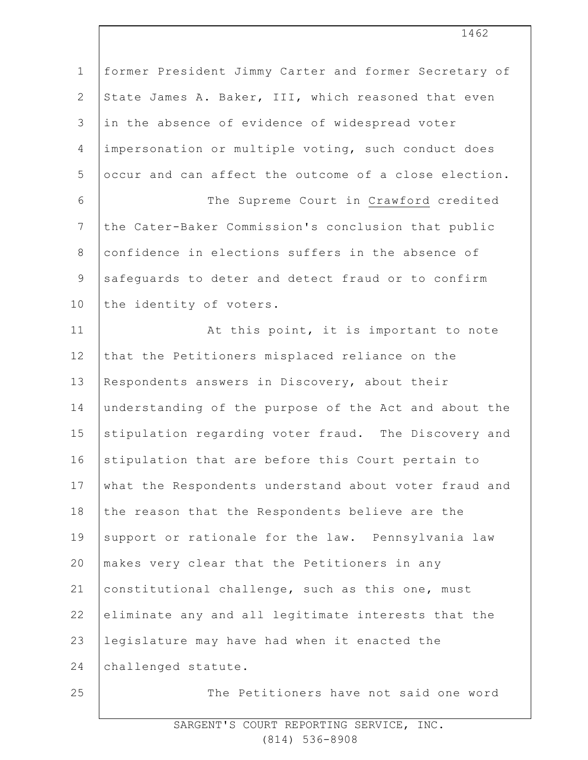former President Jimmy Carter and former Secretary of State James A. Baker, III, which reasoned that even in the absence of evidence of widespread voter impersonation or multiple voting, such conduct does occur and can affect the outcome of a close election.

The Supreme Court in Crawford credited the Cater-Baker Commission's conclusion that public confidence in elections suffers in the absence of safeguards to deter and detect fraud or to confirm the identity of voters.

At this point, it is important to note that the Petitioners misplaced reliance on the Respondents answers in Discovery, about their understanding of the purpose of the Act and about the stipulation regarding voter fraud. The Discovery and stipulation that are before this Court pertain to what the Respondents understand about voter fraud and the reason that the Respondents believe are the support or rationale for the law. Pennsylvania law makes very clear that the Petitioners in any constitutional challenge, such as this one, must eliminate any and all legitimate interests that the legislature may have had when it enacted the challenged statute.

The Petitioners have not said one word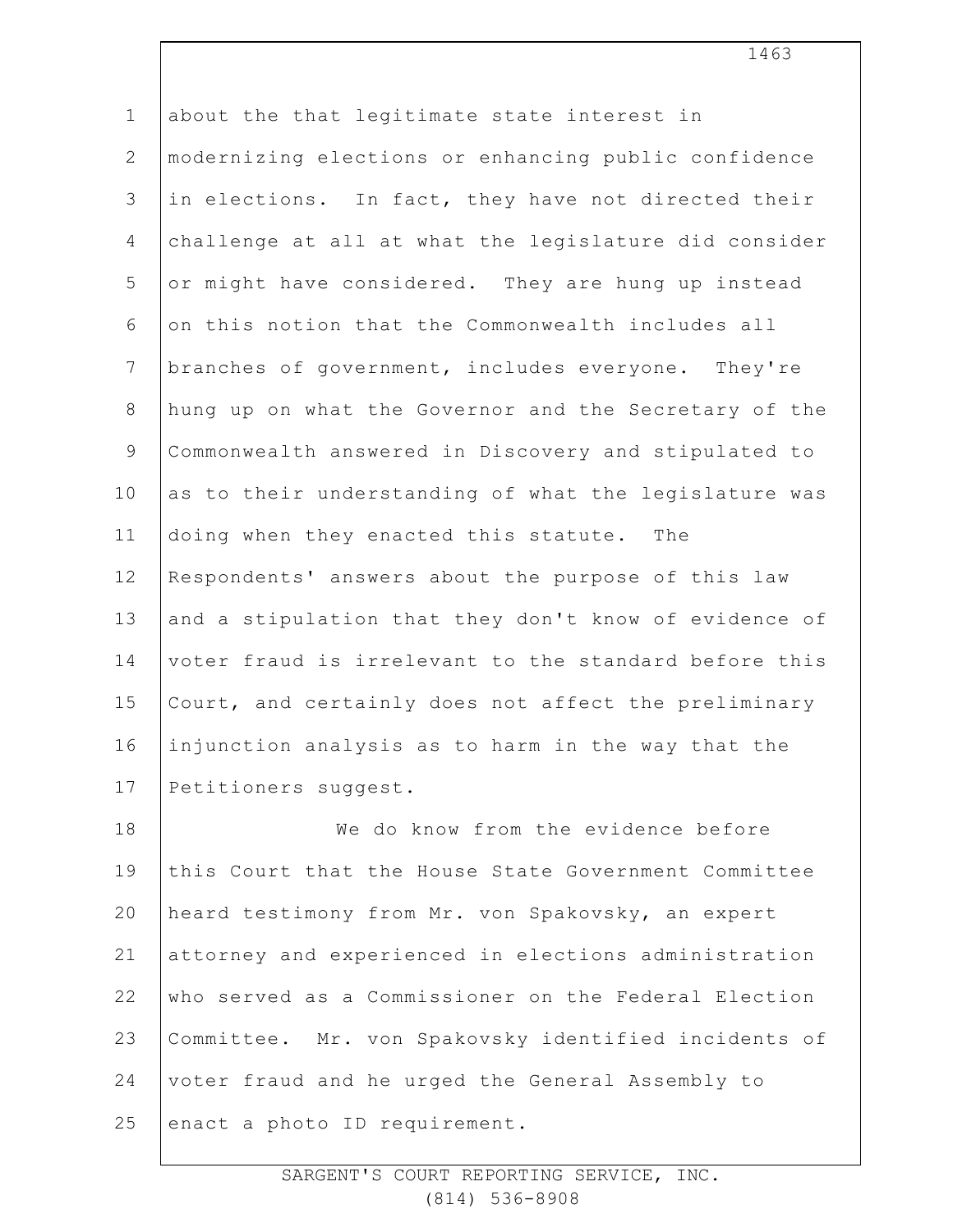about the that legitimate state interest in modernizing elections or enhancing public confidence in elections. In fact, they have not directed their challenge at all at what the legislature did consider or might have considered. They are hung up instead on this notion that the Commonwealth includes all branches of government, includes everyone. They're hung up on what the Governor and the Secretary of the Commonwealth answered in Discovery and stipulated to as to their understanding of what the legislature was doing when they enacted this statute. The Respondents' answers about the purpose of this law and a stipulation that they don't know of evidence of voter fraud is irrelevant to the standard before this Court, and certainly does not affect the preliminary injunction analysis as to harm in the way that the Petitioners suggest.

We do know from the evidence before this Court that the House State Government Committee heard testimony from Mr. von Spakovsky, an expert attorney and experienced in elections administration who served as a Commissioner on the Federal Election Committee. Mr. von Spakovsky identified incidents of voter fraud and he urged the General Assembly to enact a photo ID requirement.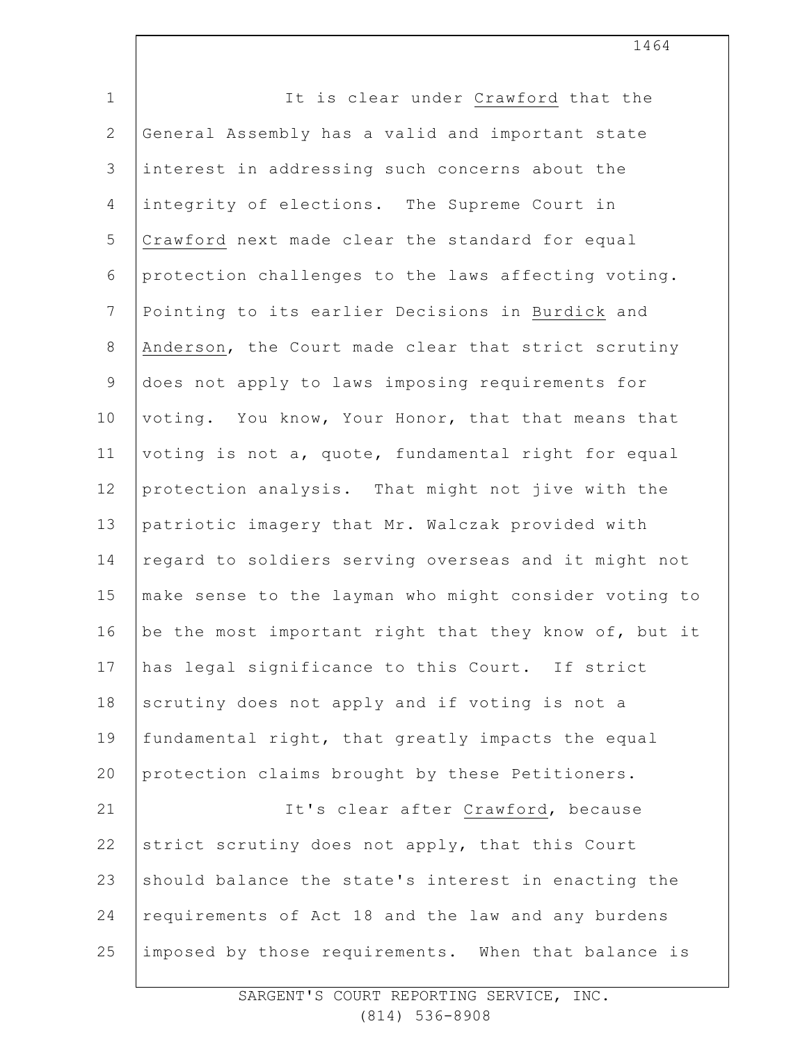It is clear under _Crawford_ that the General Assembly has a valid and important state interest in addressing such concerns about the integrity of elections. The Supreme Court in _Crawford_ next made clear the standard for equal protection challenges to the laws affecting voting. Pointing to its earlier Decisions in _Burdick_ and _Anderson_, the Court made clear that strict scrutiny does not apply to laws imposing requirements for voting. You know, Your Honor, that that means that voting is not a, quote, fundamental right for equal protection analysis. That might not jive with the patriotic imagery that Mr. Walczak provided with regard to soldiers serving overseas and it might not make sense to the layman who might consider voting to be the most important right that they know of, but it has legal significance to this Court. If strict scrutiny does not apply and if voting is not a fundamental right, that greatly impacts the equal protection claims brought by these Petitioners.

It's clear after _Crawford_, because strict scrutiny does not apply, that this Court should balance the state's interest in enacting the requirements of Act 18 and the law and any burdens imposed by those requirements. When that balance is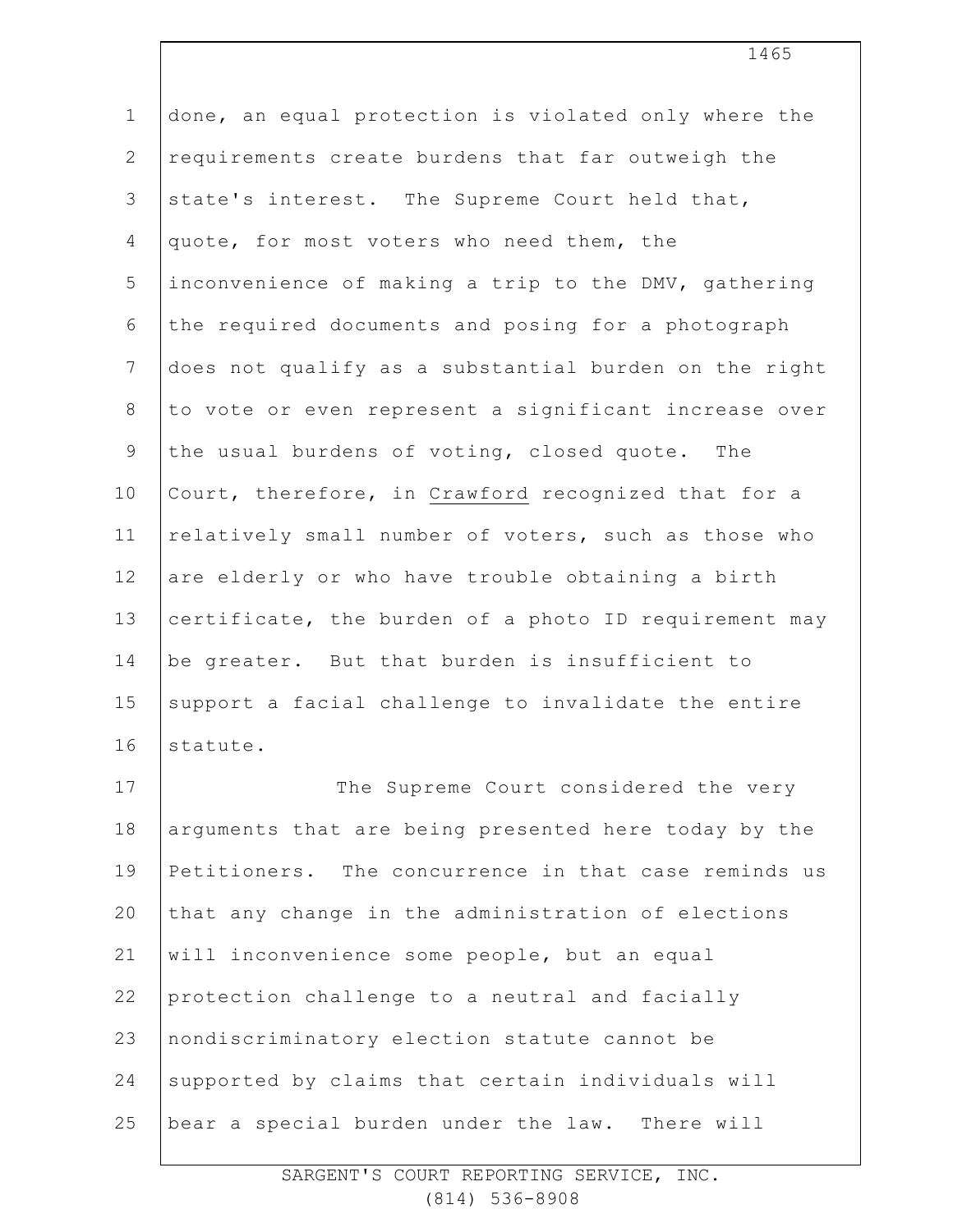done, an equal protection is violated only where the requirements create burdens that far outweigh the state's interest. The Supreme Court held that, quote, for most voters who need them, the inconvenience of making a trip to the DMV, gathering the required documents and posing for a photograph does not qualify as a substantial burden on the right to vote or even represent a significant increase over the usual burdens of voting, closed quote. The Court, therefore, in Crawford recognized that for a relatively small number of voters, such as those who are elderly or who have trouble obtaining a birth certificate, the burden of a photo ID requirement may be greater. But that burden is insufficient to support a facial challenge to invalidate the entire statute.

The Supreme Court considered the very arguments that are being presented here today by the Petitioners. The concurrence in that case reminds us that any change in the administration of elections will inconvenience some people, but an equal protection challenge to a neutral and facially nondiscriminatory election statute cannot be supported by claims that certain individuals will bear a special burden under the law. There will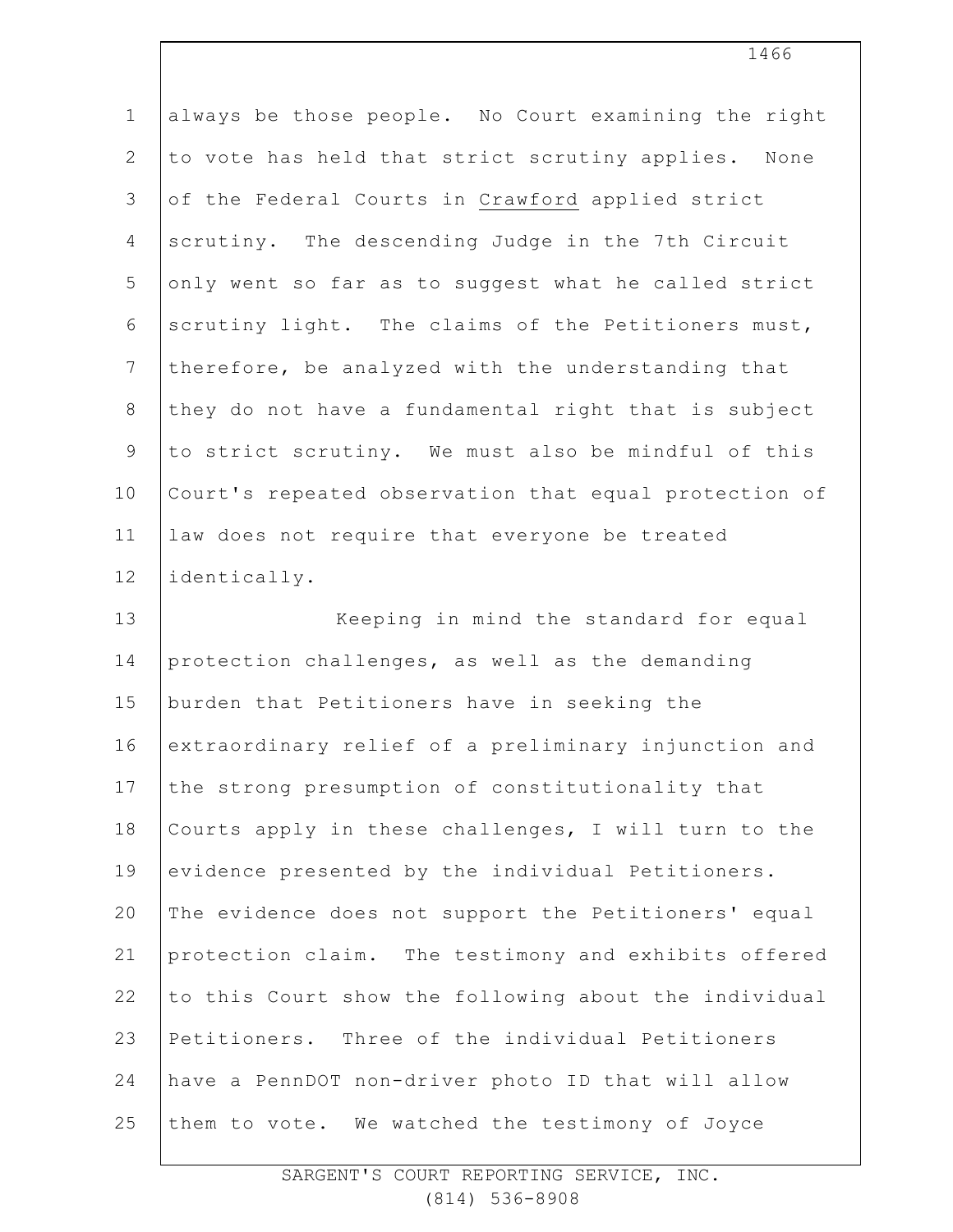always be those people. No Court examining the right to vote has held that strict scrutiny applies. None of the Federal Courts in Crawford applied strict scrutiny. The descending Judge in the 7th Circuit only went so far as to suggest what he called strict scrutiny light. The claims of the Petitioners must, therefore, be analyzed with the understanding that they do not have a fundamental right that is subject to strict scrutiny. We must also be mindful of this Court's repeated observation that equal protection of law does not require that everyone be treated identically.

Keeping in mind the standard for equal protection challenges, as well as the demanding burden that Petitioners have in seeking the extraordinary relief of a preliminary injunction and the strong presumption of constitutionality that Courts apply in these challenges, I will turn to the evidence presented by the individual Petitioners. The evidence does not support the Petitioners' equal protection claim. The testimony and exhibits offered to this Court show the following about the individual Petitioners. Three of the individual Petitioners have a PennDOT non-driver photo ID that will allow them to vote. We watched the testimony of Joyce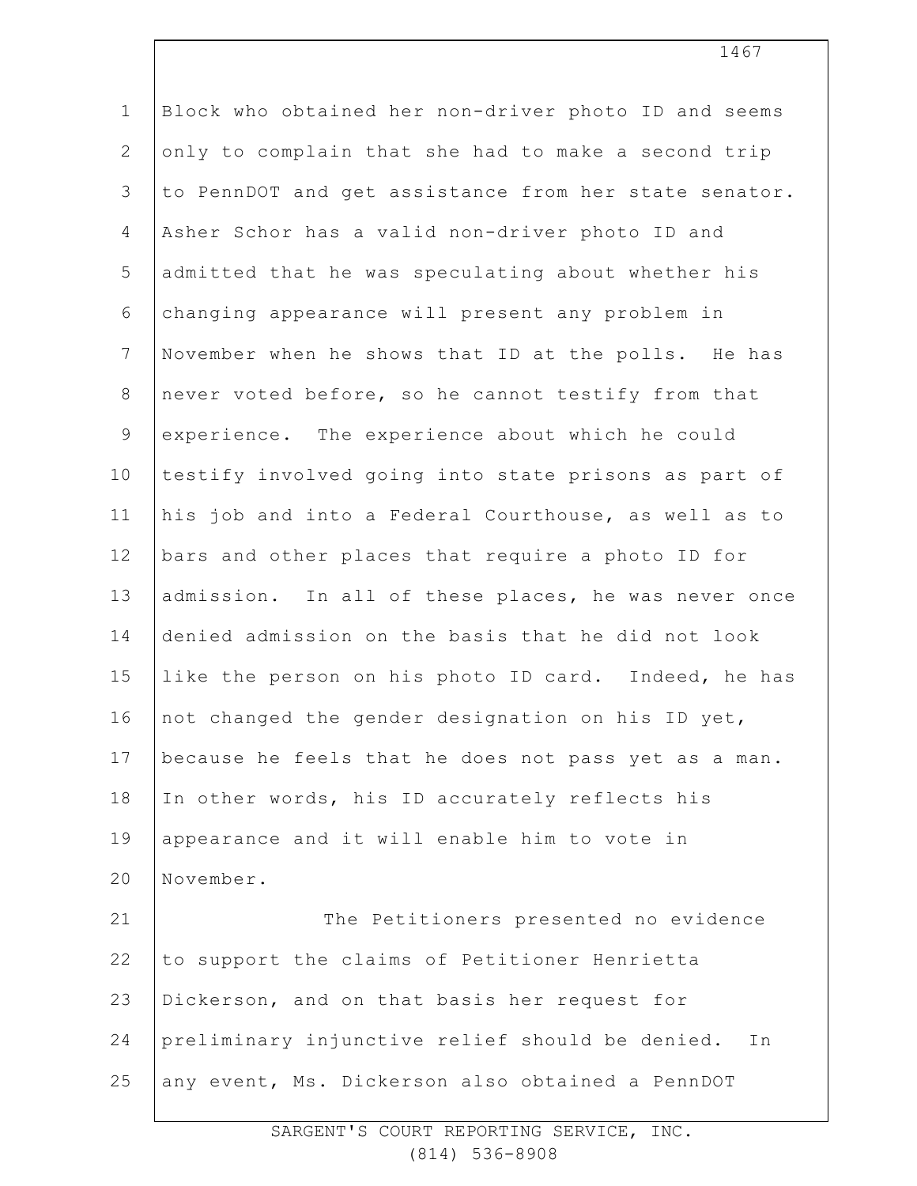Block who obtained her non-driver photo ID and seems only to complain that she had to make a second trip to PennDOT and get assistance from her state senator. Asher Schor has a valid non-driver photo ID and admitted that he was speculating about whether his changing appearance will present any problem in November when he shows that ID at the polls. He has never voted before, so he cannot testify from that experience. The experience about which he could testify involved going into state prisons as part of his job and into a Federal Courthouse, as well as to bars and other places that require a photo ID for admission. In all of these places, he was never once denied admission on the basis that he did not look like the person on his photo ID card. Indeed, he has not changed the gender designation on his ID yet, because he feels that he does not pass yet as a man. In other words, his ID accurately reflects his appearance and it will enable him to vote in November.

The Petitioners presented no evidence to support the claims of Petitioner Henrietta Dickerson, and on that basis her request for preliminary injunctive relief should be denied. In any event, Ms. Dickerson also obtained a PennDOT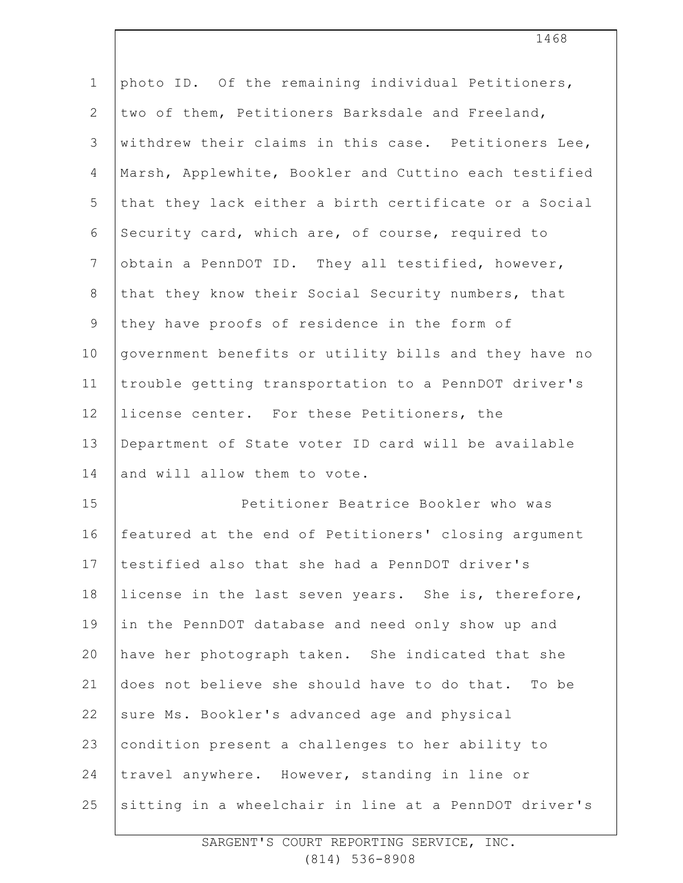photo ID. Of the remaining individual Petitioners, two of them, Petitioners Barksdale and Freeland, withdrew their claims in this case. Petitioners Lee, Marsh, Applewhite, Bookler and Cuttino each testified that they lack either a birth certificate or a Social Security card, which are, of course, required to obtain a PennDOT ID. They all testified, however, that they know their Social Security numbers, that they have proofs of residence in the form of government benefits or utility bills and they have no trouble getting transportation to a PennDOT driver's license center. For these Petitioners, the Department of State voter ID card will be available and will allow them to vote.

Petitioner Beatrice Bookler who was featured at the end of Petitioners' closing argument testified also that she had a PennDOT driver's license in the last seven years. She is, therefore, in the PennDOT database and need only show up and have her photograph taken. She indicated that she does not believe she should have to do that. To be sure Ms. Bookler's advanced age and physical condition present a challenges to her ability to travel anywhere. However, standing in line or sitting in a wheelchair in line at a PennDOT driver's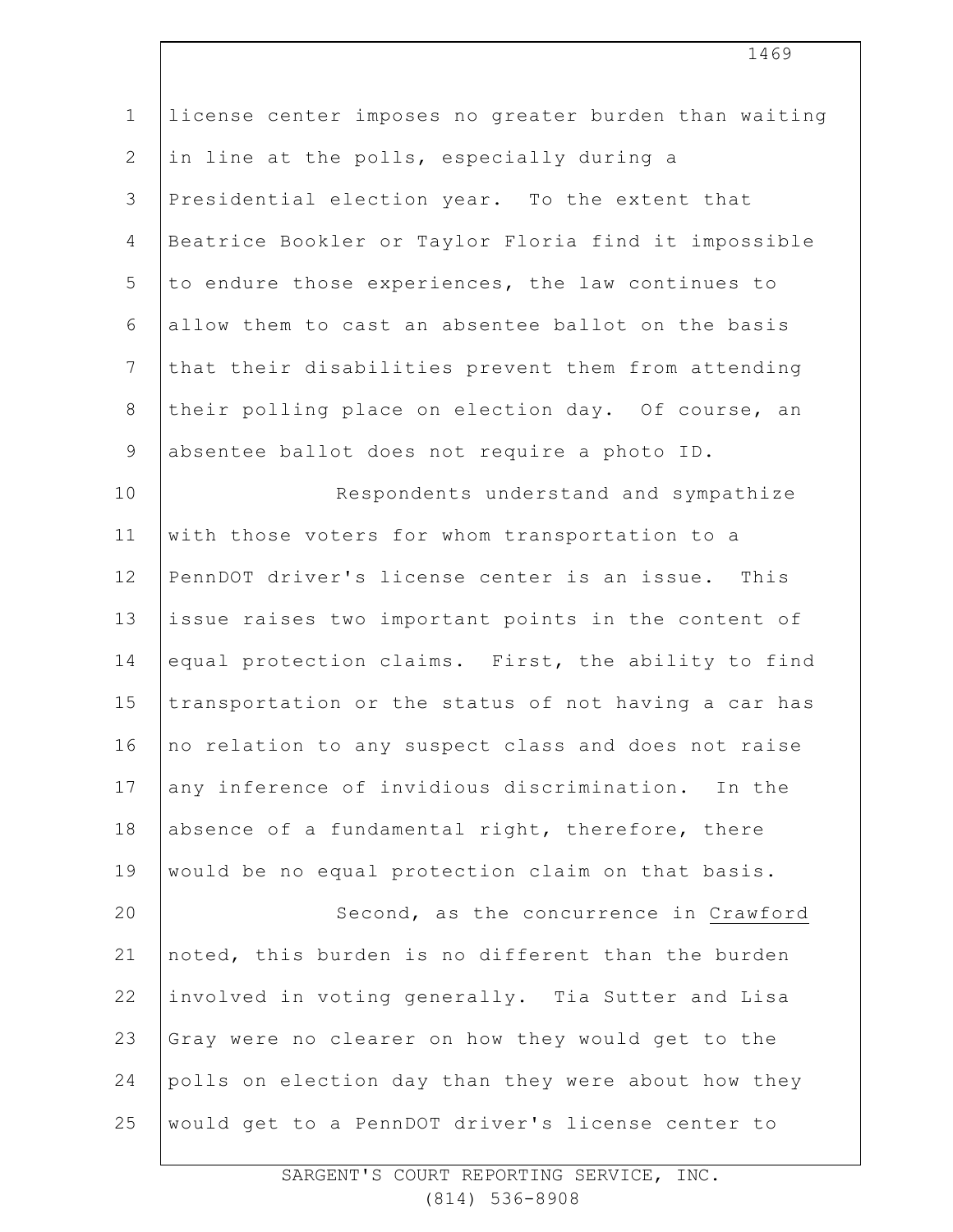license center imposes no greater burden than waiting in line at the polls, especially during a Presidential election year. To the extent that Beatrice Bookler or Taylor Floria find it impossible to endure those experiences, the law continues to allow them to cast an absentee ballot on the basis that their disabilities prevent them from attending their polling place on election day. Of course, an absentee ballot does not require a photo ID.

Respondents understand and sympathize with those voters for whom transportation to a PennDOT driver's license center is an issue. This issue raises two important points in the content of equal protection claims. First, the ability to find transportation or the status of not having a car has no relation to any suspect class and does not raise any inference of invidious discrimination. In the absence of a fundamental right, therefore, there would be no equal protection claim on that basis.

Second, as the concurrence in Crawford noted, this burden is no different than the burden involved in voting generally. Tia Sutter and Lisa Gray were no clearer on how they would get to the polls on election day than they were about how they would get to a PennDOT driver's license center to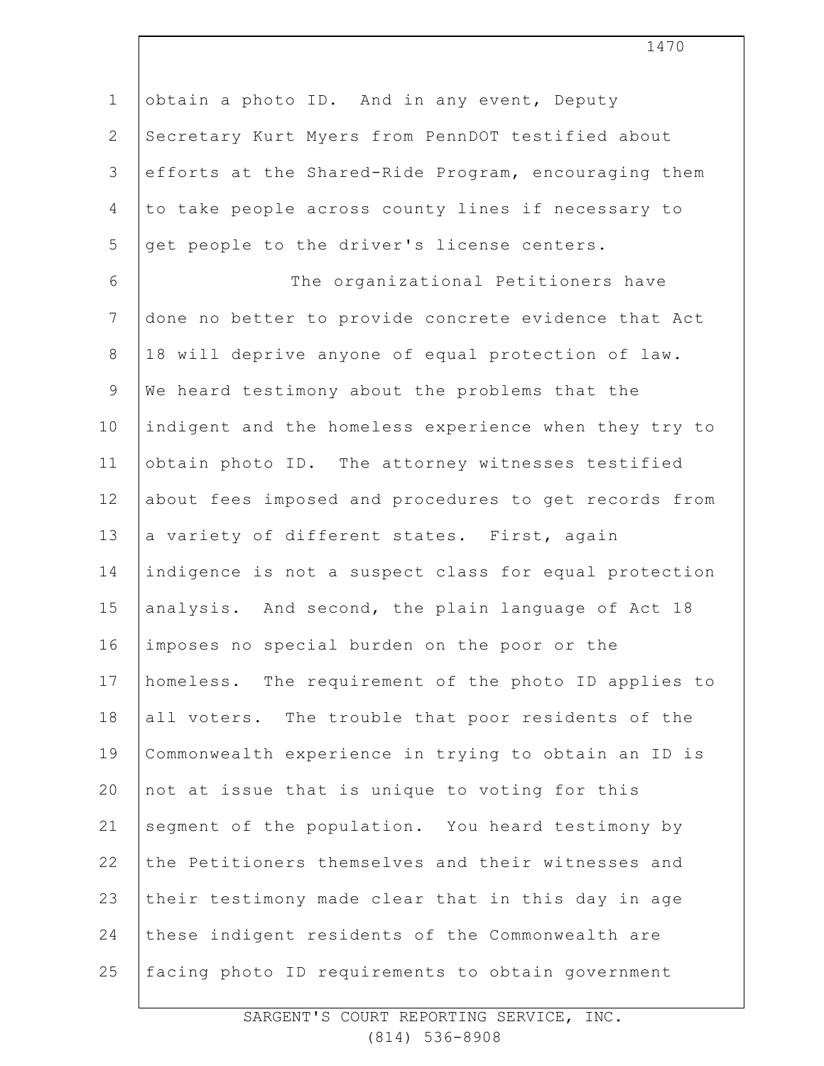obtain a photo ID. And in any event, Deputy Secretary Kurt Myers from PennDOT testified about efforts at the Shared-Ride Program, encouraging them to take people across county lines if necessary to get people to the driver's license centers.

The organizational Petitioners have done no better to provide concrete evidence that Act 18 will deprive anyone of equal protection of law. We heard testimony about the problems that the indigent and the homeless experience when they try to obtain photo ID. The attorney witnesses testified about fees imposed and procedures to get records from a variety of different states. First, again indigence is not a suspect class for equal protection analysis. And second, the plain language of Act 18 imposes no special burden on the poor or the homeless. The requirement of the photo ID applies to all voters. The trouble that poor residents of the Commonwealth experience in trying to obtain an ID is not at issue that is unique to voting for this segment of the population. You heard testimony by the Petitioners themselves and their witnesses and their testimony made clear that in this day in age these indigent residents of the Commonwealth are facing photo ID requirements to obtain government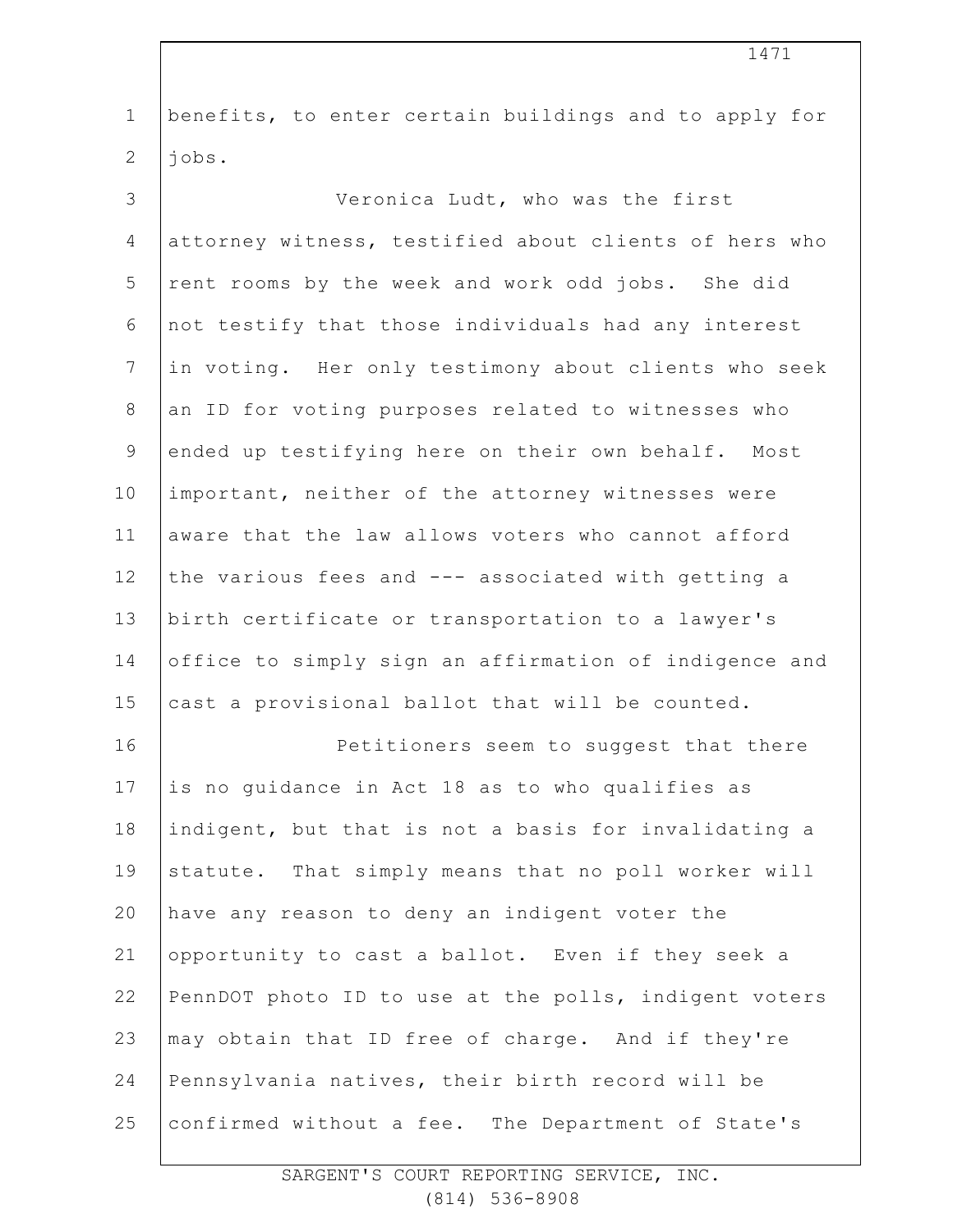benefits, to enter certain buildings and to apply for jobs.

Veronica Ludt, who was the first attorney witness, testified about clients of hers who rent rooms by the week and work odd jobs. She did not testify that those individuals had any interest in voting. Her only testimony about clients who seek an ID for voting purposes related to witnesses who ended up testifying here on their own behalf. Most important, neither of the attorney witnesses were aware that the law allows voters who cannot afford the various fees and --- associated with getting a birth certificate or transportation to a lawyer's office to simply sign an affirmation of indigence and cast a provisional ballot that will be counted.

Petitioners seem to suggest that there is no guidance in Act 18 as to who qualifies as indigent, but that is not a basis for invalidating a statute. That simply means that no poll worker will have any reason to deny an indigent voter the opportunity to cast a ballot. Even if they seek a PennDOT photo ID to use at the polls, indigent voters may obtain that ID free of charge. And if they're Pennsylvania natives, their birth record will be confirmed without a fee. The Department of State's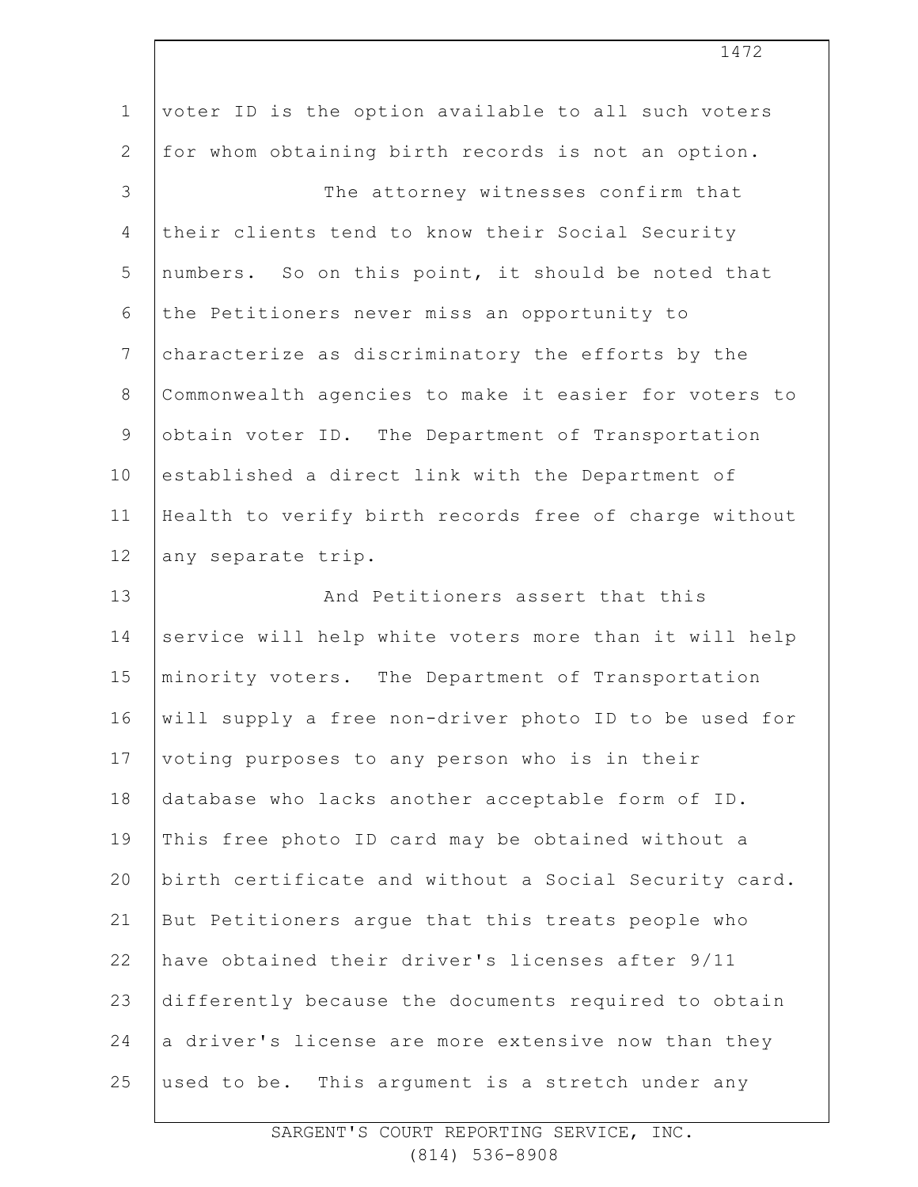voter ID is the option available to all such voters for whom obtaining birth records is not an option.

The attorney witnesses confirm that their clients tend to know their Social Security numbers. So on this point, it should be noted that the Petitioners never miss an opportunity to characterize as discriminatory the efforts by the Commonwealth agencies to make it easier for voters to obtain voter ID. The Department of Transportation established a direct link with the Department of Health to verify birth records free of charge without any separate trip.

And Petitioners assert that this service will help white voters more than it will help minority voters. The Department of Transportation will supply a free non-driver photo ID to be used for voting purposes to any person who is in their database who lacks another acceptable form of ID. This free photo ID card may be obtained without a birth certificate and without a Social Security card. But Petitioners argue that this treats people who have obtained their driver's licenses after 9/11 differently because the documents required to obtain a driver's license are more extensive now than they used to be. This argument is a stretch under any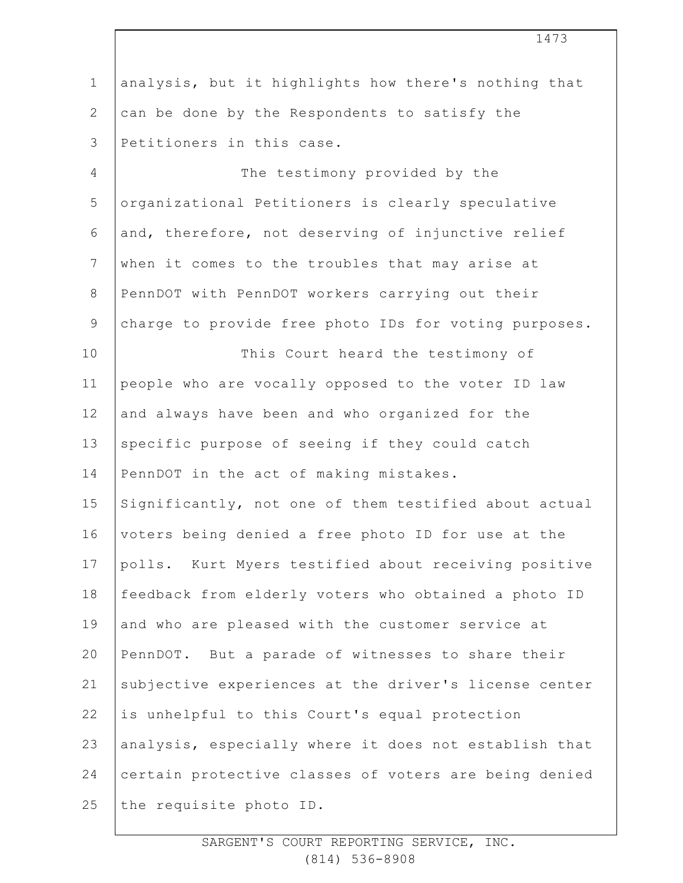analysis, but it highlights how there's nothing that can be done by the Respondents to satisfy the Petitioners in this case.

The testimony provided by the organizational Petitioners is clearly speculative and, therefore, not deserving of injunctive relief when it comes to the troubles that may arise at PennDOT with PennDOT workers carrying out their charge to provide free photo IDs for voting purposes.

This Court heard the testimony of people who are vocally opposed to the voter ID law and always have been and who organized for the specific purpose of seeing if they could catch PennDOT in the act of making mistakes. Significantly, not one of them testified about actual voters being denied a free photo ID for use at the polls. Kurt Myers testified about receiving positive feedback from elderly voters who obtained a photo ID and who are pleased with the customer service at PennDOT. But a parade of witnesses to share their subjective experiences at the driver's license center is unhelpful to this Court's equal protection analysis, especially where it does not establish that certain protective classes of voters are being denied the requisite photo ID.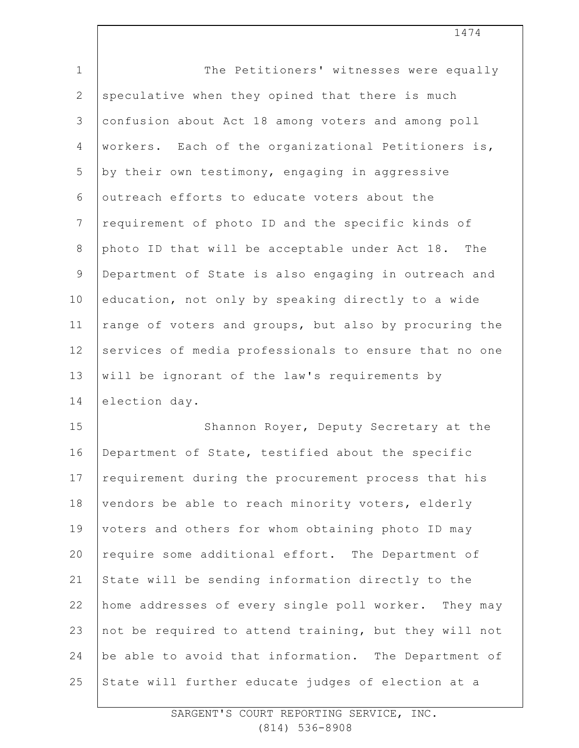The Petitioners' witnesses were equally speculative when they opined that there is much confusion about Act 18 among voters and among poll workers. Each of the organizational Petitioners is, by their own testimony, engaging in aggressive outreach efforts to educate voters about the requirement of photo ID and the specific kinds of photo ID that will be acceptable under Act 18. The Department of State is also engaging in outreach and education, not only by speaking directly to a wide range of voters and groups, but also by procuring the services of media professionals to ensure that no one will be ignorant of the law's requirements by election day.

Shannon Royer, Deputy Secretary at the Department of State, testified about the specific requirement during the procurement process that his vendors be able to reach minority voters, elderly voters and others for whom obtaining photo ID may require some additional effort. The Department of State will be sending information directly to the home addresses of every single poll worker. They may not be required to attend training, but they will not be able to avoid that information. The Department of State will further educate judges of election at a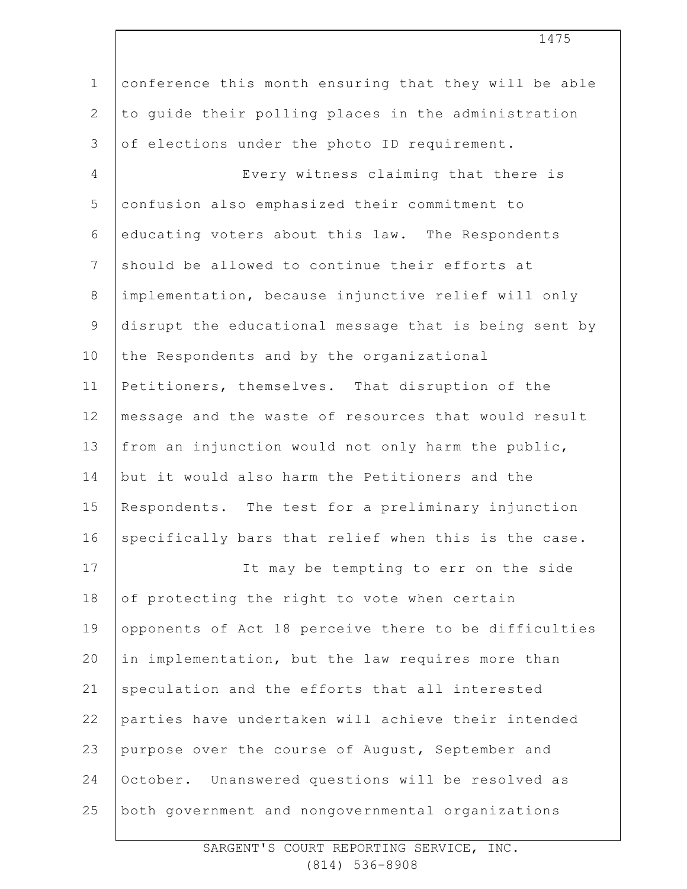conference this month ensuring that they will be able to guide their polling places in the administration of elections under the photo ID requirement.

Every witness claiming that there is confusion also emphasized their commitment to educating voters about this law. The Respondents should be allowed to continue their efforts at implementation, because injunctive relief will only disrupt the educational message that is being sent by the Respondents and by the organizational Petitioners, themselves. That disruption of the message and the waste of resources that would result from an injunction would not only harm the public, but it would also harm the Petitioners and the Respondents. The test for a preliminary injunction specifically bars that relief when this is the case.

It may be tempting to err on the side of protecting the right to vote when certain opponents of Act 18 perceive there to be difficulties in implementation, but the law requires more than speculation and the efforts that all interested parties have undertaken will achieve their intended purpose over the course of August, September and October. Unanswered questions will be resolved as both government and nongovernmental organizations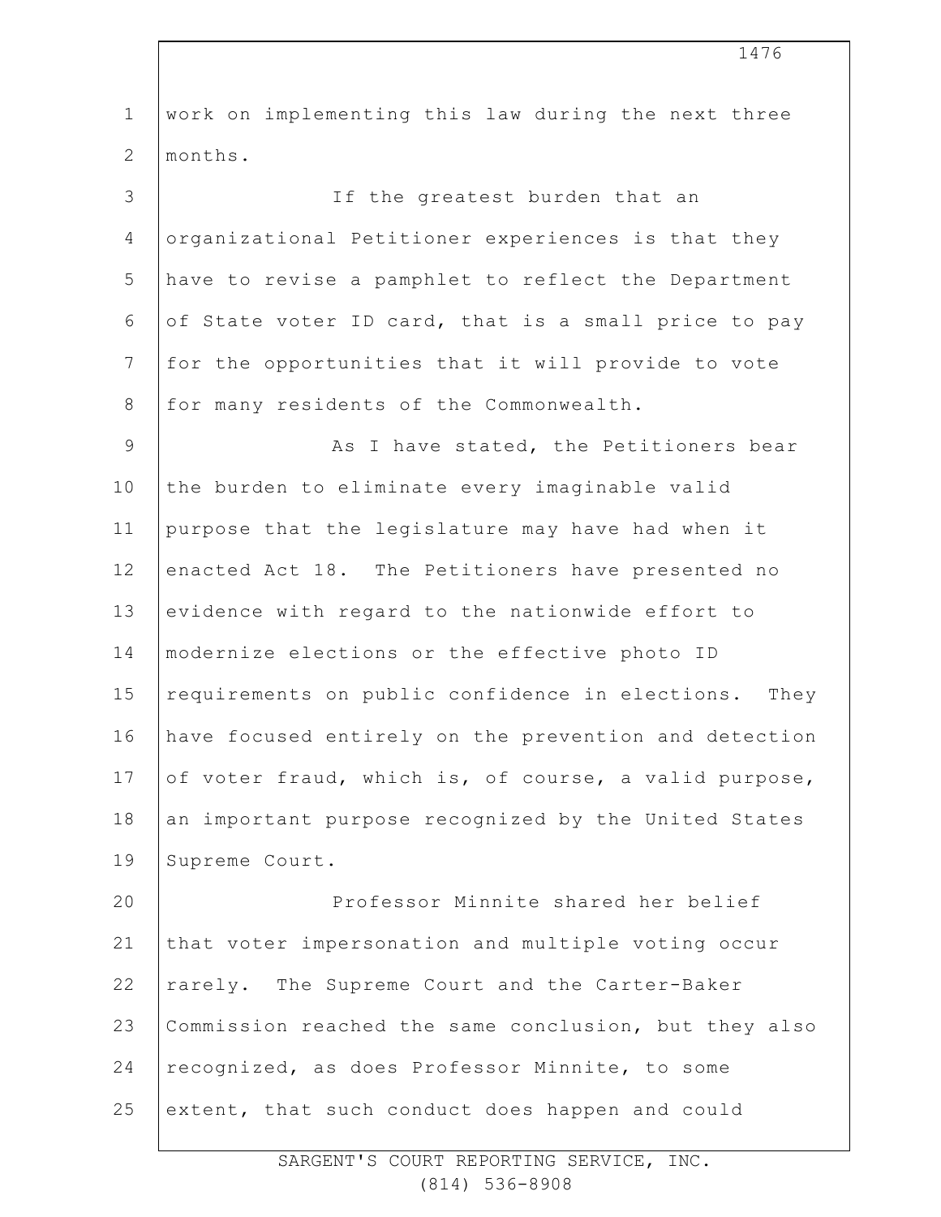work on implementing this law during the next three months.

If the greatest burden that an organizational Petitioner experiences is that they have to revise a pamphlet to reflect the Department of State voter ID card, that is a small price to pay for the opportunities that it will provide to vote for many residents of the Commonwealth.

As I have stated, the Petitioners bear the burden to eliminate every imaginable valid purpose that the legislature may have had when it enacted Act 18. The Petitioners have presented no evidence with regard to the nationwide effort to modernize elections or the effective photo ID requirements on public confidence in elections. They have focused entirely on the prevention and detection of voter fraud, which is, of course, a valid purpose, an important purpose recognized by the United States Supreme Court.

Professor Minnite shared her belief that voter impersonation and multiple voting occur rarely. The Supreme Court and the Carter-Baker Commission reached the same conclusion, but they also recognized, as does Professor Minnite, to some extent, that such conduct does happen and could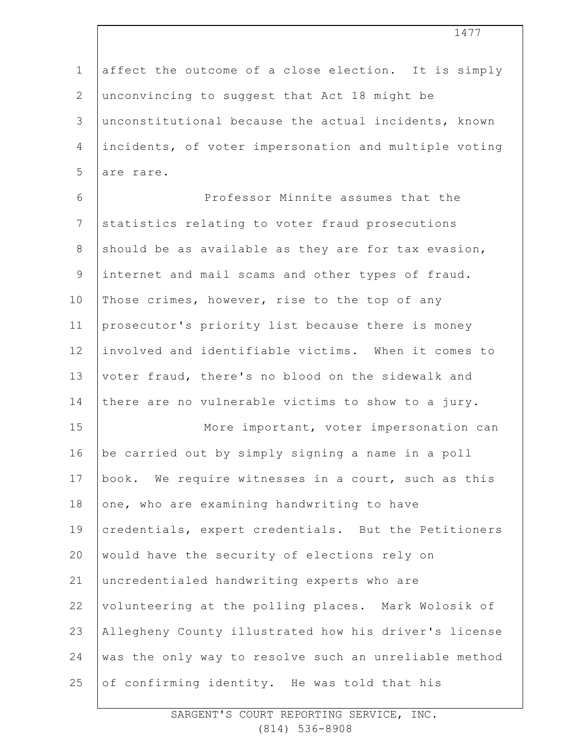affect the outcome of a close election. It is simply unconvincing to suggest that Act 18 might be unconstitutional because the actual incidents, known incidents, of voter impersonation and multiple voting are rare.

Professor Minnite assumes that the statistics relating to voter fraud prosecutions should be as available as they are for tax evasion, internet and mail scams and other types of fraud. Those crimes, however, rise to the top of any prosecutor's priority list because there is money involved and identifiable victims. When it comes to voter fraud, there's no blood on the sidewalk and there are no vulnerable victims to show to a jury.

More important, voter impersonation can be carried out by simply signing a name in a poll book. We require witnesses in a court, such as this one, who are examining handwriting to have credentials, expert credentials. But the Petitioners would have the security of elections rely on uncredentialed handwriting experts who are volunteering at the polling places. Mark Wolosik of Allegheny County illustrated how his driver's license was the only way to resolve such an unreliable method of confirming identity. He was told that his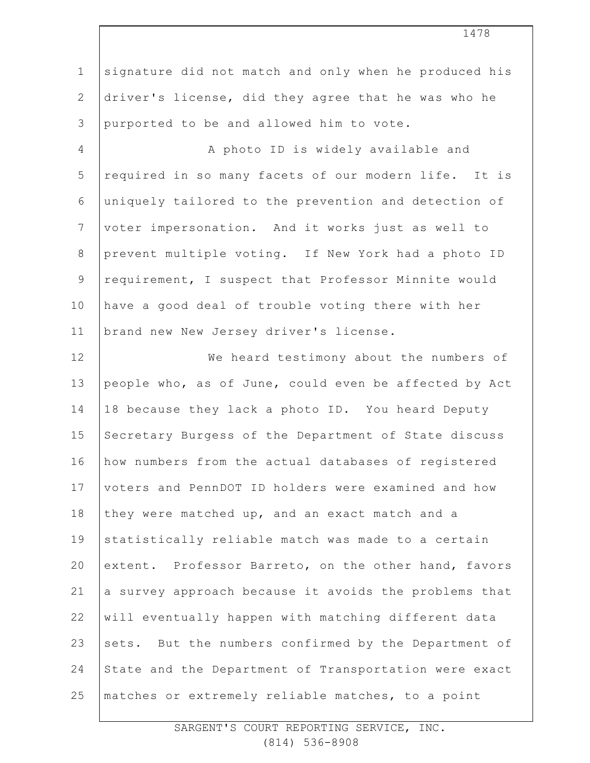signature did not match and only when he produced his driver's license, did they agree that he was who he purported to be and allowed him to vote.

A photo ID is widely available and required in so many facets of our modern life. It is uniquely tailored to the prevention and detection of voter impersonation. And it works just as well to prevent multiple voting. If New York had a photo ID requirement, I suspect that Professor Minnite would have a good deal of trouble voting there with her brand new New Jersey driver's license.

We heard testimony about the numbers of people who, as of June, could even be affected by Act 18 because they lack a photo ID. You heard Deputy Secretary Burgess of the Department of State discuss how numbers from the actual databases of registered voters and PennDOT ID holders were examined and how they were matched up, and an exact match and a statistically reliable match was made to a certain extent. Professor Barreto, on the other hand, favors a survey approach because it avoids the problems that will eventually happen with matching different data sets. But the numbers confirmed by the Department of State and the Department of Transportation were exact matches or extremely reliable matches, to a point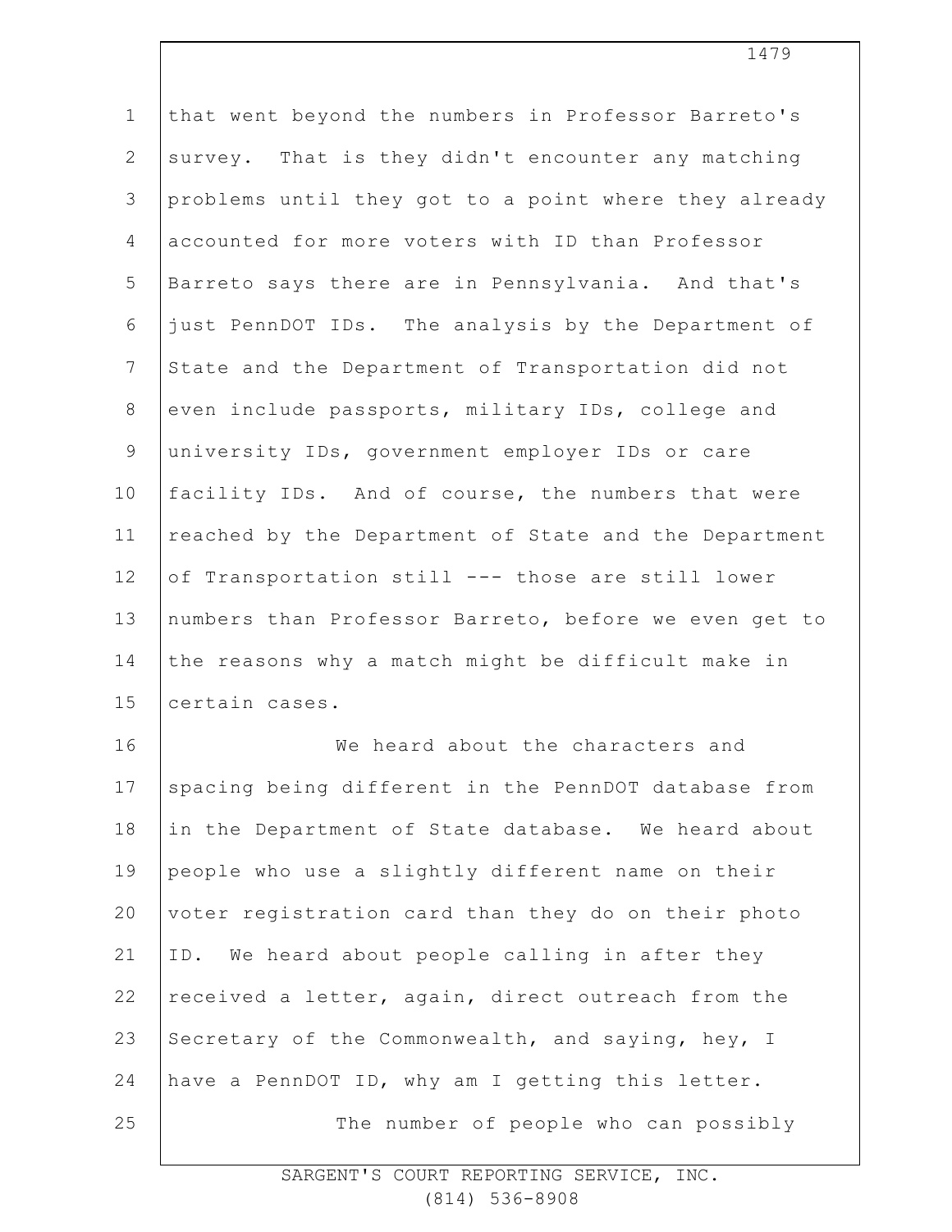that went beyond the numbers in Professor Barreto's survey. That is they didn't encounter any matching problems until they got to a point where they already accounted for more voters with ID than Professor Barreto says there are in Pennsylvania. And that's just PennDOT IDs. The analysis by the Department of State and the Department of Transportation did not even include passports, military IDs, college and university IDs, government employer IDs or care facility IDs. And of course, the numbers that were reached by the Department of State and the Department of Transportation still --- those are still lower numbers than Professor Barreto, before we even get to the reasons why a match might be difficult make in certain cases.

We heard about the characters and spacing being different in the PennDOT database from in the Department of State database. We heard about people who use a slightly different name on their voter registration card than they do on their photo ID. We heard about people calling in after they received a letter, again, direct outreach from the Secretary of the Commonwealth, and saying, hey, I have a PennDOT ID, why am I getting this letter.

The number of people who can possibly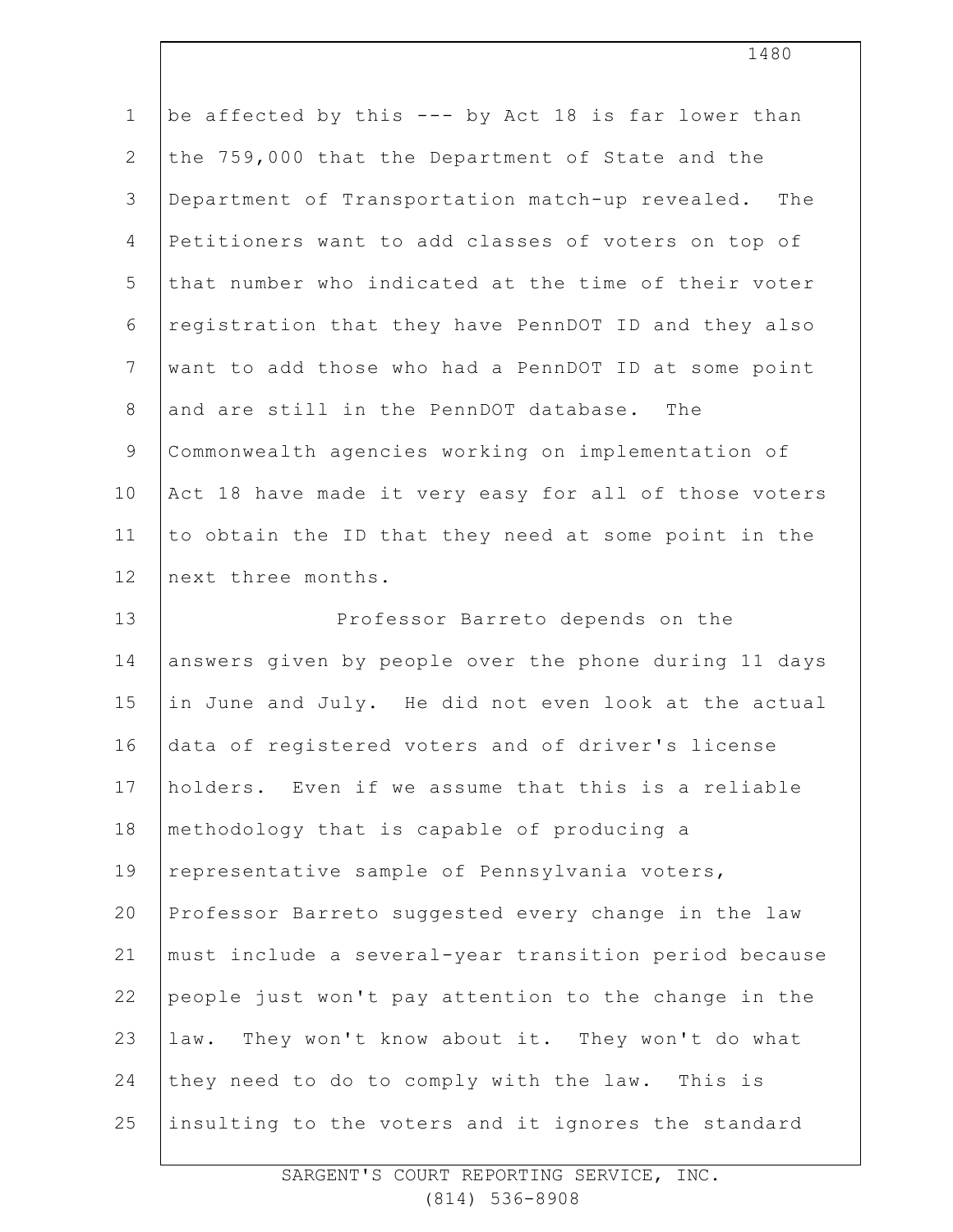be affected by this --- by Act 18 is far lower than the 759,000 that the Department of State and the Department of Transportation match-up revealed. The Petitioners want to add classes of voters on top of that number who indicated at the time of their voter registration that they have PennDOT ID and they also want to add those who had a PennDOT ID at some point and are still in the PennDOT database. The Commonwealth agencies working on implementation of Act 18 have made it very easy for all of those voters to obtain the ID that they need at some point in the next three months.

Professor Barreto depends on the answers given by people over the phone during 11 days in June and July. He did not even look at the actual data of registered voters and of driver's license holders. Even if we assume that this is a reliable methodology that is capable of producing a representative sample of Pennsylvania voters, Professor Barreto suggested every change in the law must include a several-year transition period because people just won't pay attention to the change in the law. They won't know about it. They won't do what they need to do to comply with the law. This is insulting to the voters and it ignores the standard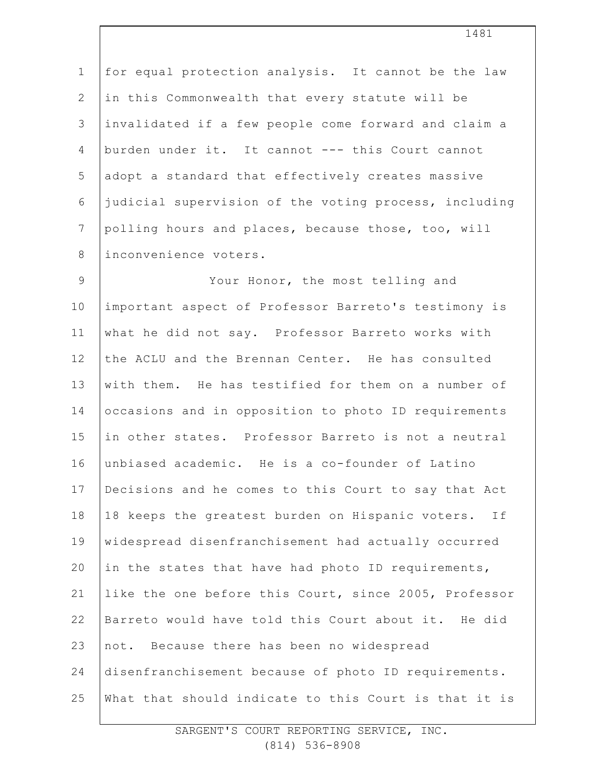for equal protection analysis. It cannot be the law in this Commonwealth that every statute will be invalidated if a few people come forward and claim a burden under it. It cannot --- this Court cannot adopt a standard that effectively creates massive judicial supervision of the voting process, including polling hours and places, because those, too, will inconvenience voters.

Your Honor, the most telling and important aspect of Professor Barreto's testimony is what he did not say. Professor Barreto works with the ACLU and the Brennan Center. He has consulted with them. He has testified for them on a number of occasions and in opposition to photo ID requirements in other states. Professor Barreto is not a neutral unbiased academic. He is a co-founder of Latino Decisions and he comes to this Court to say that Act 18 keeps the greatest burden on Hispanic voters. If widespread disenfranchisement had actually occurred in the states that have had photo ID requirements, like the one before this Court, since 2005, Professor Barreto would have told this Court about it. He did not. Because there has been no widespread disenfranchisement because of photo ID requirements. What that should indicate to this Court is that it is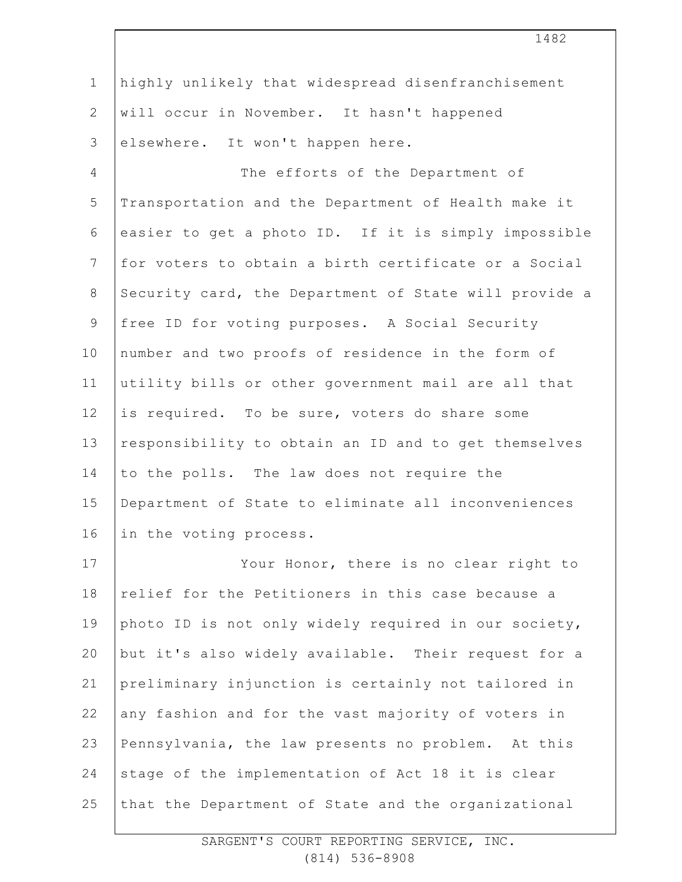highly unlikely that widespread disenfranchisement will occur in November. It hasn't happened elsewhere. It won't happen here.

The efforts of the Department of Transportation and the Department of Health make it easier to get a photo ID. If it is simply impossible for voters to obtain a birth certificate or a Social Security card, the Department of State will provide a free ID for voting purposes. A Social Security number and two proofs of residence in the form of utility bills or other government mail are all that is required. To be sure, voters do share some responsibility to obtain an ID and to get themselves to the polls. The law does not require the Department of State to eliminate all inconveniences in the voting process.

Your Honor, there is no clear right to relief for the Petitioners in this case because a photo ID is not only widely required in our society, but it's also widely available. Their request for a preliminary injunction is certainly not tailored in any fashion and for the vast majority of voters in Pennsylvania, the law presents no problem. At this stage of the implementation of Act 18 it is clear that the Department of State and the organizational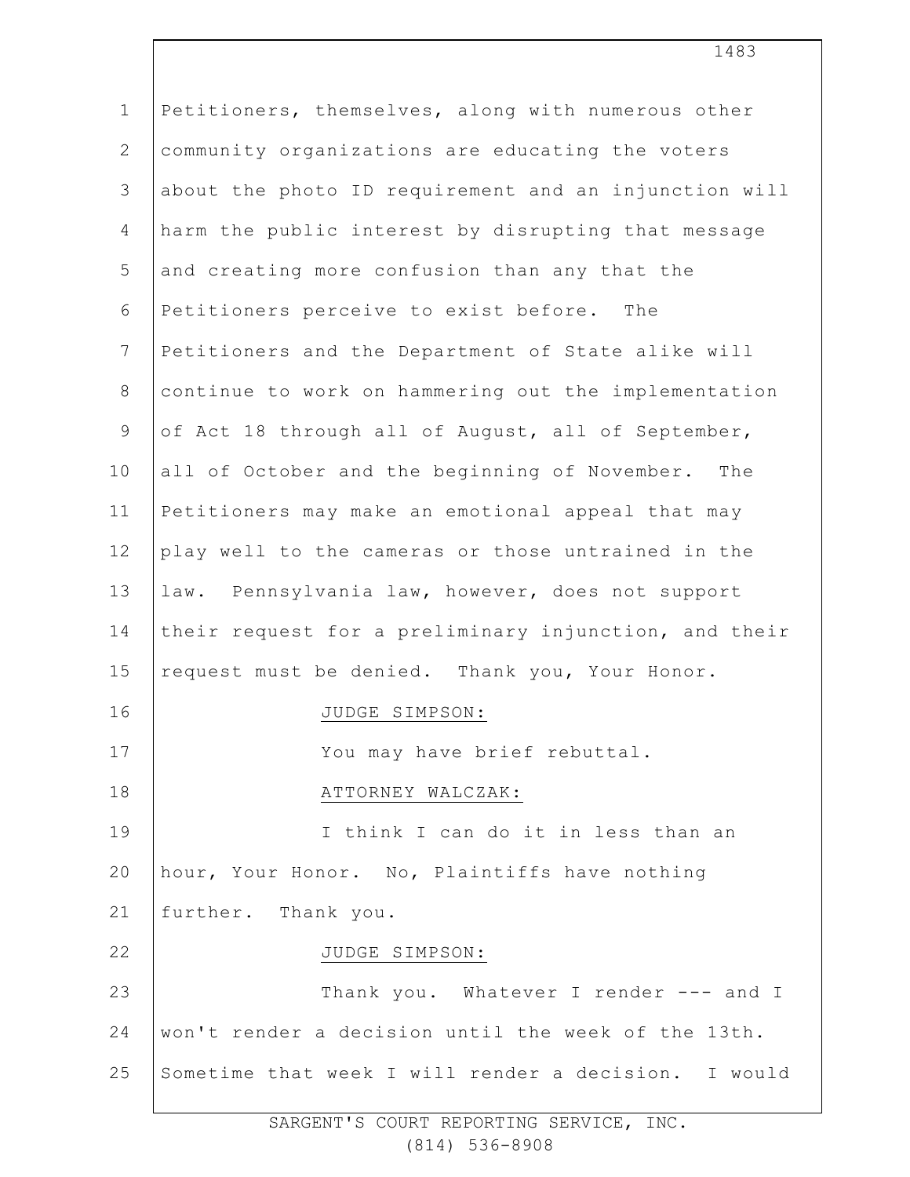Petitioners, themselves, along with numerous other community organizations are educating the voters about the photo ID requirement and an injunction will harm the public interest by disrupting that message and creating more confusion than any that the Petitioners perceive to exist before. The Petitioners and the Department of State alike will continue to work on hammering out the implementation of Act 18 through all of August, all of September, all of October and the beginning of November. The Petitioners may make an emotional appeal that may play well to the cameras or those untrained in the law. Pennsylvania law, however, does not support their request for a preliminary injunction, and their request must be denied. Thank you, Your Honor.

JUDGE SIMPSON:

You may have brief rebuttal.

ATTORNEY WALCZAK:

I think I can do it in less than an hour, Your Honor. No, Plaintiffs have nothing further. Thank you.

JUDGE SIMPSON:

Thank you. Whatever I render --- and I won't render a decision until the week of the 13th. Sometime that week I will render a decision. I would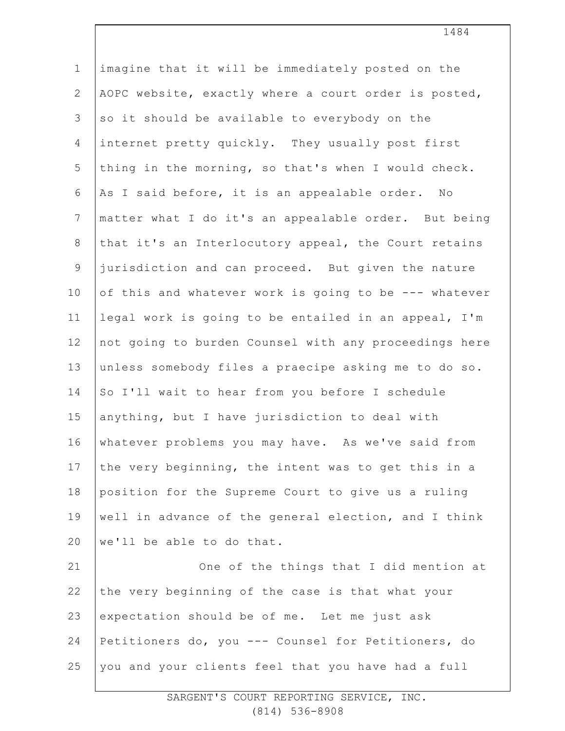imagine that it will be immediately posted on the AOPC website, exactly where a court order is posted, so it should be available to everybody on the internet pretty quickly. They usually post first thing in the morning, so that's when I would check. As I said before, it is an appealable order. No matter what I do it's an appealable order. But being that it's an Interlocutory appeal, the Court retains jurisdiction and can proceed. But given the nature of this and whatever work is going to be --- whatever legal work is going to be entailed in an appeal, I'm not going to burden Counsel with any proceedings here unless somebody files a praecipe asking me to do so. So I'll wait to hear from you before I schedule anything, but I have jurisdiction to deal with whatever problems you may have. As we've said from the very beginning, the intent was to get this in a position for the Supreme Court to give us a ruling well in advance of the general election, and I think we'll be able to do that.

One of the things that I did mention at the very beginning of the case is that what your expectation should be of me. Let me just ask Petitioners do, you --- Counsel for Petitioners, do you and your clients feel that you have had a full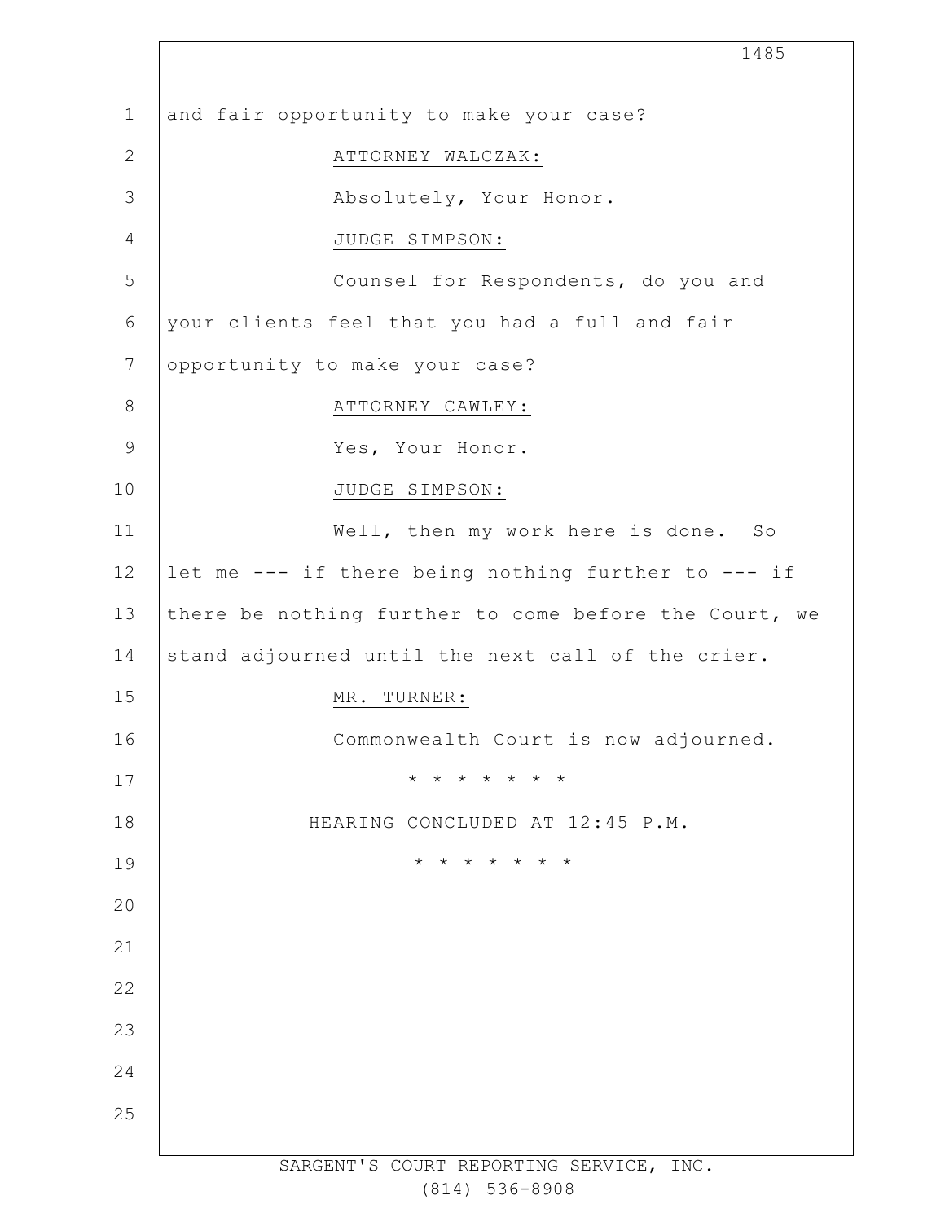and fair opportunity to make your case?

ATTORNEY WALCZAK:

Absolutely, Your Honor.

JUDGE SIMPSON:

Counsel for Respondents, do you and your clients feel that you had a full and fair opportunity to make your case?

ATTORNEY CAWLEY:

Yes, Your Honor.

JUDGE SIMPSON:

Well, then my work here is done. So let me --- if there being nothing further to --- if there be nothing further to come before the Court, we stand adjourned until the next call of the crier.

MR. TURNER:

Commonwealth Court is now adjourned.

\* \* \* \* \* \* \* \*

HEARING CONCLUDED AT 12:45 P.M.

\* \* \* \* \* \* \* \*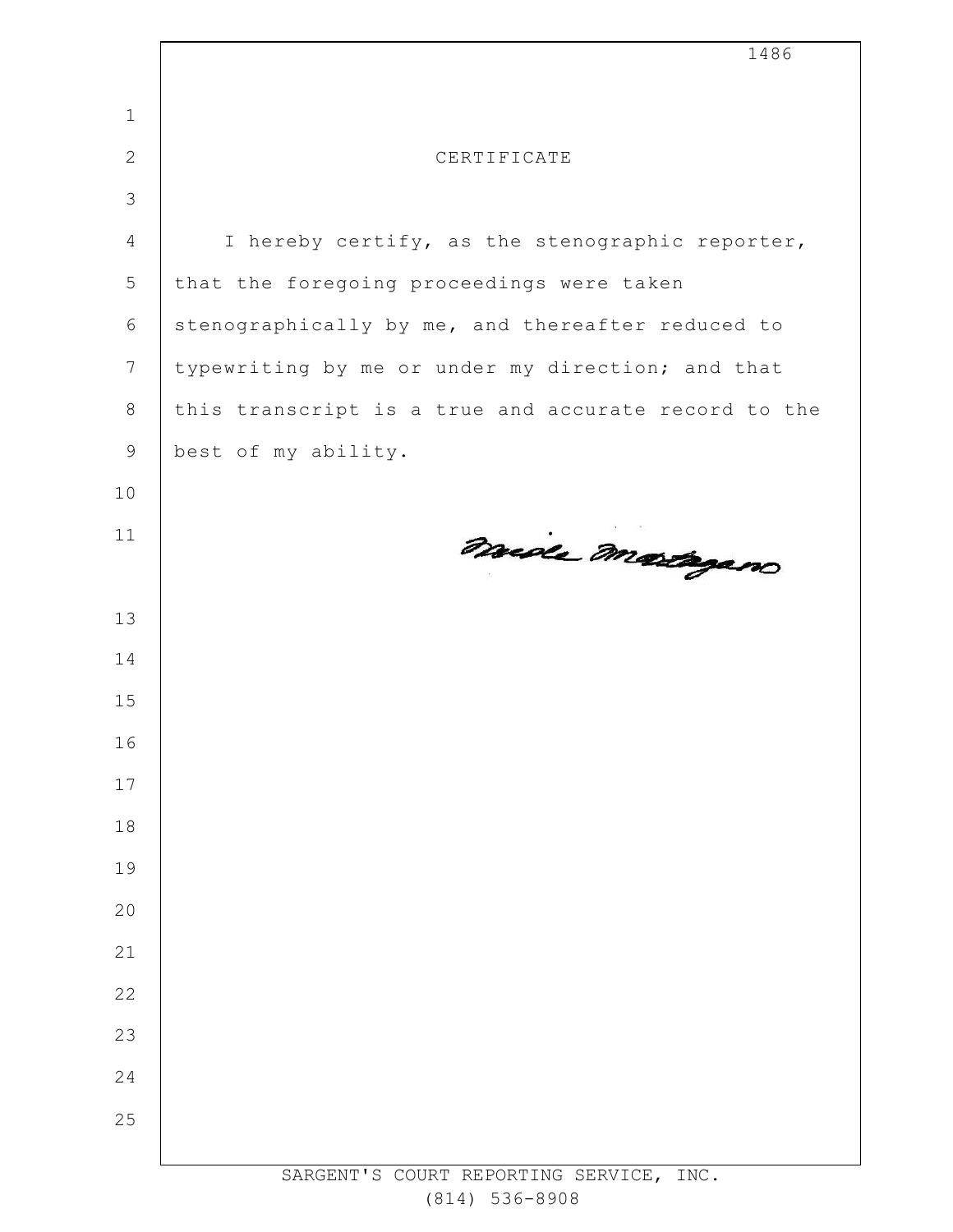# CERTIFICATE

I hereby certify, as the stenographic reporter, that the foregoing proceedings were taken stenographically by me, and thereafter reduced to typewriting by me or under my direction; and that this transcript is a true and accurate record to the best of my ability.

Nicole Montagano